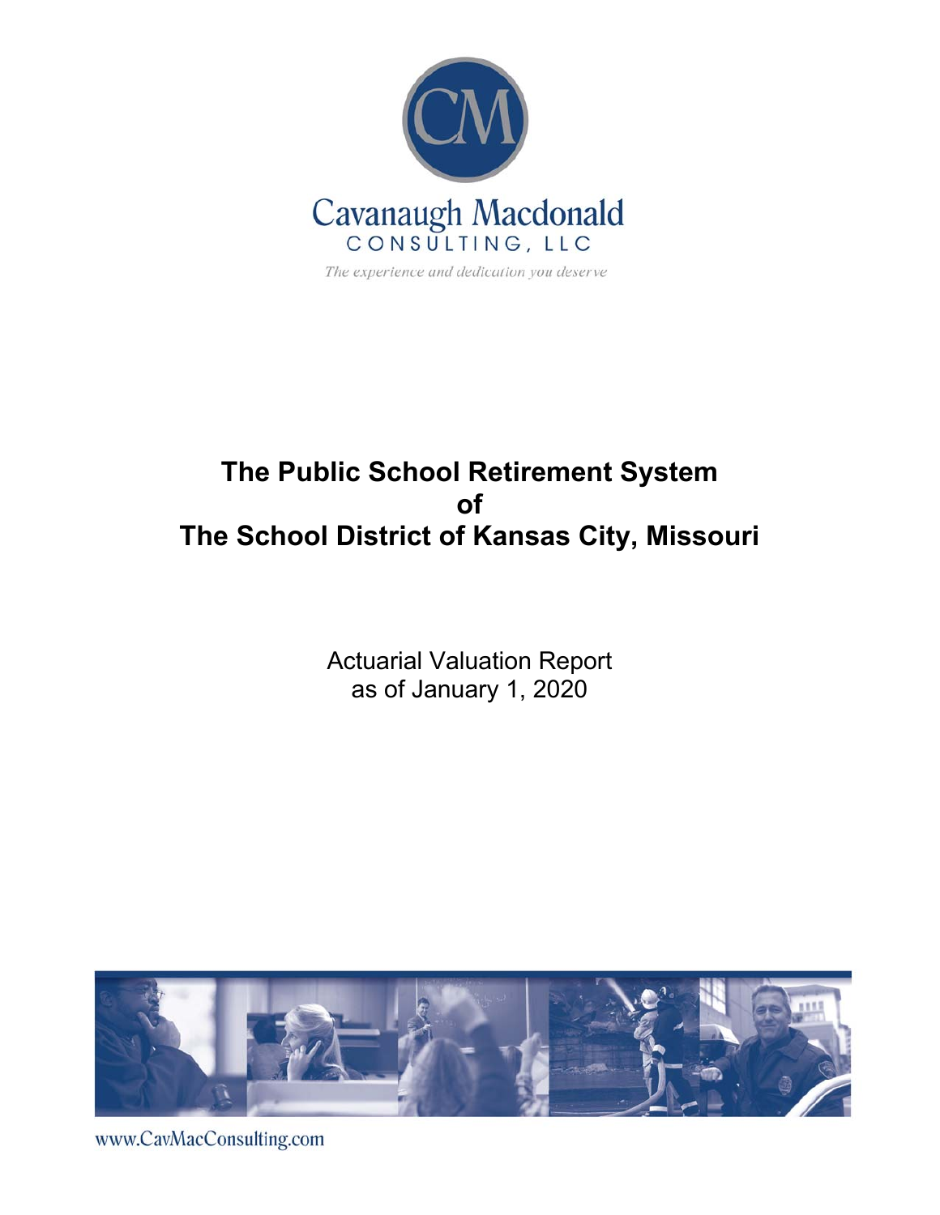Cavanaugh Macdonald
CONSULTING, LLC

*The experience and dedication you deserve*

# The Public School Retirement System of The School District of Kansas City, Missouri

Actuarial Valuation Report
as of January 1, 2020

www.CavMacConsulting.com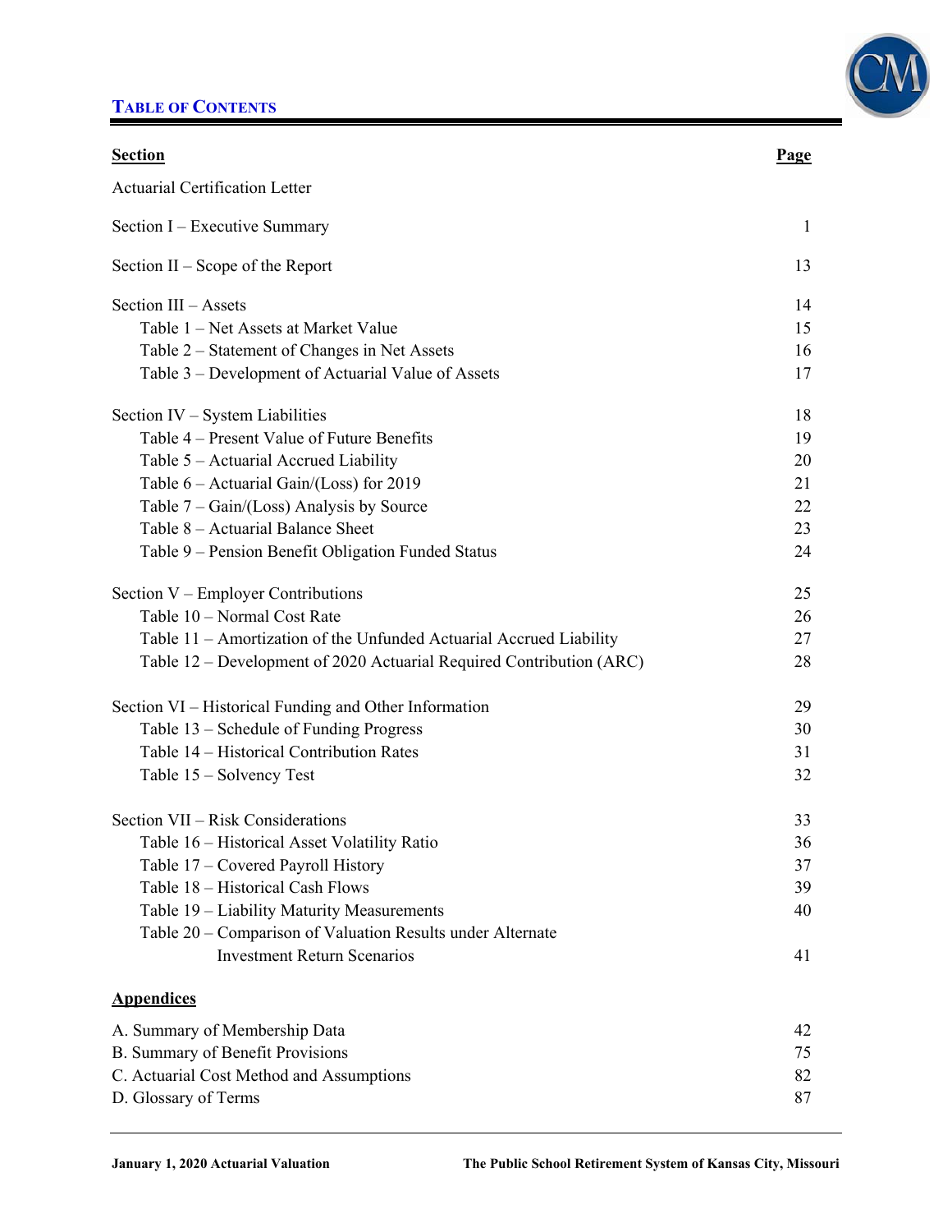# TABLE OF CONTENTS

| Section | Page |
|---|---|
| Actuarial Certification Letter | |
| Section I – Executive Summary | 1 |
| Section II – Scope of the Report | 13 |
| Section III – Assets | 14 |
| Table 1 – Net Assets at Market Value | 15 |
| Table 2 – Statement of Changes in Net Assets | 16 |
| Table 3 – Development of Actuarial Value of Assets | 17 |
| Section IV – System Liabilities | 18 |
| Table 4 – Present Value of Future Benefits | 19 |
| Table 5 – Actuarial Accrued Liability | 20 |
| Table 6 – Actuarial Gain/(Loss) for 2019 | 21 |
| Table 7 – Gain/(Loss) Analysis by Source | 22 |
| Table 8 – Actuarial Balance Sheet | 23 |
| Table 9 – Pension Benefit Obligation Funded Status | 24 |
| Section V – Employer Contributions | 25 |
| Table 10 – Normal Cost Rate | 26 |
| Table 11 – Amortization of the Unfunded Actuarial Accrued Liability | 27 |
| Table 12 – Development of 2020 Actuarial Required Contribution (ARC) | 28 |
| Section VI – Historical Funding and Other Information | 29 |
| Table 13 – Schedule of Funding Progress | 30 |
| Table 14 – Historical Contribution Rates | 31 |
| Table 15 – Solvency Test | 32 |
| Section VII – Risk Considerations | 33 |
| Table 16 – Historical Asset Volatility Ratio | 36 |
| Table 17 – Covered Payroll History | 37 |
| Table 18 – Historical Cash Flows | 39 |
| Table 19 – Liability Maturity Measurements | 40 |
| Table 20 – Comparison of Valuation Results under Alternate Investment Return Scenarios | 41 |

**Appendices**

| | |
|---|---|
| A. Summary of Membership Data | 42 |
| B. Summary of Benefit Provisions | 75 |
| C. Actuarial Cost Method and Assumptions | 82 |
| D. Glossary of Terms | 87 |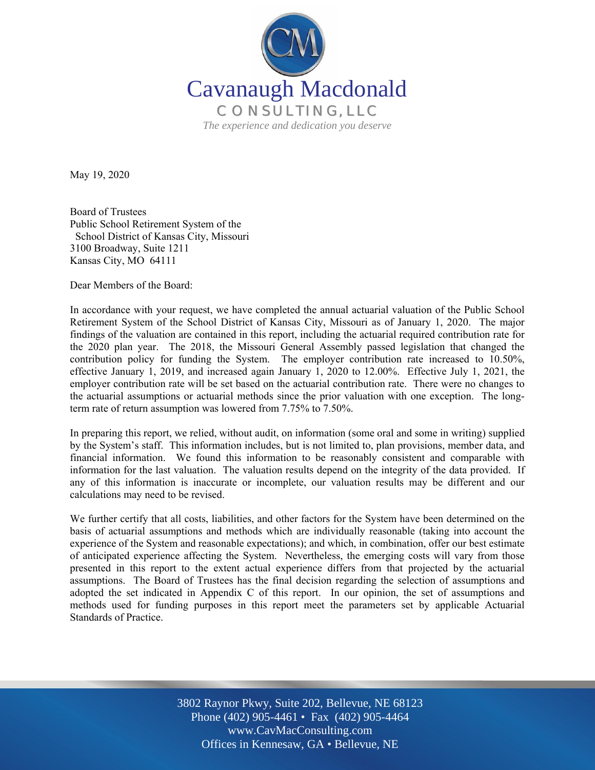Cavanaugh Macdonald

CONSULTING, LLC

*The experience and dedication you deserve*

May 19, 2020

Board of Trustees
Public School Retirement System of the
School District of Kansas City, Missouri
3100 Broadway, Suite 1211
Kansas City, MO 64111

Dear Members of the Board:

In accordance with your request, we have completed the annual actuarial valuation of the Public School Retirement System of the School District of Kansas City, Missouri as of January 1, 2020. The major findings of the valuation are contained in this report, including the actuarial required contribution rate for the 2020 plan year. The 2018, the Missouri General Assembly passed legislation that changed the contribution policy for funding the System. The employer contribution rate increased to 10.50%, effective January 1, 2019, and increased again January 1, 2020 to 12.00%. Effective July 1, 2021, the employer contribution rate will be set based on the actuarial contribution rate. There were no changes to the actuarial assumptions or actuarial methods since the prior valuation with one exception. The long-term rate of return assumption was lowered from 7.75% to 7.50%.

In preparing this report, we relied, without audit, on information (some oral and some in writing) supplied by the System's staff. This information includes, but is not limited to, plan provisions, member data, and financial information. We found this information to be reasonably consistent and comparable with information for the last valuation. The valuation results depend on the integrity of the data provided. If any of this information is inaccurate or incomplete, our valuation results may be different and our calculations may need to be revised.

We further certify that all costs, liabilities, and other factors for the System have been determined on the basis of actuarial assumptions and methods which are individually reasonable (taking into account the experience of the System and reasonable expectations); and which, in combination, offer our best estimate of anticipated experience affecting the System. Nevertheless, the emerging costs will vary from those presented in this report to the extent actual experience differs from that projected by the actuarial assumptions. The Board of Trustees has the final decision regarding the selection of assumptions and adopted the set indicated in Appendix C of this report. In our opinion, the set of assumptions and methods used for funding purposes in this report meet the parameters set by applicable Actuarial Standards of Practice.

3802 Raynor Pkwy, Suite 202, Bellevue, NE 68123
Phone (402) 905-4461 • Fax (402) 905-4464
www.CavMacConsulting.com
Offices in Kennesaw, GA • Bellevue, NE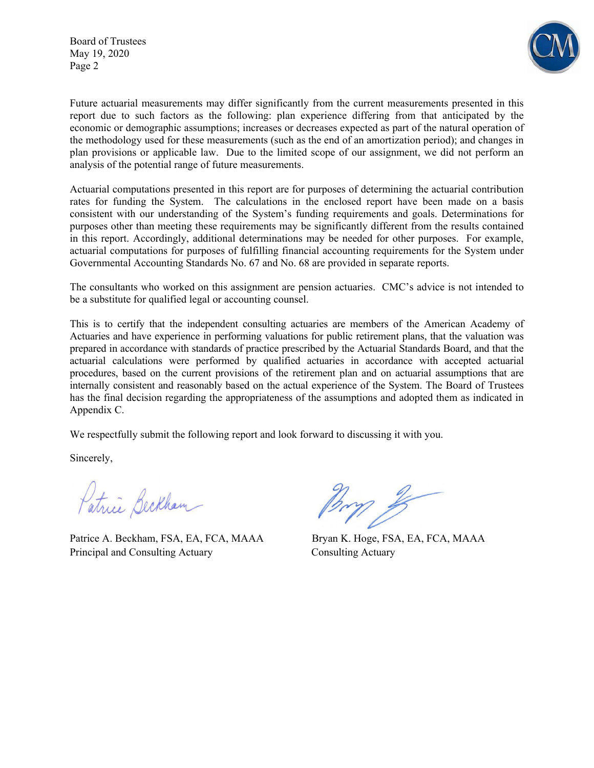Board of Trustees
May 19, 2020
Page 2

Future actuarial measurements may differ significantly from the current measurements presented in this report due to such factors as the following: plan experience differing from that anticipated by the economic or demographic assumptions; increases or decreases expected as part of the natural operation of the methodology used for these measurements (such as the end of an amortization period); and changes in plan provisions or applicable law. Due to the limited scope of our assignment, we did not perform an analysis of the potential range of future measurements.

Actuarial computations presented in this report are for purposes of determining the actuarial contribution rates for funding the System. The calculations in the enclosed report have been made on a basis consistent with our understanding of the System's funding requirements and goals. Determinations for purposes other than meeting these requirements may be significantly different from the results contained in this report. Accordingly, additional determinations may be needed for other purposes. For example, actuarial computations for purposes of fulfilling financial accounting requirements for the System under Governmental Accounting Standards No. 67 and No. 68 are provided in separate reports.

The consultants who worked on this assignment are pension actuaries. CMC's advice is not intended to be a substitute for qualified legal or accounting counsel.

This is to certify that the independent consulting actuaries are members of the American Academy of Actuaries and have experience in performing valuations for public retirement plans, that the valuation was prepared in accordance with standards of practice prescribed by the Actuarial Standards Board, and that the actuarial calculations were performed by qualified actuaries in accordance with accepted actuarial procedures, based on the current provisions of the retirement plan and on actuarial assumptions that are internally consistent and reasonably based on the actual experience of the System. The Board of Trustees has the final decision regarding the appropriateness of the assumptions and adopted them as indicated in Appendix C.

We respectfully submit the following report and look forward to discussing it with you.

Sincerely,

Patrice A. Beckham, FSA, EA, FCA, MAAA
Principal and Consulting Actuary

Bryan K. Hoge, FSA, EA, FCA, MAAA
Consulting Actuary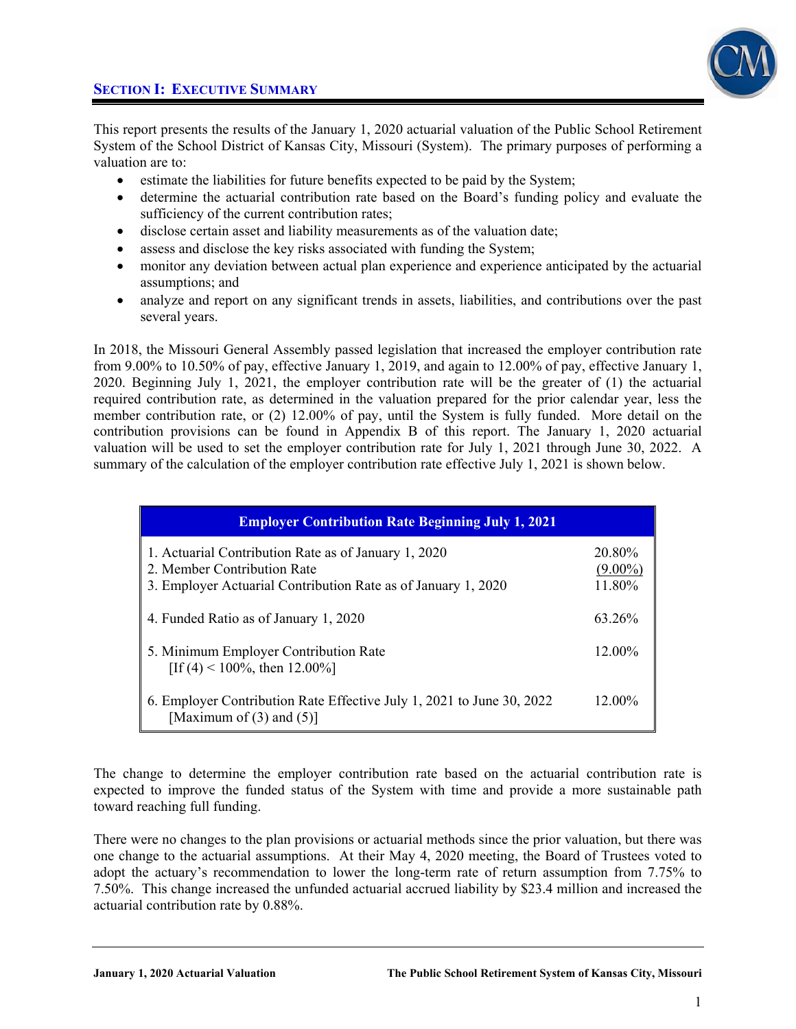## Section I: Executive Summary

This report presents the results of the January 1, 2020 actuarial valuation of the Public School Retirement System of the School District of Kansas City, Missouri (System). The primary purposes of performing a valuation are to:

- estimate the liabilities for future benefits expected to be paid by the System;
- determine the actuarial contribution rate based on the Board's funding policy and evaluate the sufficiency of the current contribution rates;
- disclose certain asset and liability measurements as of the valuation date;
- assess and disclose the key risks associated with funding the System;
- monitor any deviation between actual plan experience and experience anticipated by the actuarial assumptions; and
- analyze and report on any significant trends in assets, liabilities, and contributions over the past several years.

In 2018, the Missouri General Assembly passed legislation that increased the employer contribution rate from 9.00% to 10.50% of pay, effective January 1, 2019, and again to 12.00% of pay, effective January 1, 2020. Beginning July 1, 2021, the employer contribution rate will be the greater of (1) the actuarial required contribution rate, as determined in the valuation prepared for the prior calendar year, less the member contribution rate, or (2) 12.00% of pay, until the System is fully funded. More detail on the contribution provisions can be found in Appendix B of this report. The January 1, 2020 actuarial valuation will be used to set the employer contribution rate for July 1, 2021 through June 30, 2022. A summary of the calculation of the employer contribution rate effective July 1, 2021 is shown below.

| Employer Contribution Rate Beginning July 1, 2021 | |
|---|---|
| 1. Actuarial Contribution Rate as of January 1, 2020 | 20.80% |
| 2. Member Contribution Rate | (9.00%) |
| 3. Employer Actuarial Contribution Rate as of January 1, 2020 | 11.80% |
| 4. Funded Ratio as of January 1, 2020 | 63.26% |
| 5. Minimum Employer Contribution Rate [If (4) < 100%, then 12.00%] | 12.00% |
| 6. Employer Contribution Rate Effective July 1, 2021 to June 30, 2022 [Maximum of (3) and (5)] | 12.00% |

The change to determine the employer contribution rate based on the actuarial contribution rate is expected to improve the funded status of the System with time and provide a more sustainable path toward reaching full funding.

There were no changes to the plan provisions or actuarial methods since the prior valuation, but there was one change to the actuarial assumptions. At their May 4, 2020 meeting, the Board of Trustees voted to adopt the actuary's recommendation to lower the long-term rate of return assumption from 7.75% to 7.50%. This change increased the unfunded actuarial accrued liability by $23.4 million and increased the actuarial contribution rate by 0.88%.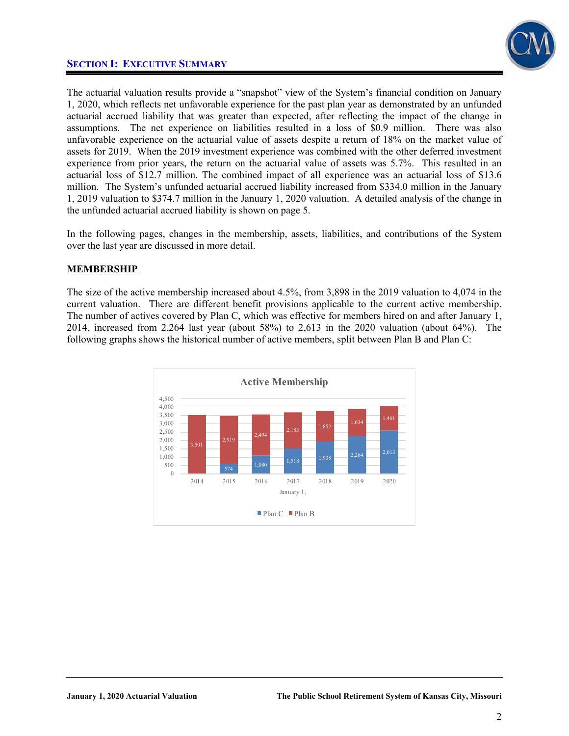## Section I: Executive Summary

The actuarial valuation results provide a "snapshot" view of the System's financial condition on January 1, 2020, which reflects net unfavorable experience for the past plan year as demonstrated by an unfunded actuarial accrued liability that was greater than expected, after reflecting the impact of the change in assumptions. The net experience on liabilities resulted in a loss of $0.9 million. There was also unfavorable experience on the actuarial value of assets despite a return of 18% on the market value of assets for 2019. When the 2019 investment experience was combined with the other deferred investment experience from prior years, the return on the actuarial value of assets was 5.7%. This resulted in an actuarial loss of $12.7 million. The combined impact of all experience was an actuarial loss of $13.6 million. The System's unfunded actuarial accrued liability increased from $334.0 million in the January 1, 2019 valuation to $374.7 million in the January 1, 2020 valuation. A detailed analysis of the change in the unfunded actuarial accrued liability is shown on page 5.

In the following pages, changes in the membership, assets, liabilities, and contributions of the System over the last year are discussed in more detail.

### MEMBERSHIP

The size of the active membership increased about 4.5%, from 3,898 in the 2019 valuation to 4,074 in the current valuation. There are different benefit provisions applicable to the current active membership. The number of actives covered by Plan C, which was effective for members hired on and after January 1, 2014, increased from 2,264 last year (about 58%) to 2,613 in the 2020 valuation (about 64%). The following graphs shows the historical number of active members, split between Plan B and Plan C:

**Active Membership**

| January 1, | Plan C | Plan B |
|---|---|---|
| 2014 | | 3,501 |
| 2015 | 574 | 2,919 |
| 2016 | 1,080 | 2,494 |
| 2017 | 1,518 | 2,183 |
| 2018 | 1,908 | 1,852 |
| 2019 | 2,264 | 1,634 |
| 2020 | 2,613 | 1,461 |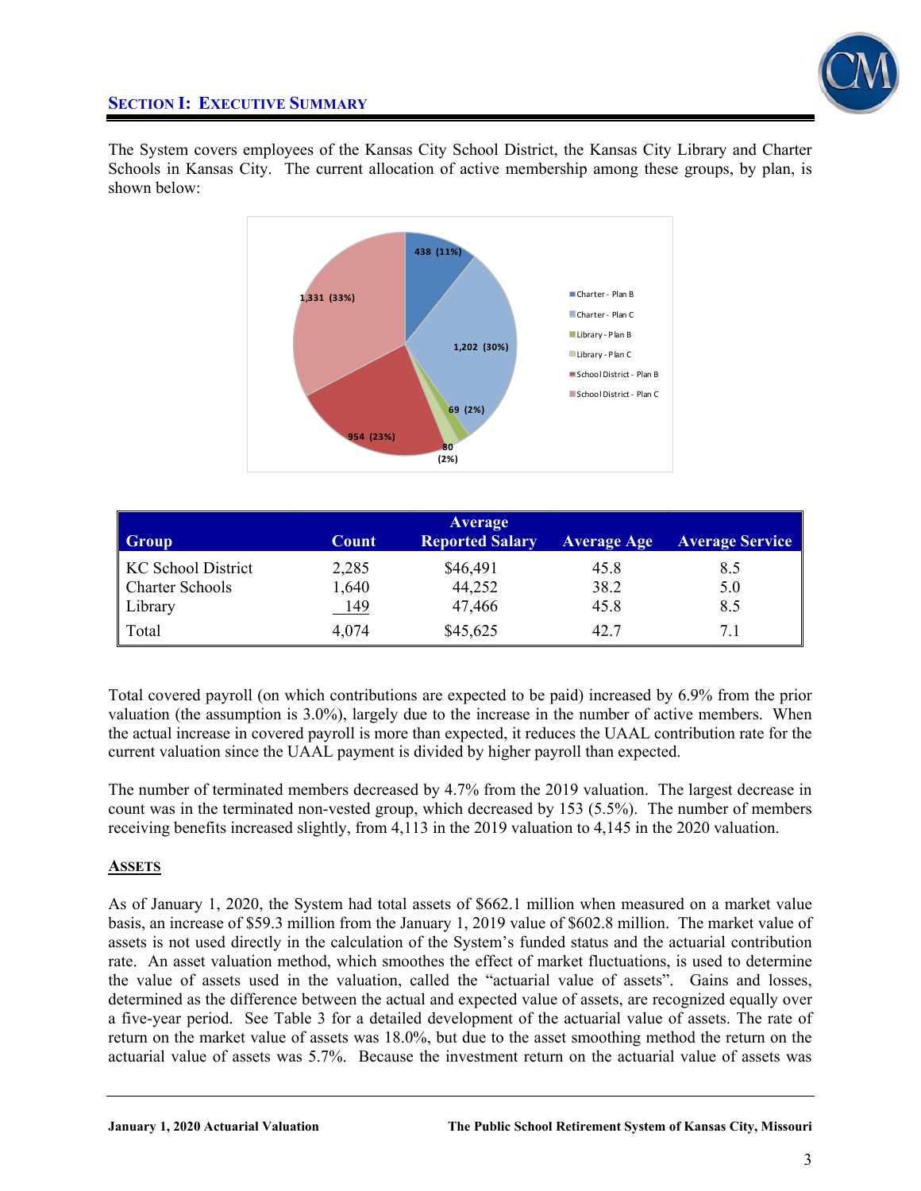## SECTION I: EXECUTIVE SUMMARY

The System covers employees of the Kansas City School District, the Kansas City Library and Charter Schools in Kansas City. The current allocation of active membership among these groups, by plan, is shown below:

| Group | Count |
|---|---|
| Charter - Plan B | 438 (11%) |
| Charter - Plan C | 1,202 (30%) |
| Library - Plan B | 69 (2%) |
| Library - Plan C | 80 (2%) |
| School District - Plan B | 954 (23%) |
| School District - Plan C | 1,331 (33%) |

| Group | Count | Average Reported Salary | Average Age | Average Service |
|---|---|---|---|---|
| KC School District | 2,285 | $46,491 | 45.8 | 8.5 |
| Charter Schools | 1,640 | 44,252 | 38.2 | 5.0 |
| Library | 149 | 47,466 | 45.8 | 8.5 |
| Total | 4,074 | $45,625 | 42.7 | 7.1 |

Total covered payroll (on which contributions are expected to be paid) increased by 6.9% from the prior valuation (the assumption is 3.0%), largely due to the increase in the number of active members. When the actual increase in covered payroll is more than expected, it reduces the UAAL contribution rate for the current valuation since the UAAL payment is divided by higher payroll than expected.

The number of terminated members decreased by 4.7% from the 2019 valuation. The largest decrease in count was in the terminated non-vested group, which decreased by 153 (5.5%). The number of members receiving benefits increased slightly, from 4,113 in the 2019 valuation to 4,145 in the 2020 valuation.

### ASSETS

As of January 1, 2020, the System had total assets of $662.1 million when measured on a market value basis, an increase of $59.3 million from the January 1, 2019 value of $602.8 million. The market value of assets is not used directly in the calculation of the System's funded status and the actuarial contribution rate. An asset valuation method, which smoothes the effect of market fluctuations, is used to determine the value of assets used in the valuation, called the "actuarial value of assets". Gains and losses, determined as the difference between the actual and expected value of assets, are recognized equally over a five-year period. See Table 3 for a detailed development of the actuarial value of assets. The rate of return on the market value of assets was 18.0%, but due to the asset smoothing method the return on the actuarial value of assets was 5.7%. Because the investment return on the actuarial value of assets was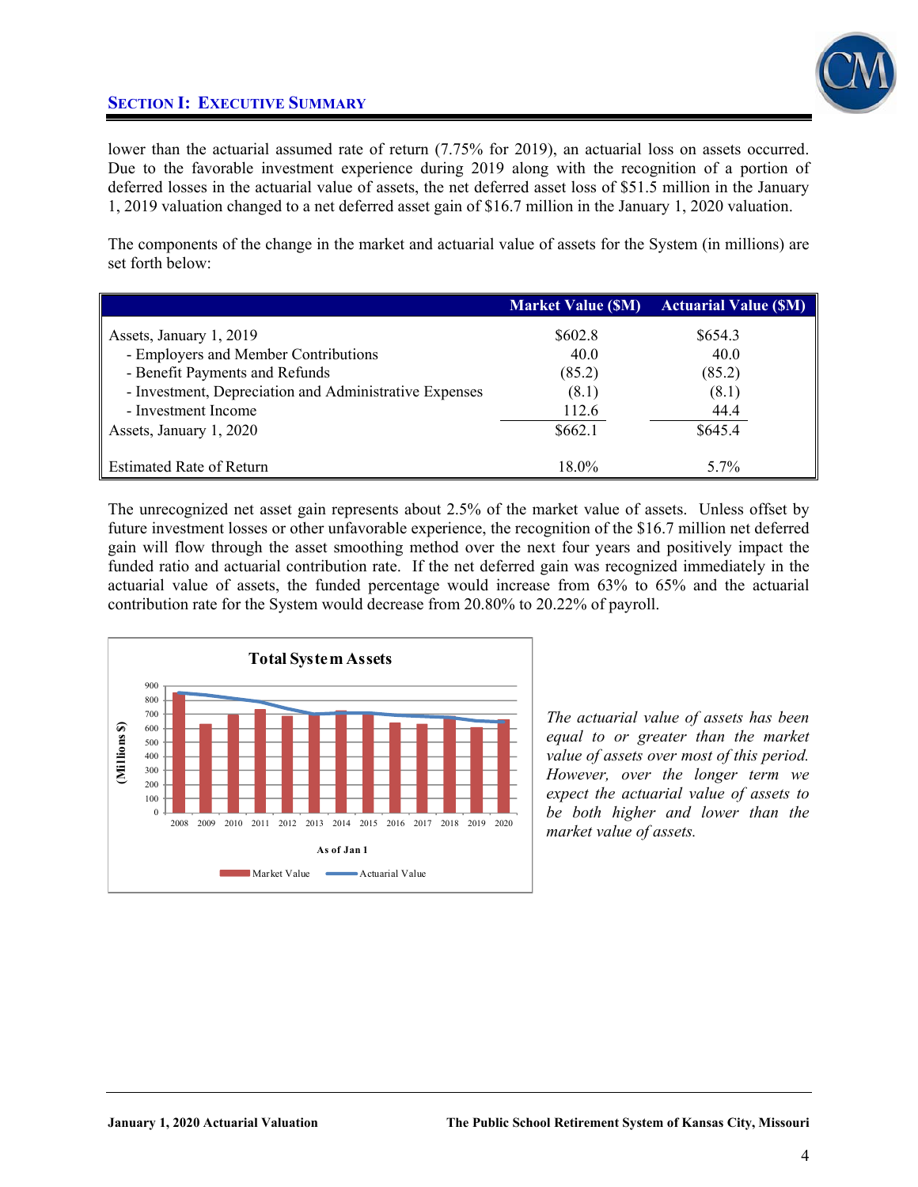## Section I: Executive Summary

lower than the actuarial assumed rate of return (7.75% for 2019), an actuarial loss on assets occurred. Due to the favorable investment experience during 2019 along with the recognition of a portion of deferred losses in the actuarial value of assets, the net deferred asset loss of $51.5 million in the January 1, 2019 valuation changed to a net deferred asset gain of $16.7 million in the January 1, 2020 valuation.

The components of the change in the market and actuarial value of assets for the System (in millions) are set forth below:

| | Market Value ($M) | Actuarial Value ($M) |
|---|---|---|
| Assets, January 1, 2019 | $602.8 | $654.3 |
| - Employers and Member Contributions | 40.0 | 40.0 |
| - Benefit Payments and Refunds | (85.2) | (85.2) |
| - Investment, Depreciation and Administrative Expenses | (8.1) | (8.1) |
| - Investment Income | 112.6 | 44.4 |
| Assets, January 1, 2020 | $662.1 | $645.4 |
| Estimated Rate of Return | 18.0% | 5.7% |

The unrecognized net asset gain represents about 2.5% of the market value of assets. Unless offset by future investment losses or other unfavorable experience, the recognition of the $16.7 million net deferred gain will flow through the asset smoothing method over the next four years and positively impact the funded ratio and actuarial contribution rate. If the net deferred gain was recognized immediately in the actuarial value of assets, the funded percentage would increase from 63% to 65% and the actuarial contribution rate for the System would decrease from 20.80% to 20.22% of payroll.

**Total System Assets**

(Millions $) — As of Jan 1 — Market Value / Actuarial Value (2008–2020)

*The actuarial value of assets has been equal to or greater than the market value of assets over most of this period. However, over the longer term we expect the actuarial value of assets to be both higher and lower than the market value of assets.*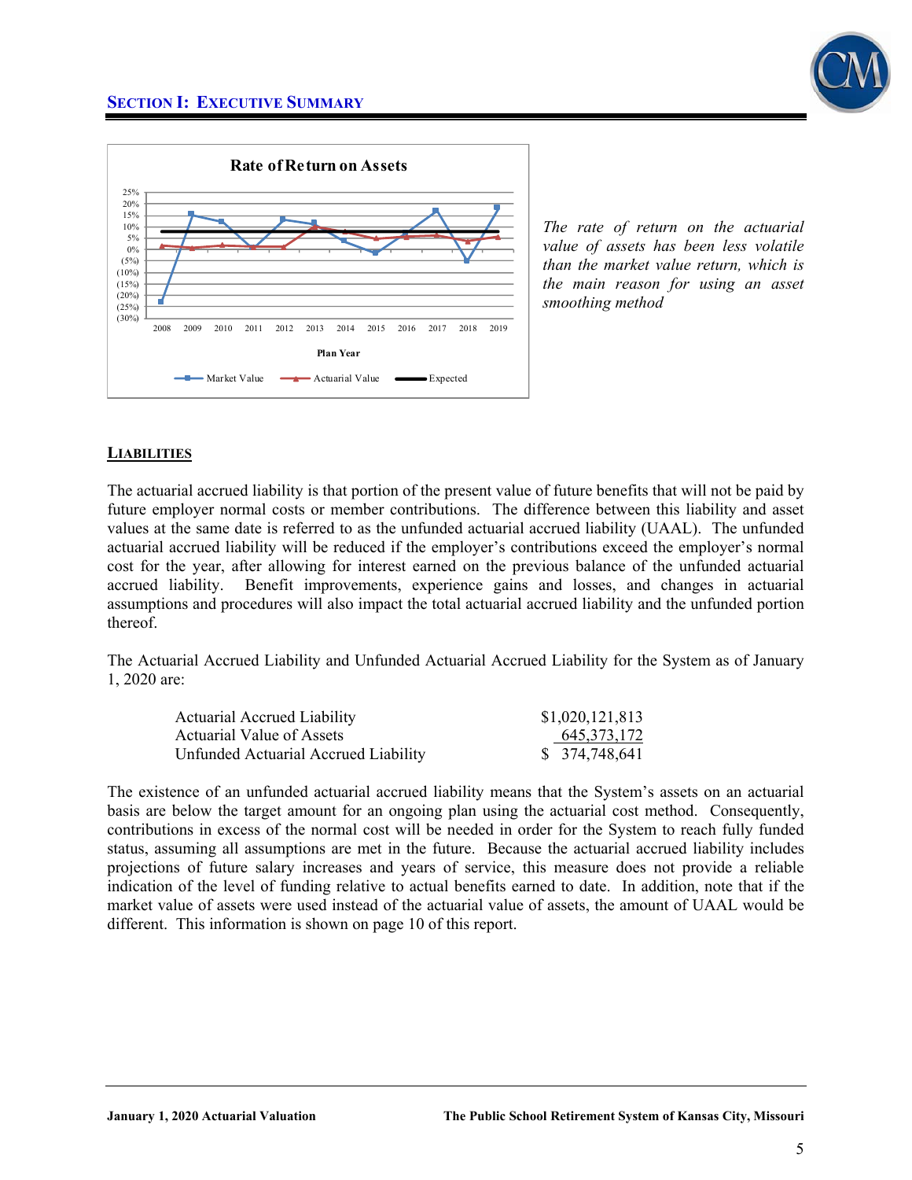The rate of return on the actuarial value of assets has been less volatile than the market value return, which is the main reason for using an asset smoothing method

## LIABILITIES

The actuarial accrued liability is that portion of the present value of future benefits that will not be paid by future employer normal costs or member contributions. The difference between this liability and asset values at the same date is referred to as the unfunded actuarial accrued liability (UAAL). The unfunded actuarial accrued liability will be reduced if the employer's contributions exceed the employer's normal cost for the year, after allowing for interest earned on the previous balance of the unfunded actuarial accrued liability. Benefit improvements, experience gains and losses, and changes in actuarial assumptions and procedures will also impact the total actuarial accrued liability and the unfunded portion thereof.

The Actuarial Accrued Liability and Unfunded Actuarial Accrued Liability for the System as of January 1, 2020 are:

| | |
|---|---|
| Actuarial Accrued Liability | $1,020,121,813 |
| Actuarial Value of Assets | 645,373,172 |
| Unfunded Actuarial Accrued Liability | $ 374,748,641 |

The existence of an unfunded actuarial accrued liability means that the System's assets on an actuarial basis are below the target amount for an ongoing plan using the actuarial cost method. Consequently, contributions in excess of the normal cost will be needed in order for the System to reach fully funded status, assuming all assumptions are met in the future. Because the actuarial accrued liability includes projections of future salary increases and years of service, this measure does not provide a reliable indication of the level of funding relative to actual benefits earned to date. In addition, note that if the market value of assets were used instead of the actuarial value of assets, the amount of UAAL would be different. This information is shown on page 10 of this report.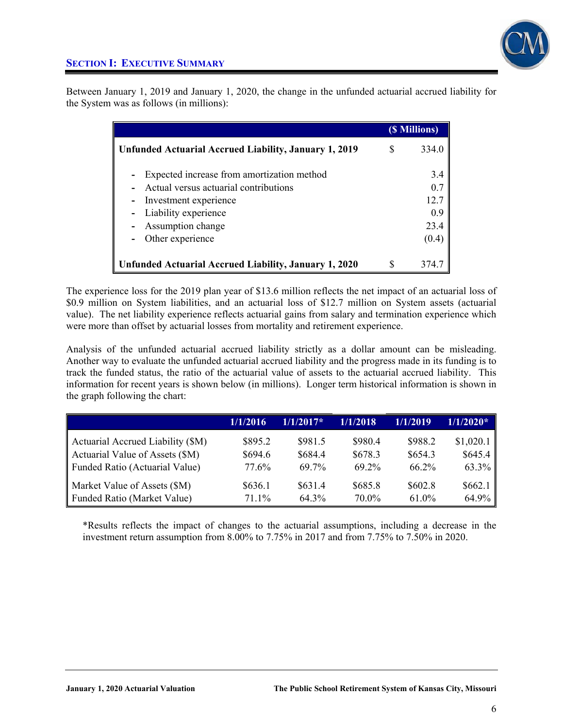## SECTION I: EXECUTIVE SUMMARY

Between January 1, 2019 and January 1, 2020, the change in the unfunded actuarial accrued liability for the System was as follows (in millions):

| | ($ Millions) |
|---|---|
| **Unfunded Actuarial Accrued Liability, January 1, 2019** | $ 334.0 |
| - Expected increase from amortization method | 3.4 |
| - Actual versus actuarial contributions | 0.7 |
| - Investment experience | 12.7 |
| - Liability experience | 0.9 |
| - Assumption change | 23.4 |
| - Other experience | (0.4) |
| **Unfunded Actuarial Accrued Liability, January 1, 2020** | $ 374.7 |

The experience loss for the 2019 plan year of $13.6 million reflects the net impact of an actuarial loss of $0.9 million on System liabilities, and an actuarial loss of $12.7 million on System assets (actuarial value). The net liability experience reflects actuarial gains from salary and termination experience which were more than offset by actuarial losses from mortality and retirement experience.

Analysis of the unfunded actuarial accrued liability strictly as a dollar amount can be misleading. Another way to evaluate the unfunded actuarial accrued liability and the progress made in its funding is to track the funded status, the ratio of the actuarial value of assets to the actuarial accrued liability. This information for recent years is shown below (in millions). Longer term historical information is shown in the graph following the chart:

| | 1/1/2016 | 1/1/2017* | 1/1/2018 | 1/1/2019 | 1/1/2020* |
|---|---|---|---|---|---|
| Actuarial Accrued Liability ($M) | $895.2 | $981.5 | $980.4 | $988.2 | $1,020.1 |
| Actuarial Value of Assets ($M) | $694.6 | $684.4 | $678.3 | $654.3 | $645.4 |
| Funded Ratio (Actuarial Value) | 77.6% | 69.7% | 69.2% | 66.2% | 63.3% |
| Market Value of Assets ($M) | $636.1 | $631.4 | $685.8 | $602.8 | $662.1 |
| Funded Ratio (Market Value) | 71.1% | 64.3% | 70.0% | 61.0% | 64.9% |

*Results reflects the impact of changes to the actuarial assumptions, including a decrease in the investment return assumption from 8.00% to 7.75% in 2017 and from 7.75% to 7.50% in 2020.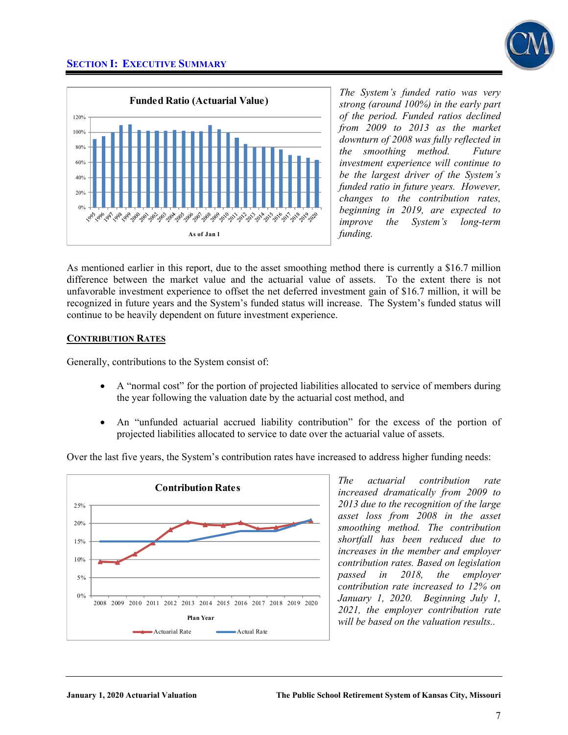## Section I: Executive Summary

**Funded Ratio (Actuarial Value)**

*The System's funded ratio was very strong (around 100%) in the early part of the period. Funded ratios declined from 2009 to 2013 as the market downturn of 2008 was fully reflected in the smoothing method. Future investment experience will continue to be the largest driver of the System's funded ratio in future years. However, changes to the contribution rates, beginning in 2019, are expected to improve the System's long-term funding.*

As mentioned earlier in this report, due to the asset smoothing method there is currently a $16.7 million difference between the market value and the actuarial value of assets. To the extent there is not unfavorable investment experience to offset the net deferred investment gain of $16.7 million, it will be recognized in future years and the System's funded status will increase. The System's funded status will continue to be heavily dependent on future investment experience.

### Contribution Rates

Generally, contributions to the System consist of:

- A "normal cost" for the portion of projected liabilities allocated to service of members during the year following the valuation date by the actuarial cost method, and
- An "unfunded actuarial accrued liability contribution" for the excess of the portion of projected liabilities allocated to service to date over the actuarial value of assets.

Over the last five years, the System's contribution rates have increased to address higher funding needs:

**Contribution Rates**

*The actuarial contribution rate increased dramatically from 2009 to 2013 due to the recognition of the large asset loss from 2008 in the asset smoothing method. The contribution shortfall has been reduced due to increases in the member and employer contribution rates. Based on legislation passed in 2018, the employer contribution rate increased to 12% on January 1, 2020. Beginning July 1, 2021, the employer contribution rate will be based on the valuation results..*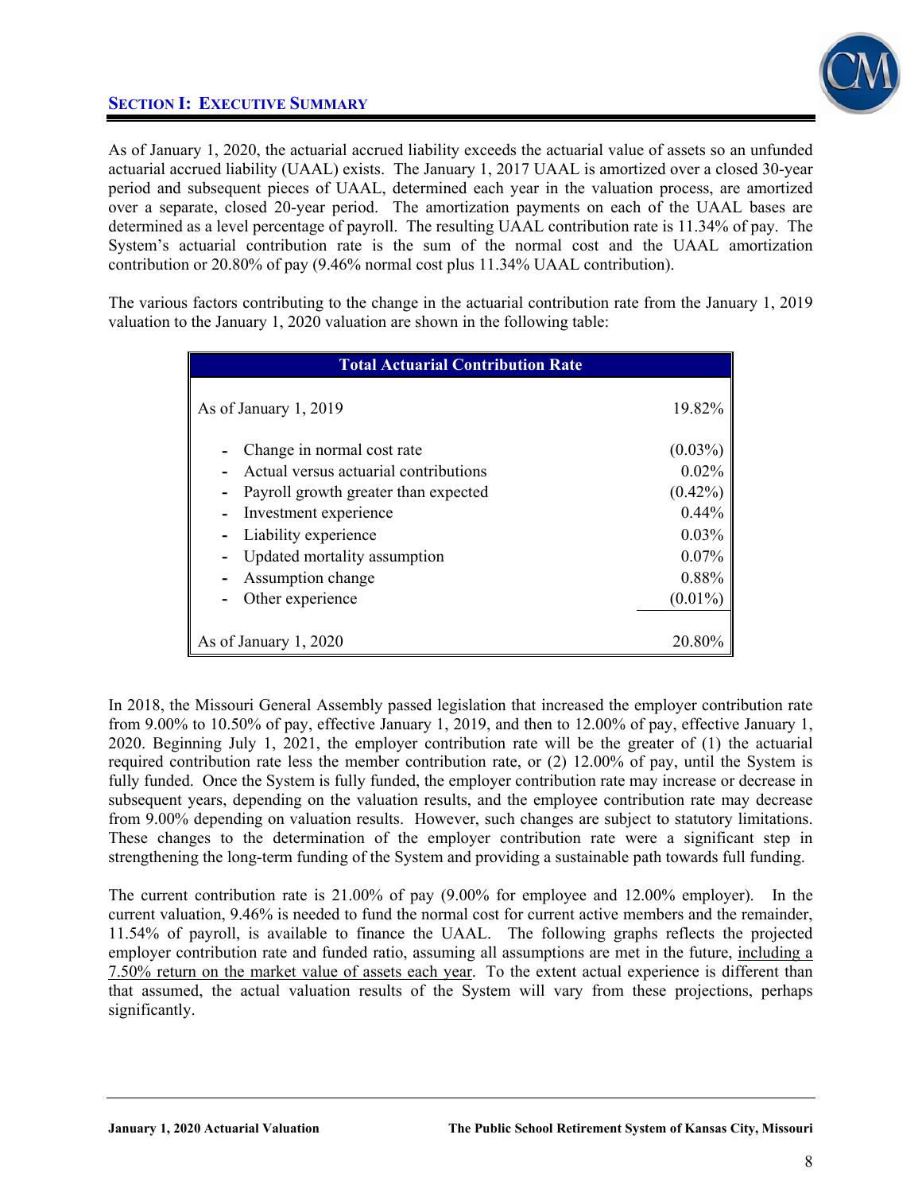## Section I: Executive Summary

As of January 1, 2020, the actuarial accrued liability exceeds the actuarial value of assets so an unfunded actuarial accrued liability (UAAL) exists. The January 1, 2017 UAAL is amortized over a closed 30-year period and subsequent pieces of UAAL, determined each year in the valuation process, are amortized over a separate, closed 20-year period. The amortization payments on each of the UAAL bases are determined as a level percentage of payroll. The resulting UAAL contribution rate is 11.34% of pay. The System's actuarial contribution rate is the sum of the normal cost and the UAAL amortization contribution or 20.80% of pay (9.46% normal cost plus 11.34% UAAL contribution).

The various factors contributing to the change in the actuarial contribution rate from the January 1, 2019 valuation to the January 1, 2020 valuation are shown in the following table:

| Total Actuarial Contribution Rate | |
|---|---|
| As of January 1, 2019 | 19.82% |
| - Change in normal cost rate | (0.03%) |
| - Actual versus actuarial contributions | 0.02% |
| - Payroll growth greater than expected | (0.42%) |
| - Investment experience | 0.44% |
| - Liability experience | 0.03% |
| - Updated mortality assumption | 0.07% |
| - Assumption change | 0.88% |
| - Other experience | (0.01%) |
| As of January 1, 2020 | 20.80% |

In 2018, the Missouri General Assembly passed legislation that increased the employer contribution rate from 9.00% to 10.50% of pay, effective January 1, 2019, and then to 12.00% of pay, effective January 1, 2020. Beginning July 1, 2021, the employer contribution rate will be the greater of (1) the actuarial required contribution rate less the member contribution rate, or (2) 12.00% of pay, until the System is fully funded. Once the System is fully funded, the employer contribution rate may increase or decrease in subsequent years, depending on the valuation results, and the employee contribution rate may decrease from 9.00% depending on valuation results. However, such changes are subject to statutory limitations. These changes to the determination of the employer contribution rate were a significant step in strengthening the long-term funding of the System and providing a sustainable path towards full funding.

The current contribution rate is 21.00% of pay (9.00% for employee and 12.00% employer). In the current valuation, 9.46% is needed to fund the normal cost for current active members and the remainder, 11.54% of payroll, is available to finance the UAAL. The following graphs reflects the projected employer contribution rate and funded ratio, assuming all assumptions are met in the future, <u>including a 7.50% return on the market value of assets each year</u>. To the extent actual experience is different than that assumed, the actual valuation results of the System will vary from these projections, perhaps significantly.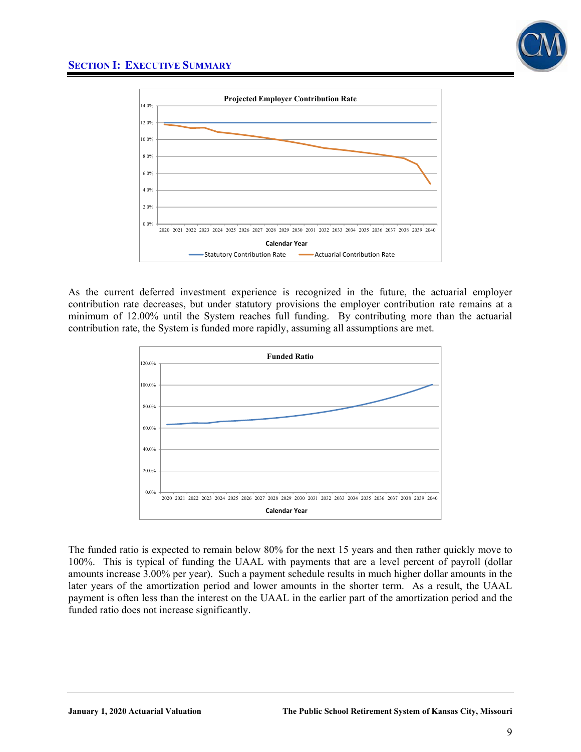**Projected Employer Contribution Rate**

Calendar Year

Statutory Contribution Rate — Actuarial Contribution Rate

As the current deferred investment experience is recognized in the future, the actuarial employer contribution rate decreases, but under statutory provisions the employer contribution rate remains at a minimum of 12.00% until the System reaches full funding. By contributing more than the actuarial contribution rate, the System is funded more rapidly, assuming all assumptions are met.

**Funded Ratio**

Calendar Year

The funded ratio is expected to remain below 80% for the next 15 years and then rather quickly move to 100%. This is typical of funding the UAAL with payments that are a level percent of payroll (dollar amounts increase 3.00% per year). Such a payment schedule results in much higher dollar amounts in the later years of the amortization period and lower amounts in the shorter term. As a result, the UAAL payment is often less than the interest on the UAAL in the earlier part of the amortization period and the funded ratio does not increase significantly.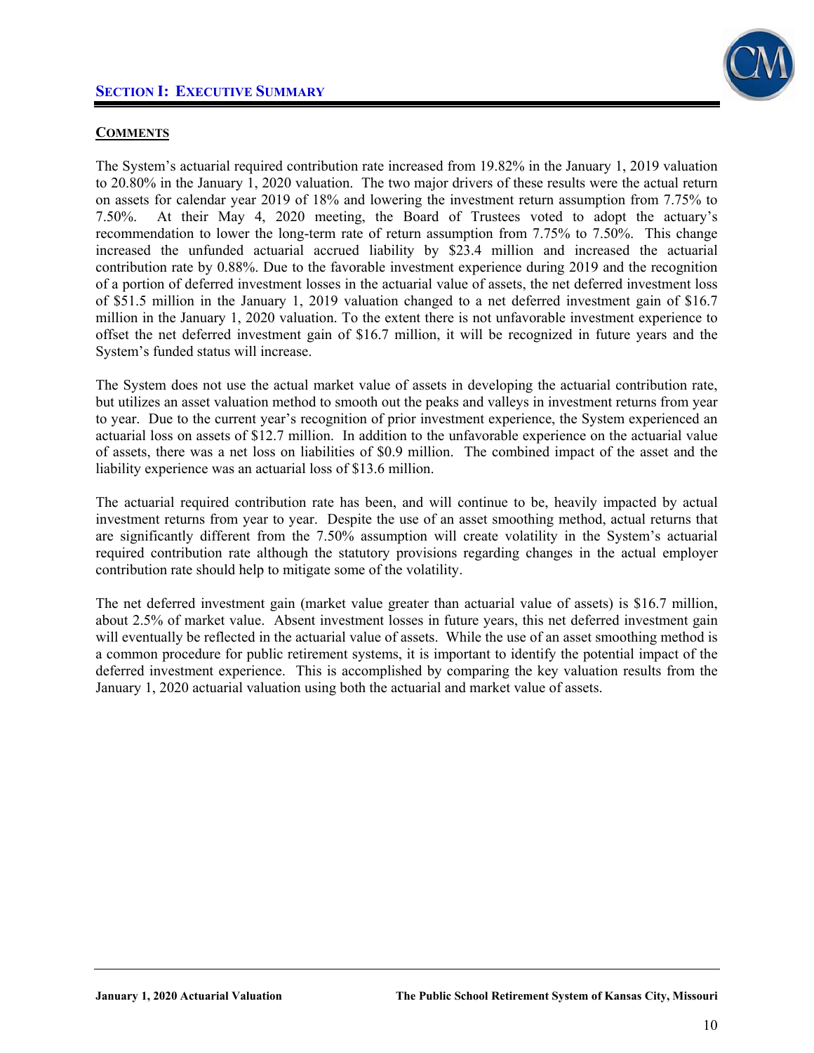## Section I: Executive Summary

**Comments**

The System's actuarial required contribution rate increased from 19.82% in the January 1, 2019 valuation to 20.80% in the January 1, 2020 valuation. The two major drivers of these results were the actual return on assets for calendar year 2019 of 18% and lowering the investment return assumption from 7.75% to 7.50%. At their May 4, 2020 meeting, the Board of Trustees voted to adopt the actuary's recommendation to lower the long-term rate of return assumption from 7.75% to 7.50%. This change increased the unfunded actuarial accrued liability by $23.4 million and increased the actuarial contribution rate by 0.88%. Due to the favorable investment experience during 2019 and the recognition of a portion of deferred investment losses in the actuarial value of assets, the net deferred investment loss of $51.5 million in the January 1, 2019 valuation changed to a net deferred investment gain of $16.7 million in the January 1, 2020 valuation. To the extent there is not unfavorable investment experience to offset the net deferred investment gain of $16.7 million, it will be recognized in future years and the System's funded status will increase.

The System does not use the actual market value of assets in developing the actuarial contribution rate, but utilizes an asset valuation method to smooth out the peaks and valleys in investment returns from year to year. Due to the current year's recognition of prior investment experience, the System experienced an actuarial loss on assets of $12.7 million. In addition to the unfavorable experience on the actuarial value of assets, there was a net loss on liabilities of $0.9 million. The combined impact of the asset and the liability experience was an actuarial loss of $13.6 million.

The actuarial required contribution rate has been, and will continue to be, heavily impacted by actual investment returns from year to year. Despite the use of an asset smoothing method, actual returns that are significantly different from the 7.50% assumption will create volatility in the System's actuarial required contribution rate although the statutory provisions regarding changes in the actual employer contribution rate should help to mitigate some of the volatility.

The net deferred investment gain (market value greater than actuarial value of assets) is $16.7 million, about 2.5% of market value. Absent investment losses in future years, this net deferred investment gain will eventually be reflected in the actuarial value of assets. While the use of an asset smoothing method is a common procedure for public retirement systems, it is important to identify the potential impact of the deferred investment experience. This is accomplished by comparing the key valuation results from the January 1, 2020 actuarial valuation using both the actuarial and market value of assets.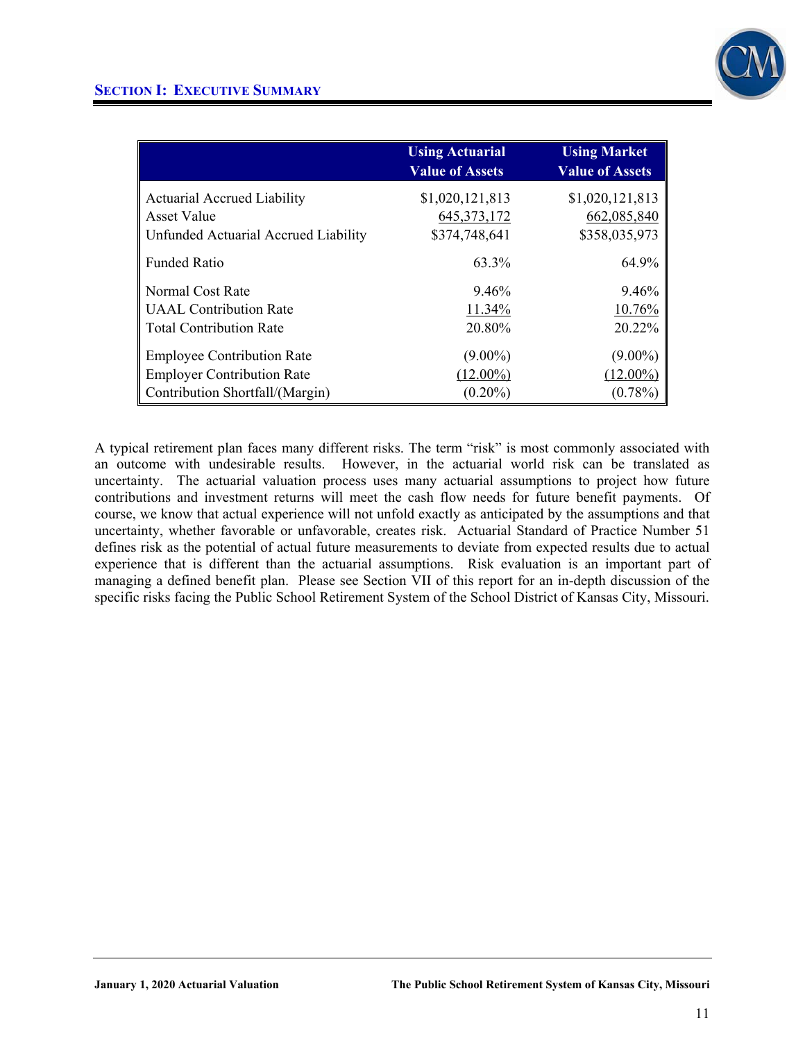| | Using Actuarial Value of Assets | Using Market Value of Assets |
|---|---|---|
| Actuarial Accrued Liability | $1,020,121,813 | $1,020,121,813 |
| Asset Value | 645,373,172 | 662,085,840 |
| Unfunded Actuarial Accrued Liability | $374,748,641 | $358,035,973 |
| Funded Ratio | 63.3% | 64.9% |
| Normal Cost Rate | 9.46% | 9.46% |
| UAAL Contribution Rate | 11.34% | 10.76% |
| Total Contribution Rate | 20.80% | 20.22% |
| Employee Contribution Rate | (9.00%) | (9.00%) |
| Employer Contribution Rate | (12.00%) | (12.00%) |
| Contribution Shortfall/(Margin) | (0.20%) | (0.78%) |

A typical retirement plan faces many different risks. The term "risk" is most commonly associated with an outcome with undesirable results. However, in the actuarial world risk can be translated as uncertainty. The actuarial valuation process uses many actuarial assumptions to project how future contributions and investment returns will meet the cash flow needs for future benefit payments. Of course, we know that actual experience will not unfold exactly as anticipated by the assumptions and that uncertainty, whether favorable or unfavorable, creates risk. Actuarial Standard of Practice Number 51 defines risk as the potential of actual future measurements to deviate from expected results due to actual experience that is different than the actuarial assumptions. Risk evaluation is an important part of managing a defined benefit plan. Please see Section VII of this report for an in-depth discussion of the specific risks facing the Public School Retirement System of the School District of Kansas City, Missouri.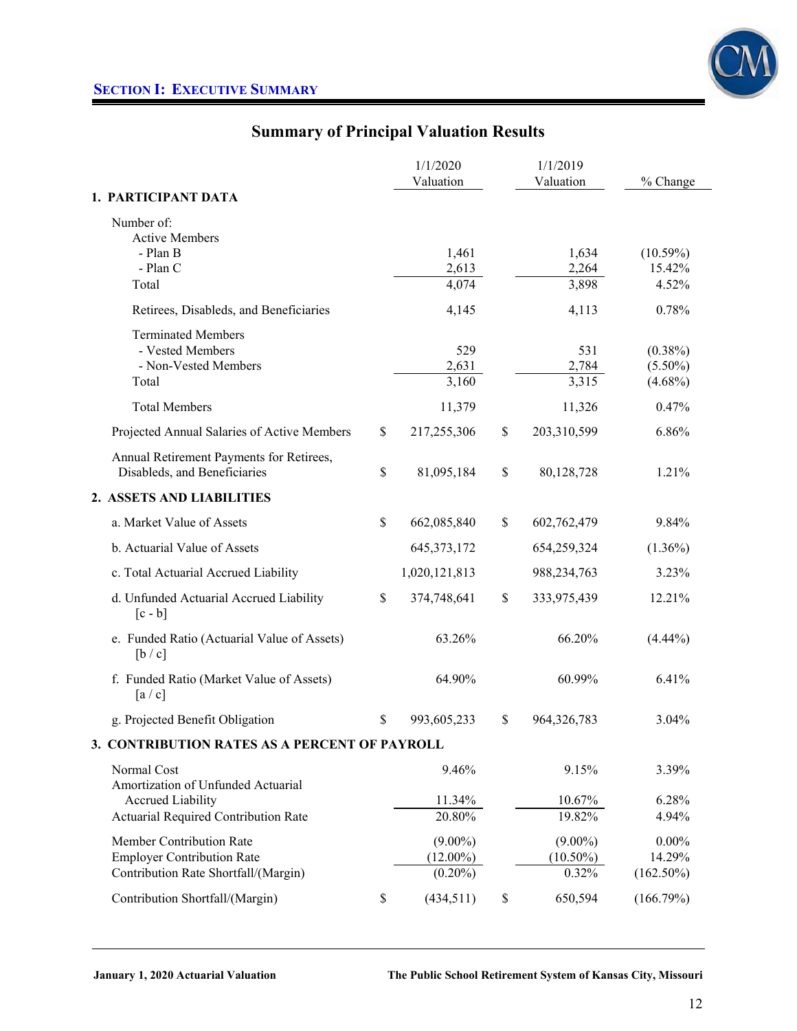## Section I: Executive Summary

### Summary of Principal Valuation Results

| | 1/1/2020 Valuation | 1/1/2019 Valuation | % Change |
|---|---|---|---|
| **1. PARTICIPANT DATA** | | | |
| Number of: | | | |
| Active Members | | | |
| - Plan B | 1,461 | 1,634 | (10.59%) |
| - Plan C | 2,613 | 2,264 | 15.42% |
| Total | 4,074 | 3,898 | 4.52% |
| Retirees, Disableds, and Beneficiaries | 4,145 | 4,113 | 0.78% |
| Terminated Members | | | |
| - Vested Members | 529 | 531 | (0.38%) |
| - Non-Vested Members | 2,631 | 2,784 | (5.50%) |
| Total | 3,160 | 3,315 | (4.68%) |
| Total Members | 11,379 | 11,326 | 0.47% |
| Projected Annual Salaries of Active Members | $ 217,255,306 | $ 203,310,599 | 6.86% |
| Annual Retirement Payments for Retirees, Disableds, and Beneficiaries | $ 81,095,184 | $ 80,128,728 | 1.21% |
| **2. ASSETS AND LIABILITIES** | | | |
| a. Market Value of Assets | $ 662,085,840 | $ 602,762,479 | 9.84% |
| b. Actuarial Value of Assets | 645,373,172 | 654,259,324 | (1.36%) |
| c. Total Actuarial Accrued Liability | 1,020,121,813 | 988,234,763 | 3.23% |
| d. Unfunded Actuarial Accrued Liability [c - b] | $ 374,748,641 | $ 333,975,439 | 12.21% |
| e. Funded Ratio (Actuarial Value of Assets) [b / c] | 63.26% | 66.20% | (4.44%) |
| f. Funded Ratio (Market Value of Assets) [a / c] | 64.90% | 60.99% | 6.41% |
| g. Projected Benefit Obligation | $ 993,605,233 | $ 964,326,783 | 3.04% |
| **3. CONTRIBUTION RATES AS A PERCENT OF PAYROLL** | | | |
| Normal Cost | 9.46% | 9.15% | 3.39% |
| Amortization of Unfunded Actuarial Accrued Liability | 11.34% | 10.67% | 6.28% |
| Actuarial Required Contribution Rate | 20.80% | 19.82% | 4.94% |
| Member Contribution Rate | (9.00%) | (9.00%) | 0.00% |
| Employer Contribution Rate | (12.00%) | (10.50%) | 14.29% |
| Contribution Rate Shortfall/(Margin) | (0.20%) | 0.32% | (162.50%) |
| Contribution Shortfall/(Margin) | $ (434,511) | $ 650,594 | (166.79%) |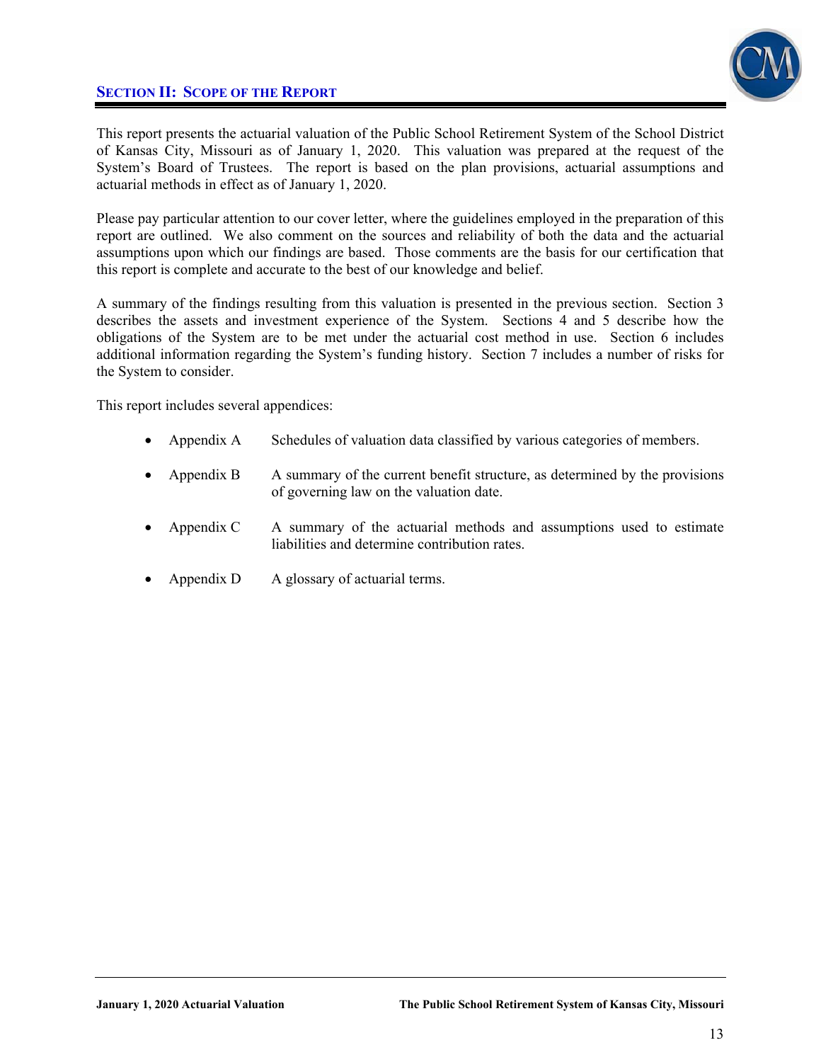## SECTION II: SCOPE OF THE REPORT

This report presents the actuarial valuation of the Public School Retirement System of the School District of Kansas City, Missouri as of January 1, 2020. This valuation was prepared at the request of the System's Board of Trustees. The report is based on the plan provisions, actuarial assumptions and actuarial methods in effect as of January 1, 2020.

Please pay particular attention to our cover letter, where the guidelines employed in the preparation of this report are outlined. We also comment on the sources and reliability of both the data and the actuarial assumptions upon which our findings are based. Those comments are the basis for our certification that this report is complete and accurate to the best of our knowledge and belief.

A summary of the findings resulting from this valuation is presented in the previous section. Section 3 describes the assets and investment experience of the System. Sections 4 and 5 describe how the obligations of the System are to be met under the actuarial cost method in use. Section 6 includes additional information regarding the System's funding history. Section 7 includes a number of risks for the System to consider.

This report includes several appendices:

- Appendix A — Schedules of valuation data classified by various categories of members.
- Appendix B — A summary of the current benefit structure, as determined by the provisions of governing law on the valuation date.
- Appendix C — A summary of the actuarial methods and assumptions used to estimate liabilities and determine contribution rates.
- Appendix D — A glossary of actuarial terms.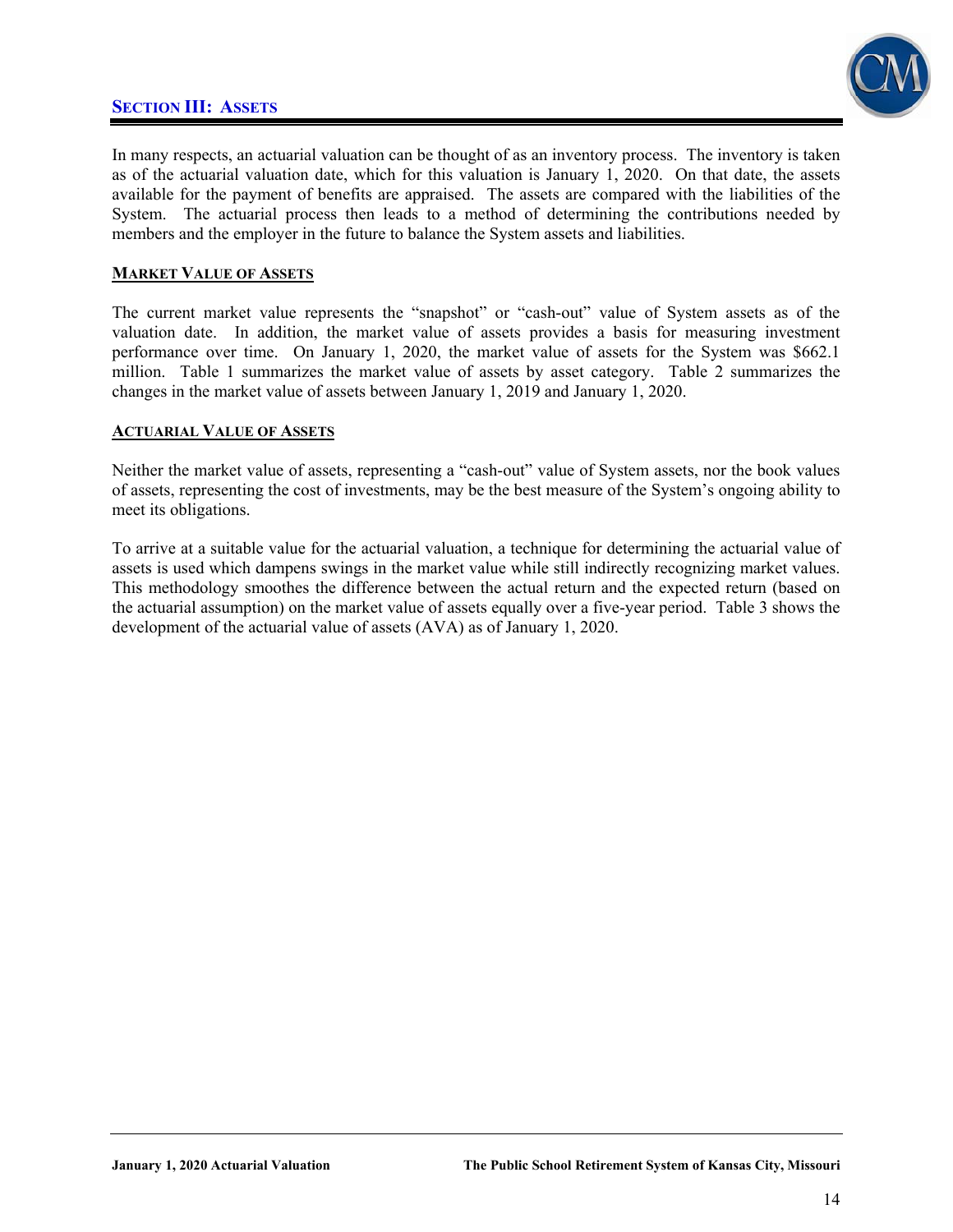## SECTION III: ASSETS

In many respects, an actuarial valuation can be thought of as an inventory process. The inventory is taken as of the actuarial valuation date, which for this valuation is January 1, 2020. On that date, the assets available for the payment of benefits are appraised. The assets are compared with the liabilities of the System. The actuarial process then leads to a method of determining the contributions needed by members and the employer in the future to balance the System assets and liabilities.

### MARKET VALUE OF ASSETS

The current market value represents the "snapshot" or "cash-out" value of System assets as of the valuation date. In addition, the market value of assets provides a basis for measuring investment performance over time. On January 1, 2020, the market value of assets for the System was $662.1 million. Table 1 summarizes the market value of assets by asset category. Table 2 summarizes the changes in the market value of assets between January 1, 2019 and January 1, 2020.

### ACTUARIAL VALUE OF ASSETS

Neither the market value of assets, representing a "cash-out" value of System assets, nor the book values of assets, representing the cost of investments, may be the best measure of the System's ongoing ability to meet its obligations.

To arrive at a suitable value for the actuarial valuation, a technique for determining the actuarial value of assets is used which dampens swings in the market value while still indirectly recognizing market values. This methodology smoothes the difference between the actual return and the expected return (based on the actuarial assumption) on the market value of assets equally over a five-year period. Table 3 shows the development of the actuarial value of assets (AVA) as of January 1, 2020.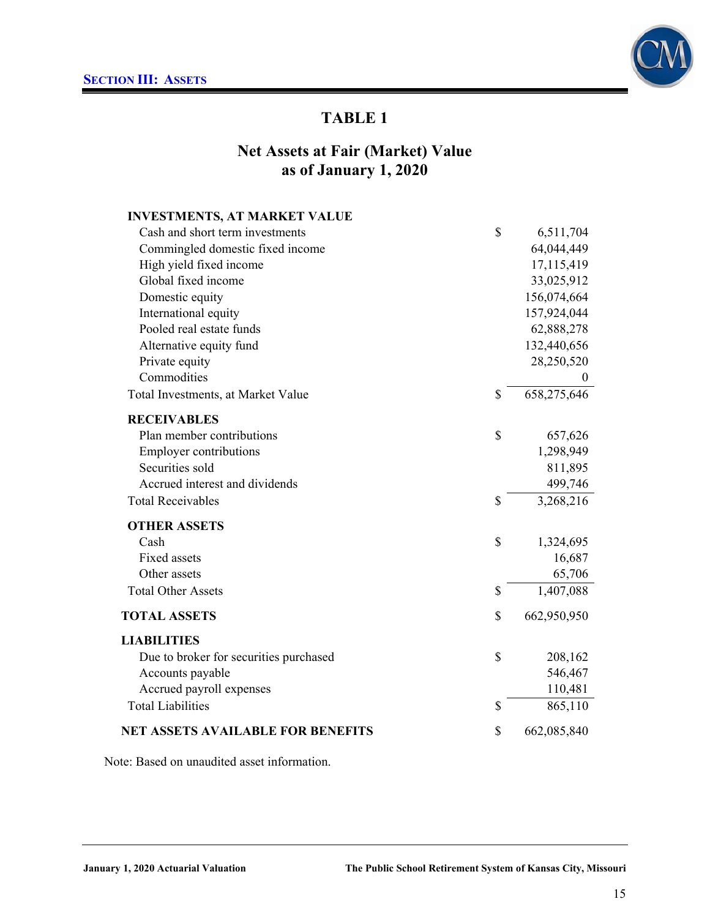## SECTION III: ASSETS

# TABLE 1

## Net Assets at Fair (Market) Value as of January 1, 2020

| | | |
|---|---|---|
| **INVESTMENTS, AT MARKET VALUE** | | |
| Cash and short term investments | $ | 6,511,704 |
| Commingled domestic fixed income | | 64,044,449 |
| High yield fixed income | | 17,115,419 |
| Global fixed income | | 33,025,912 |
| Domestic equity | | 156,074,664 |
| International equity | | 157,924,044 |
| Pooled real estate funds | | 62,888,278 |
| Alternative equity fund | | 132,440,656 |
| Private equity | | 28,250,520 |
| Commodities | | 0 |
| Total Investments, at Market Value | $ | 658,275,646 |
| **RECEIVABLES** | | |
| Plan member contributions | $ | 657,626 |
| Employer contributions | | 1,298,949 |
| Securities sold | | 811,895 |
| Accrued interest and dividends | | 499,746 |
| Total Receivables | $ | 3,268,216 |
| **OTHER ASSETS** | | |
| Cash | $ | 1,324,695 |
| Fixed assets | | 16,687 |
| Other assets | | 65,706 |
| Total Other Assets | $ | 1,407,088 |
| **TOTAL ASSETS** | $ | 662,950,950 |
| **LIABILITIES** | | |
| Due to broker for securities purchased | $ | 208,162 |
| Accounts payable | | 546,467 |
| Accrued payroll expenses | | 110,481 |
| Total Liabilities | $ | 865,110 |
| **NET ASSETS AVAILABLE FOR BENEFITS** | $ | 662,085,840 |

Note: Based on unaudited asset information.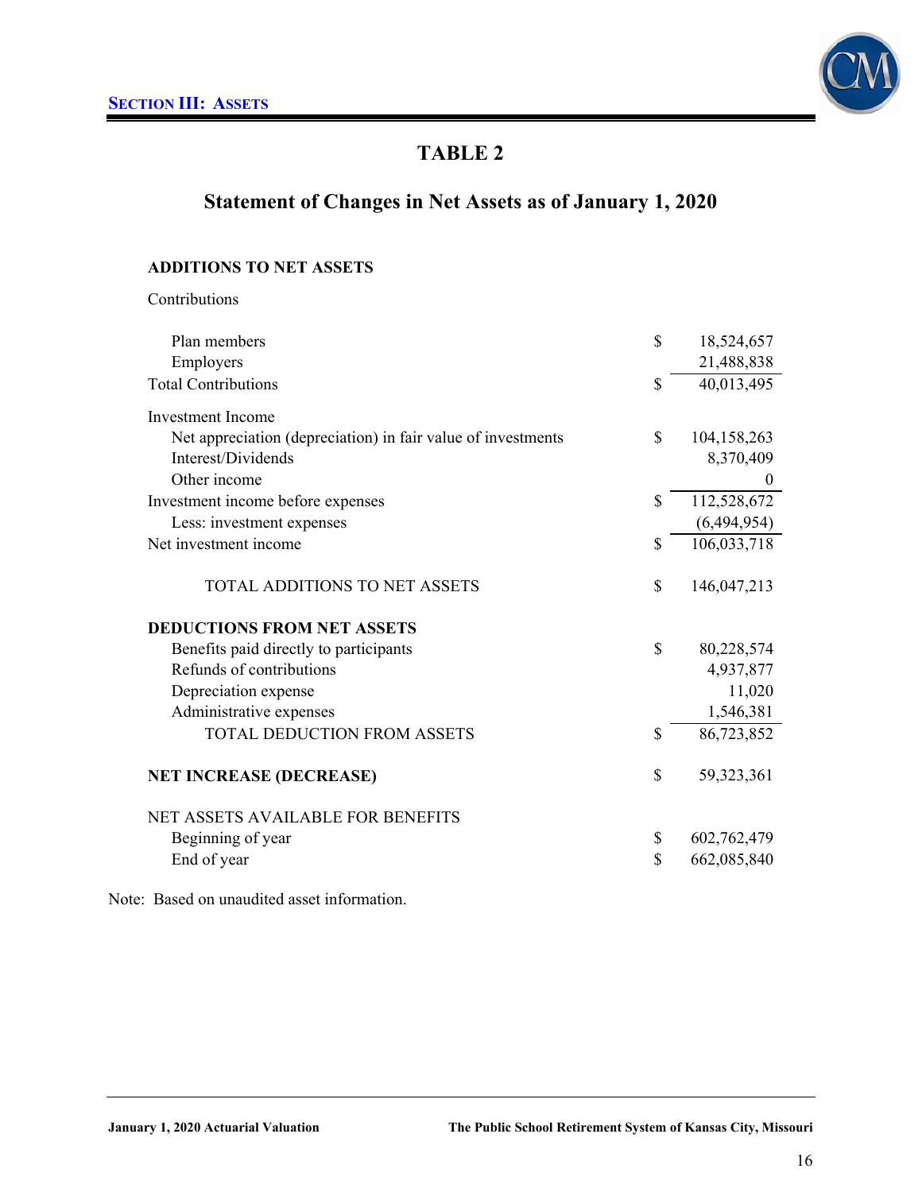# TABLE 2

## Statement of Changes in Net Assets as of January 1, 2020

| | | |
|---|---|---|
| **ADDITIONS TO NET ASSETS** | | |
| Contributions | | |
| Plan members | $ | 18,524,657 |
| Employers | | 21,488,838 |
| Total Contributions | $ | 40,013,495 |
| Investment Income | | |
| Net appreciation (depreciation) in fair value of investments | $ | 104,158,263 |
| Interest/Dividends | | 8,370,409 |
| Other income | | 0 |
| Investment income before expenses | $ | 112,528,672 |
| Less: investment expenses | | (6,494,954) |
| Net investment income | $ | 106,033,718 |
| TOTAL ADDITIONS TO NET ASSETS | $ | 146,047,213 |
| **DEDUCTIONS FROM NET ASSETS** | | |
| Benefits paid directly to participants | $ | 80,228,574 |
| Refunds of contributions | | 4,937,877 |
| Depreciation expense | | 11,020 |
| Administrative expenses | | 1,546,381 |
| TOTAL DEDUCTION FROM ASSETS | $ | 86,723,852 |
| **NET INCREASE (DECREASE)** | $ | 59,323,361 |
| NET ASSETS AVAILABLE FOR BENEFITS | | |
| Beginning of year | $ | 602,762,479 |
| End of year | $ | 662,085,840 |

Note: Based on unaudited asset information.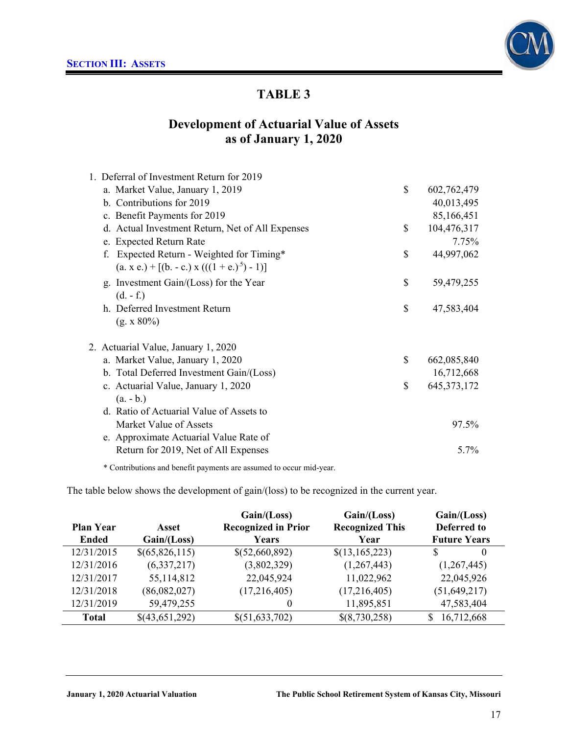## SECTION III: ASSETS

# TABLE 3

## Development of Actuarial Value of Assets as of January 1, 2020

| | | |
|---|---|---|
| 1. Deferral of Investment Return for 2019 | | |
| a. Market Value, January 1, 2019 | $ | 602,762,479 |
| b. Contributions for 2019 | | 40,013,495 |
| c. Benefit Payments for 2019 | | 85,166,451 |
| d. Actual Investment Return, Net of All Expenses | $ | 104,476,317 |
| e. Expected Return Rate | | 7.75% |
| f. Expected Return - Weighted for Timing* (a. x e.) + [(b. - c.) x (((1 + e.)$^{.5}$) - 1)] | $ | 44,997,062 |
| g. Investment Gain/(Loss) for the Year (d. - f.) | $ | 59,479,255 |
| h. Deferred Investment Return (g. x 80%) | $ | 47,583,404 |
| 2. Actuarial Value, January 1, 2020 | | |
| a. Market Value, January 1, 2020 | $ | 662,085,840 |
| b. Total Deferred Investment Gain/(Loss) | | 16,712,668 |
| c. Actuarial Value, January 1, 2020 (a. - b.) | $ | 645,373,172 |
| d. Ratio of Actuarial Value of Assets to Market Value of Assets | | 97.5% |
| e. Approximate Actuarial Value Rate of Return for 2019, Net of All Expenses | | 5.7% |

* Contributions and benefit payments are assumed to occur mid-year.

The table below shows the development of gain/(loss) to be recognized in the current year.

| Plan Year Ended | Asset Gain/(Loss) | Gain/(Loss) Recognized in Prior Years | Gain/(Loss) Recognized This Year | Gain/(Loss) Deferred to Future Years |
|---|---|---|---|---|
| 12/31/2015 | $(65,826,115) | $(52,660,892) | $(13,165,223) | $ 0 |
| 12/31/2016 | (6,337,217) | (3,802,329) | (1,267,443) | (1,267,445) |
| 12/31/2017 | 55,114,812 | 22,045,924 | 11,022,962 | 22,045,926 |
| 12/31/2018 | (86,082,027) | (17,216,405) | (17,216,405) | (51,649,217) |
| 12/31/2019 | 59,479,255 | 0 | 11,895,851 | 47,583,404 |
| **Total** | $(43,651,292) | $(51,633,702) | $(8,730,258) | $ 16,712,668 |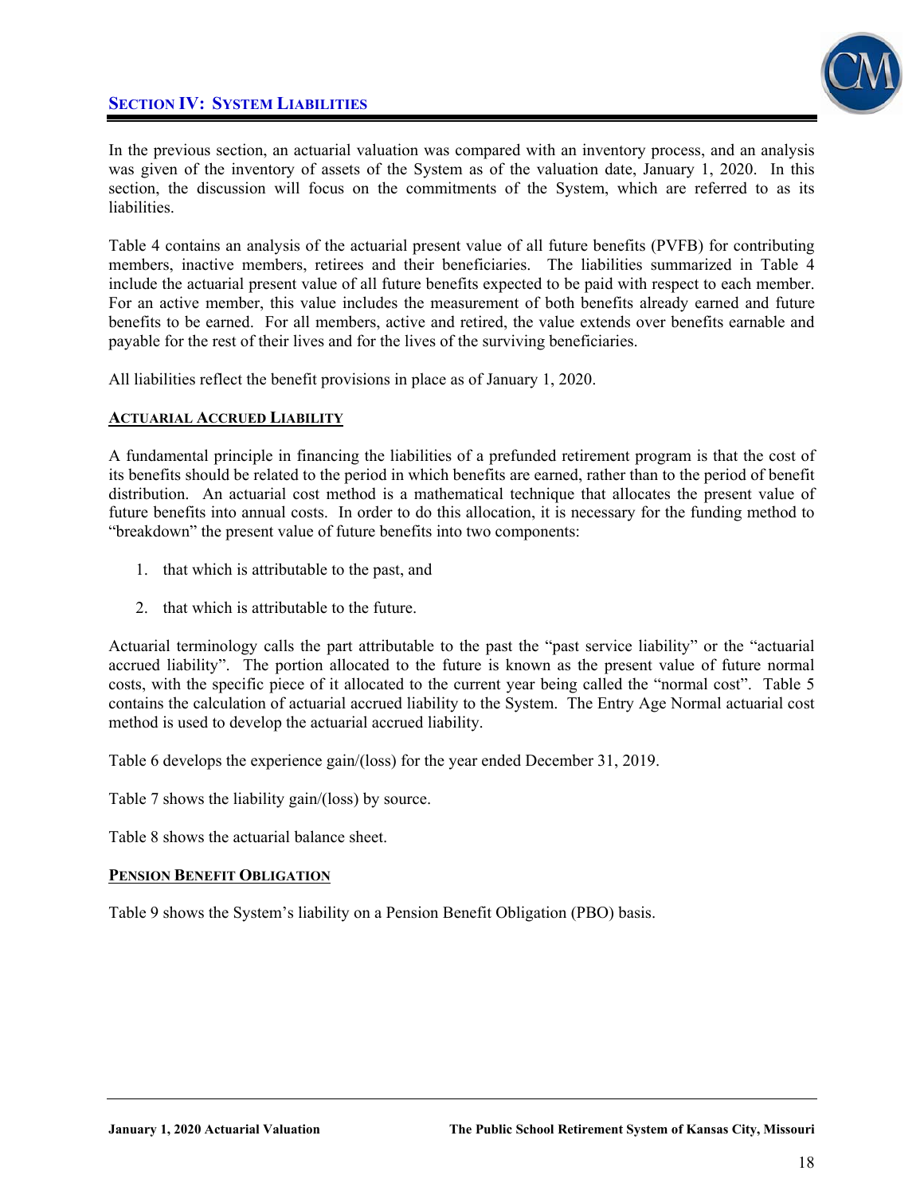## SECTION IV: SYSTEM LIABILITIES

In the previous section, an actuarial valuation was compared with an inventory process, and an analysis was given of the inventory of assets of the System as of the valuation date, January 1, 2020. In this section, the discussion will focus on the commitments of the System, which are referred to as its liabilities.

Table 4 contains an analysis of the actuarial present value of all future benefits (PVFB) for contributing members, inactive members, retirees and their beneficiaries. The liabilities summarized in Table 4 include the actuarial present value of all future benefits expected to be paid with respect to each member. For an active member, this value includes the measurement of both benefits already earned and future benefits to be earned. For all members, active and retired, the value extends over benefits earnable and payable for the rest of their lives and for the lives of the surviving beneficiaries.

All liabilities reflect the benefit provisions in place as of January 1, 2020.

### ACTUARIAL ACCRUED LIABILITY

A fundamental principle in financing the liabilities of a prefunded retirement program is that the cost of its benefits should be related to the period in which benefits are earned, rather than to the period of benefit distribution. An actuarial cost method is a mathematical technique that allocates the present value of future benefits into annual costs. In order to do this allocation, it is necessary for the funding method to "breakdown" the present value of future benefits into two components:

1. that which is attributable to the past, and
2. that which is attributable to the future.

Actuarial terminology calls the part attributable to the past the "past service liability" or the "actuarial accrued liability". The portion allocated to the future is known as the present value of future normal costs, with the specific piece of it allocated to the current year being called the "normal cost". Table 5 contains the calculation of actuarial accrued liability to the System. The Entry Age Normal actuarial cost method is used to develop the actuarial accrued liability.

Table 6 develops the experience gain/(loss) for the year ended December 31, 2019.

Table 7 shows the liability gain/(loss) by source.

Table 8 shows the actuarial balance sheet.

### PENSION BENEFIT OBLIGATION

Table 9 shows the System's liability on a Pension Benefit Obligation (PBO) basis.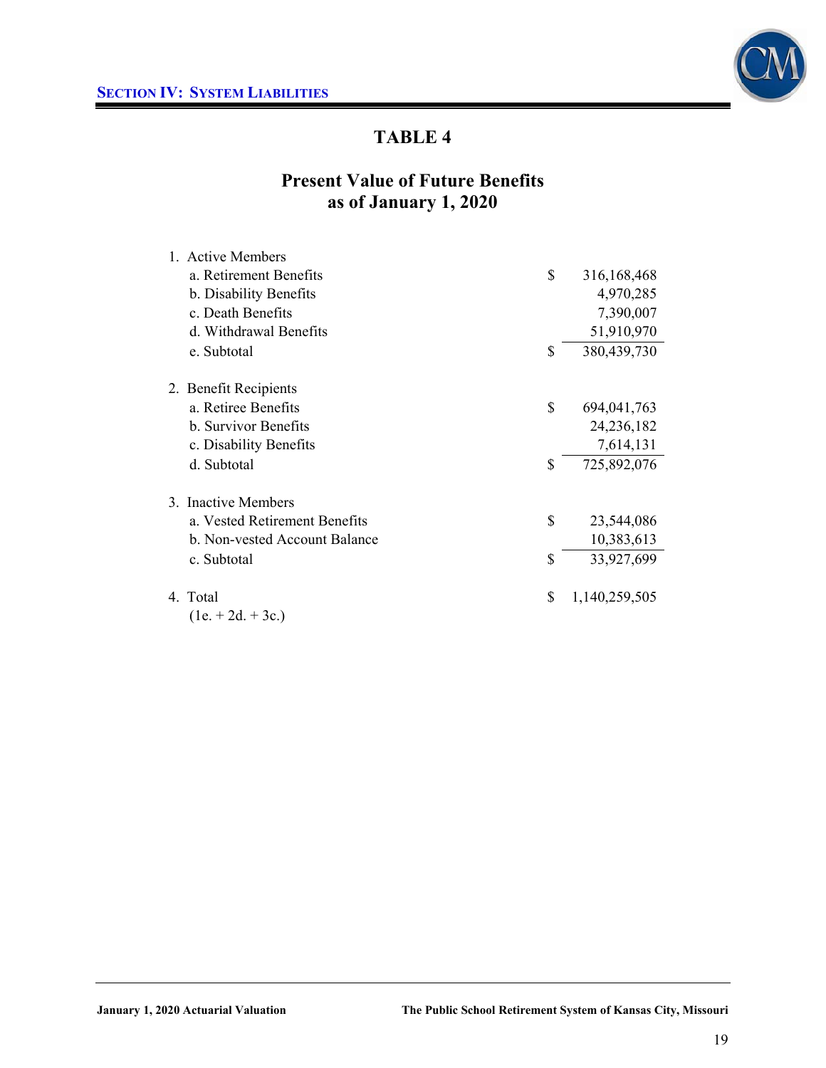# TABLE 4

## Present Value of Future Benefits as of January 1, 2020

| | | |
|---|---|---|
| 1. Active Members | | |
| a. Retirement Benefits | $ | 316,168,468 |
| b. Disability Benefits | | 4,970,285 |
| c. Death Benefits | | 7,390,007 |
| d. Withdrawal Benefits | | 51,910,970 |
| e. Subtotal | $ | 380,439,730 |
| 2. Benefit Recipients | | |
| a. Retiree Benefits | $ | 694,041,763 |
| b. Survivor Benefits | | 24,236,182 |
| c. Disability Benefits | | 7,614,131 |
| d. Subtotal | $ | 725,892,076 |
| 3. Inactive Members | | |
| a. Vested Retirement Benefits | $ | 23,544,086 |
| b. Non-vested Account Balance | | 10,383,613 |
| c. Subtotal | $ | 33,927,699 |
| 4. Total (1e. + 2d. + 3c.) | $ | 1,140,259,505 |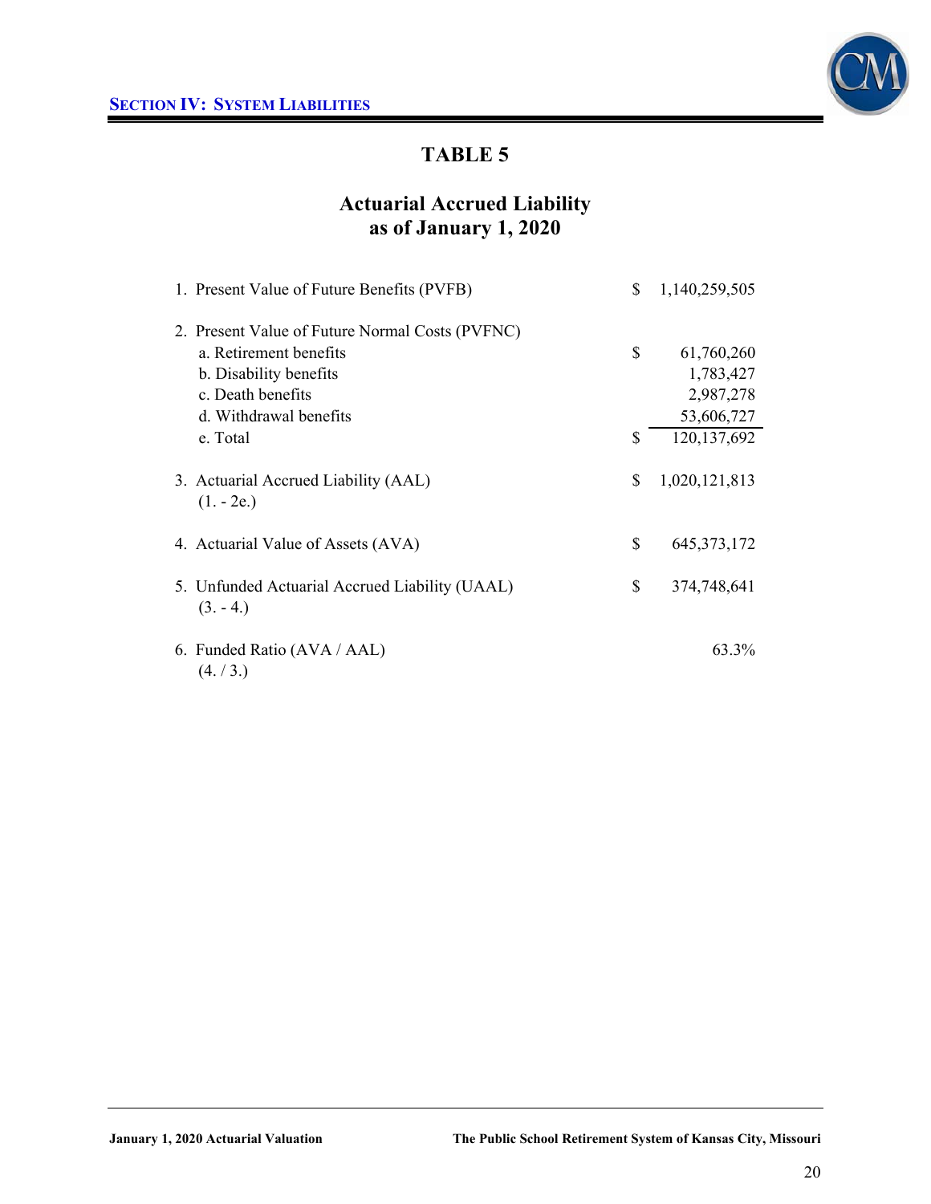## SECTION IV: SYSTEM LIABILITIES

# TABLE 5

## Actuarial Accrued Liability as of January 1, 2020

| | | |
|---|---|---|
| 1. Present Value of Future Benefits (PVFB) | $ | 1,140,259,505 |
| 2. Present Value of Future Normal Costs (PVFNC) | | |
| a. Retirement benefits | $ | 61,760,260 |
| b. Disability benefits | | 1,783,427 |
| c. Death benefits | | 2,987,278 |
| d. Withdrawal benefits | | 53,606,727 |
| e. Total | $ | 120,137,692 |
| 3. Actuarial Accrued Liability (AAL) (1. - 2e.) | $ | 1,020,121,813 |
| 4. Actuarial Value of Assets (AVA) | $ | 645,373,172 |
| 5. Unfunded Actuarial Accrued Liability (UAAL) (3. - 4.) | $ | 374,748,641 |
| 6. Funded Ratio (AVA / AAL) (4. / 3.) | | 63.3% |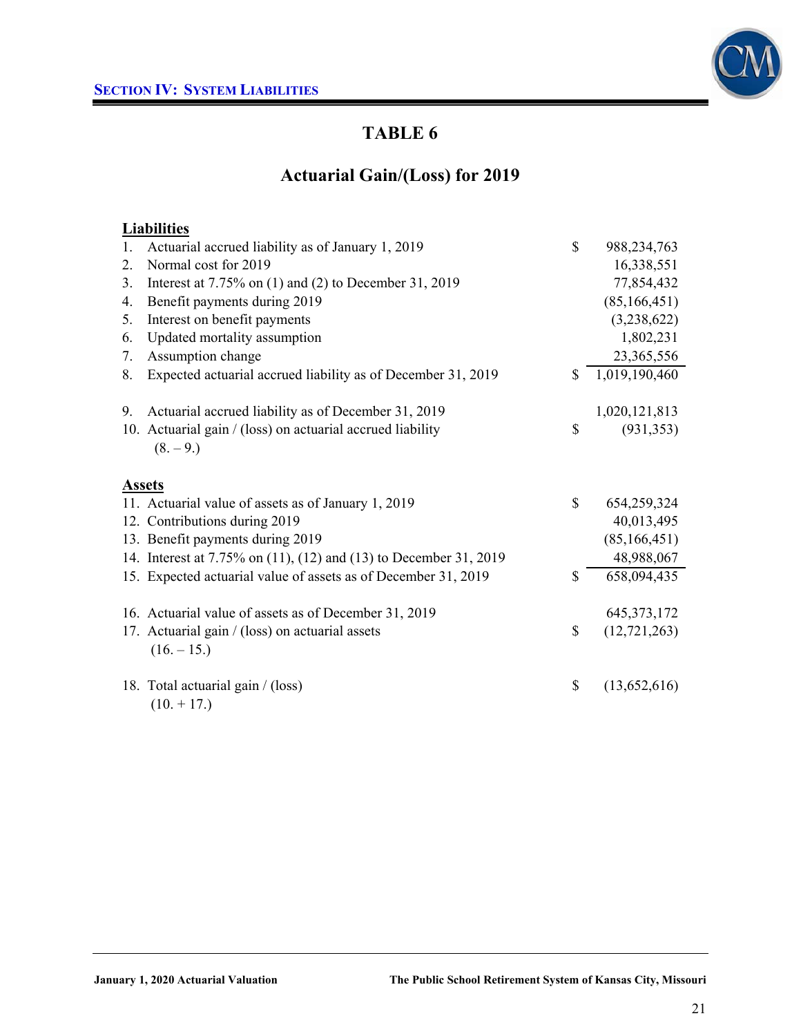# TABLE 6

## Actuarial Gain/(Loss) for 2019

| | | | |
|---|---|---|---|
| **Liabilities** | | | |
| 1. | Actuarial accrued liability as of January 1, 2019 | $ | 988,234,763 |
| 2. | Normal cost for 2019 | | 16,338,551 |
| 3. | Interest at 7.75% on (1) and (2) to December 31, 2019 | | 77,854,432 |
| 4. | Benefit payments during 2019 | | (85,166,451) |
| 5. | Interest on benefit payments | | (3,238,622) |
| 6. | Updated mortality assumption | | 1,802,231 |
| 7. | Assumption change | | 23,365,556 |
| 8. | Expected actuarial accrued liability as of December 31, 2019 | $ | 1,019,190,460 |
| | | | |
| 9. | Actuarial accrued liability as of December 31, 2019 | | 1,020,121,813 |
| 10. | Actuarial gain / (loss) on actuarial accrued liability (8. – 9.) | $ | (931,353) |
| | | | |
| **Assets** | | | |
| 11. | Actuarial value of assets as of January 1, 2019 | $ | 654,259,324 |
| 12. | Contributions during 2019 | | 40,013,495 |
| 13. | Benefit payments during 2019 | | (85,166,451) |
| 14. | Interest at 7.75% on (11), (12) and (13) to December 31, 2019 | | 48,988,067 |
| 15. | Expected actuarial value of assets as of December 31, 2019 | $ | 658,094,435 |
| | | | |
| 16. | Actuarial value of assets as of December 31, 2019 | | 645,373,172 |
| 17. | Actuarial gain / (loss) on actuarial assets (16. – 15.) | $ | (12,721,263) |
| | | | |
| 18. | Total actuarial gain / (loss) (10. + 17.) | $ | (13,652,616) |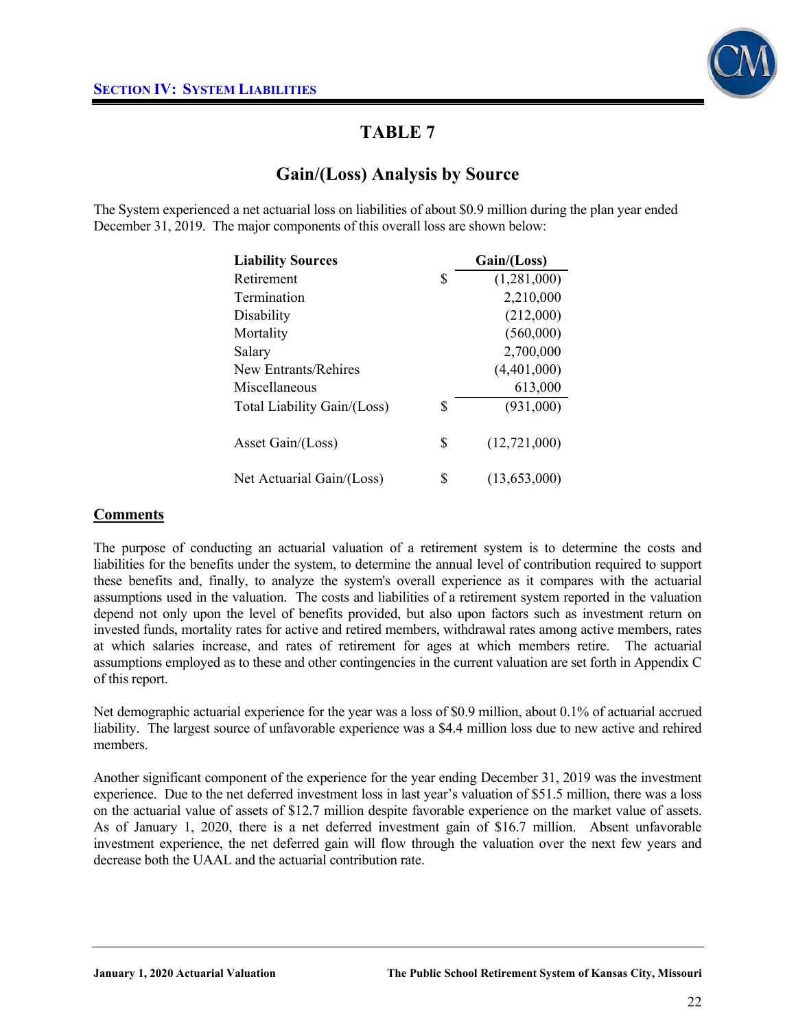# TABLE 7

## Gain/(Loss) Analysis by Source

The System experienced a net actuarial loss on liabilities of about $0.9 million during the plan year ended December 31, 2019. The major components of this overall loss are shown below:

| Liability Sources | | Gain/(Loss) |
|---|---|---|
| Retirement | $ | (1,281,000) |
| Termination | | 2,210,000 |
| Disability | | (212,000) |
| Mortality | | (560,000) |
| Salary | | 2,700,000 |
| New Entrants/Rehires | | (4,401,000) |
| Miscellaneous | | 613,000 |
| Total Liability Gain/(Loss) | $ | (931,000) |
| | | |
| Asset Gain/(Loss) | $ | (12,721,000) |
| | | |
| Net Actuarial Gain/(Loss) | $ | (13,653,000) |

### Comments

The purpose of conducting an actuarial valuation of a retirement system is to determine the costs and liabilities for the benefits under the system, to determine the annual level of contribution required to support these benefits and, finally, to analyze the system's overall experience as it compares with the actuarial assumptions used in the valuation. The costs and liabilities of a retirement system reported in the valuation depend not only upon the level of benefits provided, but also upon factors such as investment return on invested funds, mortality rates for active and retired members, withdrawal rates among active members, rates at which salaries increase, and rates of retirement for ages at which members retire. The actuarial assumptions employed as to these and other contingencies in the current valuation are set forth in Appendix C of this report.

Net demographic actuarial experience for the year was a loss of $0.9 million, about 0.1% of actuarial accrued liability. The largest source of unfavorable experience was a $4.4 million loss due to new active and rehired members.

Another significant component of the experience for the year ending December 31, 2019 was the investment experience. Due to the net deferred investment loss in last year's valuation of $51.5 million, there was a loss on the actuarial value of assets of $12.7 million despite favorable experience on the market value of assets. As of January 1, 2020, there is a net deferred investment gain of $16.7 million. Absent unfavorable investment experience, the net deferred gain will flow through the valuation over the next few years and decrease both the UAAL and the actuarial contribution rate.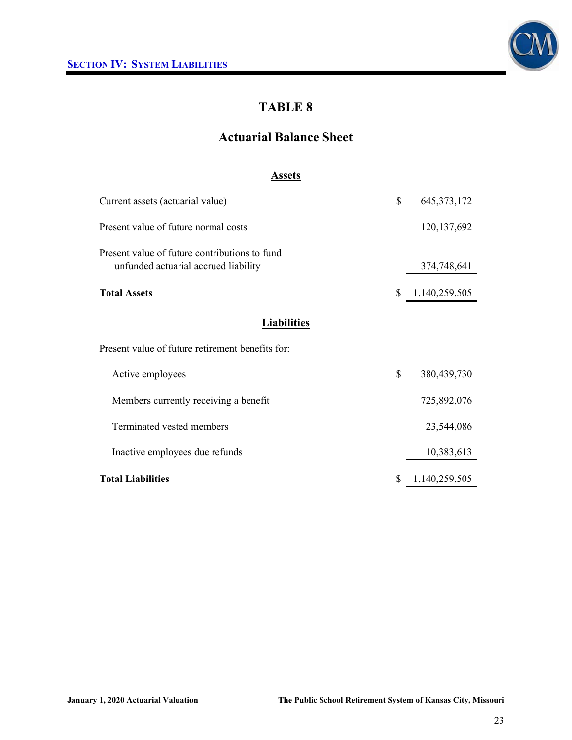# TABLE 8

## Actuarial Balance Sheet

### Assets

| | | |
|---|---|---|
| Current assets (actuarial value) | $ | 645,373,172 |
| Present value of future normal costs | | 120,137,692 |
| Present value of future contributions to fund unfunded actuarial accrued liability | | 374,748,641 |
| **Total Assets** | $ | 1,140,259,505 |

### Liabilities

| | | |
|---|---|---|
| Present value of future retirement benefits for: | | |
| Active employees | $ | 380,439,730 |
| Members currently receiving a benefit | | 725,892,076 |
| Terminated vested members | | 23,544,086 |
| Inactive employees due refunds | | 10,383,613 |
| **Total Liabilities** | $ | 1,140,259,505 |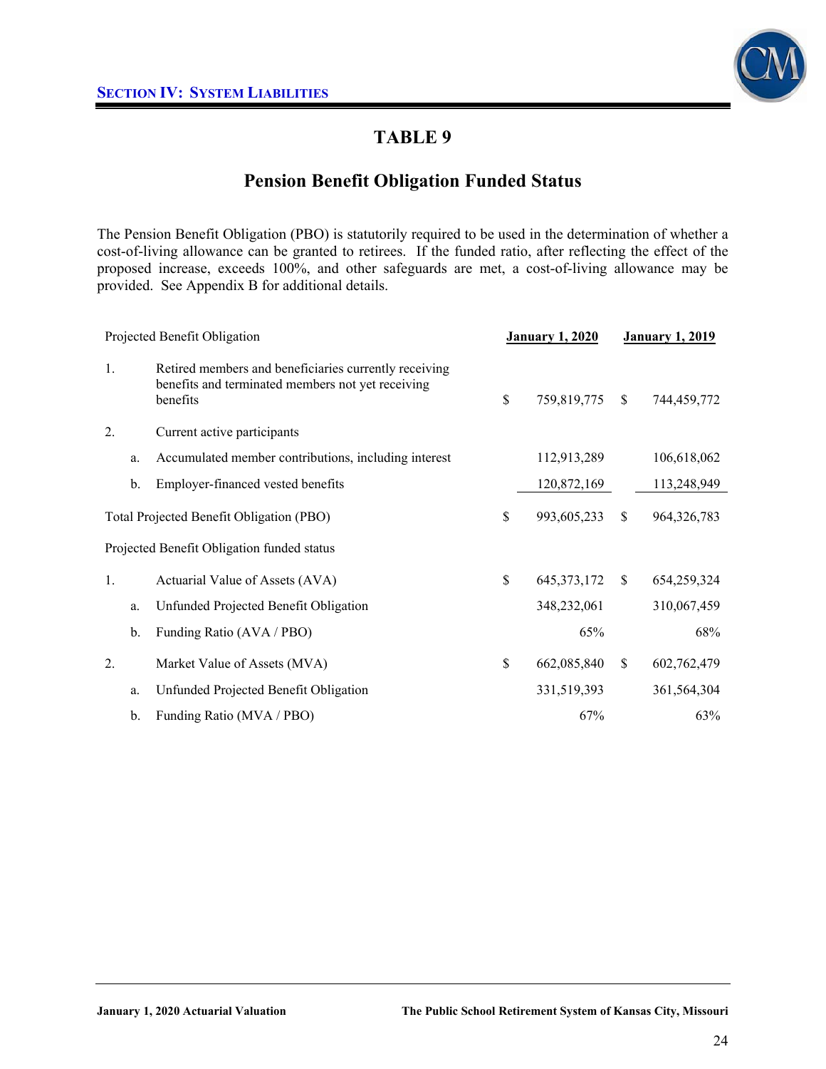# TABLE 9

## Pension Benefit Obligation Funded Status

The Pension Benefit Obligation (PBO) is statutorily required to be used in the determination of whether a cost-of-living allowance can be granted to retirees. If the funded ratio, after reflecting the effect of the proposed increase, exceeds 100%, and other safeguards are met, a cost-of-living allowance may be provided. See Appendix B for additional details.

| Projected Benefit Obligation | | | January 1, 2020 | January 1, 2019 |
|---|---|---|---|---|
| 1. | | Retired members and beneficiaries currently receiving benefits and terminated members not yet receiving benefits | $ 759,819,775 | $ 744,459,772 |
| 2. | | Current active participants | | |
| | a. | Accumulated member contributions, including interest | 112,913,289 | 106,618,062 |
| | b. | Employer-financed vested benefits | 120,872,169 | 113,248,949 |
| Total Projected Benefit Obligation (PBO) | | | $ 993,605,233 | $ 964,326,783 |
| Projected Benefit Obligation funded status | | | | |
| 1. | | Actuarial Value of Assets (AVA) | $ 645,373,172 | $ 654,259,324 |
| | a. | Unfunded Projected Benefit Obligation | 348,232,061 | 310,067,459 |
| | b. | Funding Ratio (AVA / PBO) | 65% | 68% |
| 2. | | Market Value of Assets (MVA) | $ 662,085,840 | $ 602,762,479 |
| | a. | Unfunded Projected Benefit Obligation | 331,519,393 | 361,564,304 |
| | b. | Funding Ratio (MVA / PBO) | 67% | 63% |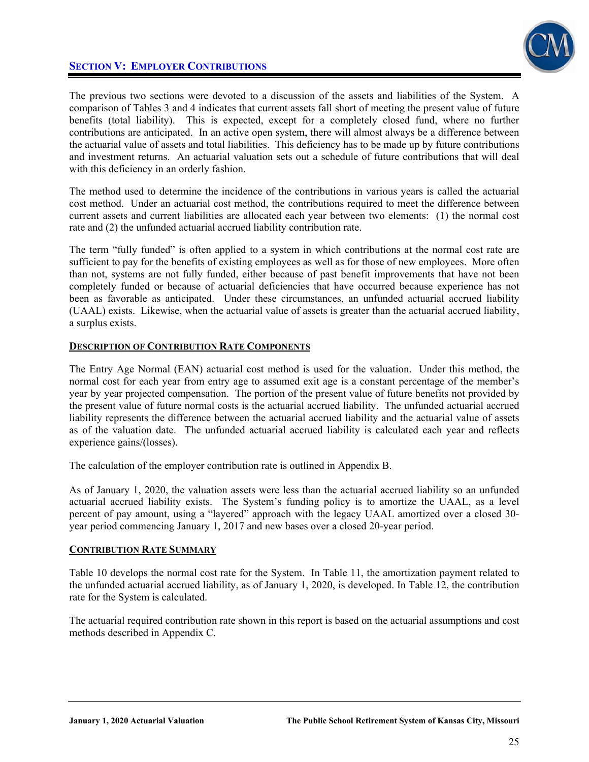## SECTION V: EMPLOYER CONTRIBUTIONS

The previous two sections were devoted to a discussion of the assets and liabilities of the System. A comparison of Tables 3 and 4 indicates that current assets fall short of meeting the present value of future benefits (total liability). This is expected, except for a completely closed fund, where no further contributions are anticipated. In an active open system, there will almost always be a difference between the actuarial value of assets and total liabilities. This deficiency has to be made up by future contributions and investment returns. An actuarial valuation sets out a schedule of future contributions that will deal with this deficiency in an orderly fashion.

The method used to determine the incidence of the contributions in various years is called the actuarial cost method. Under an actuarial cost method, the contributions required to meet the difference between current assets and current liabilities are allocated each year between two elements: (1) the normal cost rate and (2) the unfunded actuarial accrued liability contribution rate.

The term "fully funded" is often applied to a system in which contributions at the normal cost rate are sufficient to pay for the benefits of existing employees as well as for those of new employees. More often than not, systems are not fully funded, either because of past benefit improvements that have not been completely funded or because of actuarial deficiencies that have occurred because experience has not been as favorable as anticipated. Under these circumstances, an unfunded actuarial accrued liability (UAAL) exists. Likewise, when the actuarial value of assets is greater than the actuarial accrued liability, a surplus exists.

### DESCRIPTION OF CONTRIBUTION RATE COMPONENTS

The Entry Age Normal (EAN) actuarial cost method is used for the valuation. Under this method, the normal cost for each year from entry age to assumed exit age is a constant percentage of the member's year by year projected compensation. The portion of the present value of future benefits not provided by the present value of future normal costs is the actuarial accrued liability. The unfunded actuarial accrued liability represents the difference between the actuarial accrued liability and the actuarial value of assets as of the valuation date. The unfunded actuarial accrued liability is calculated each year and reflects experience gains/(losses).

The calculation of the employer contribution rate is outlined in Appendix B.

As of January 1, 2020, the valuation assets were less than the actuarial accrued liability so an unfunded actuarial accrued liability exists. The System's funding policy is to amortize the UAAL, as a level percent of pay amount, using a "layered" approach with the legacy UAAL amortized over a closed 30-year period commencing January 1, 2017 and new bases over a closed 20-year period.

### CONTRIBUTION RATE SUMMARY

Table 10 develops the normal cost rate for the System. In Table 11, the amortization payment related to the unfunded actuarial accrued liability, as of January 1, 2020, is developed. In Table 12, the contribution rate for the System is calculated.

The actuarial required contribution rate shown in this report is based on the actuarial assumptions and cost methods described in Appendix C.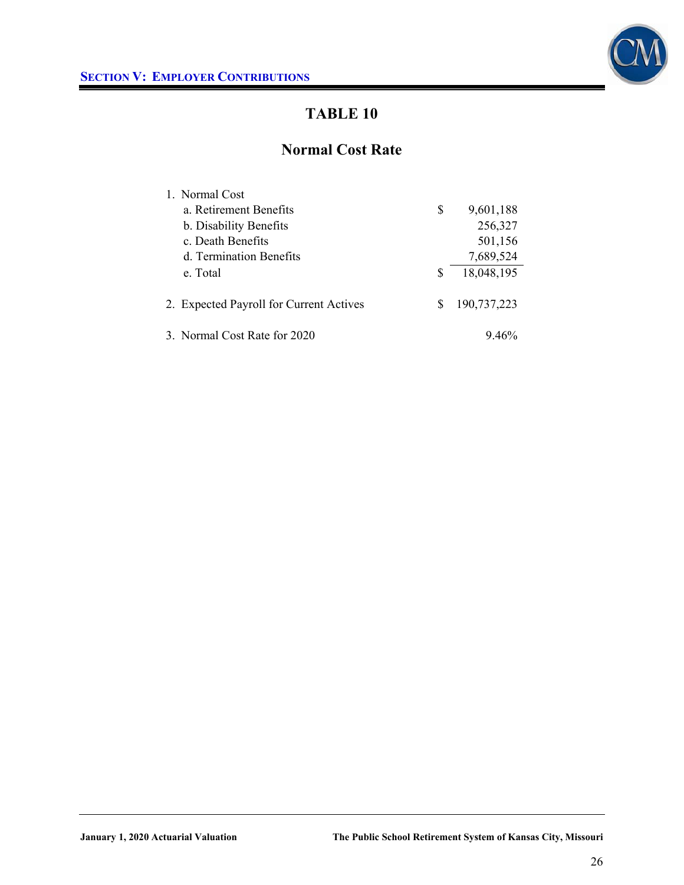## SECTION V: EMPLOYER CONTRIBUTIONS

# TABLE 10

## Normal Cost Rate

| | | |
|---|---|---|
| 1. Normal Cost | | |
| a. Retirement Benefits | $ | 9,601,188 |
| b. Disability Benefits | | 256,327 |
| c. Death Benefits | | 501,156 |
| d. Termination Benefits | | 7,689,524 |
| e. Total | $ | 18,048,195 |
| 2. Expected Payroll for Current Actives | $ | 190,737,223 |
| 3. Normal Cost Rate for 2020 | | 9.46% |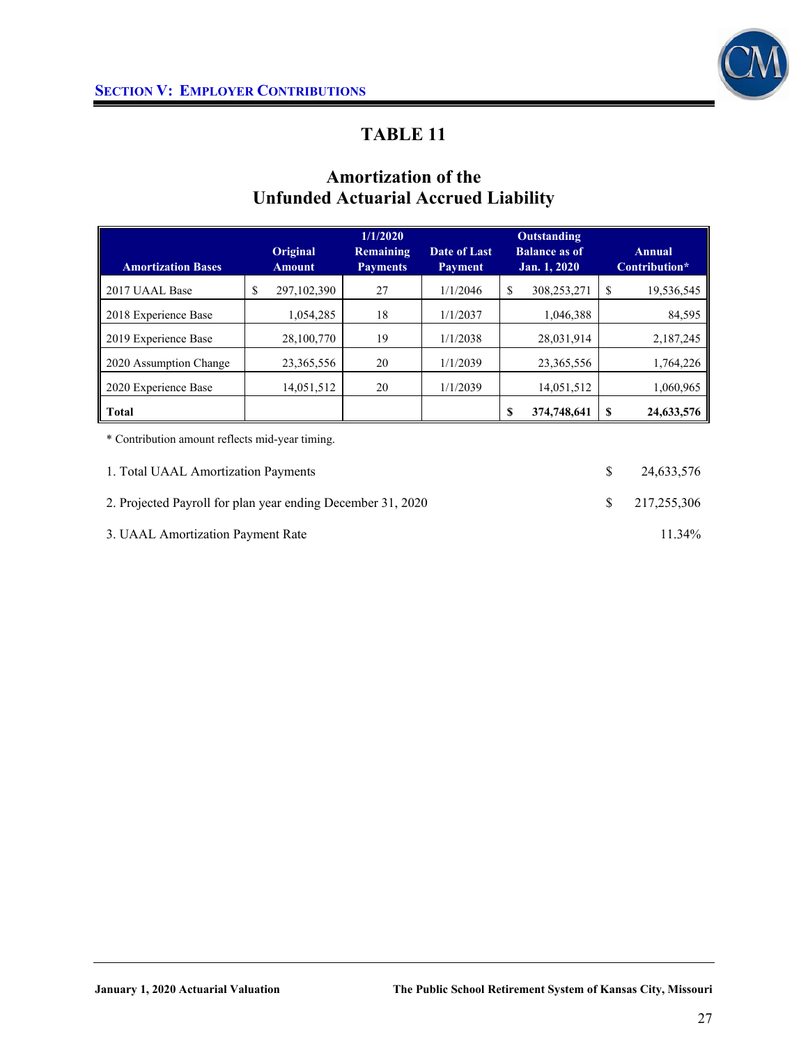## SECTION V: EMPLOYER CONTRIBUTIONS

# TABLE 11

## Amortization of the Unfunded Actuarial Accrued Liability

| Amortization Bases | Original Amount | 1/1/2020 Remaining Payments | Date of Last Payment | Outstanding Balance as of Jan. 1, 2020 | Annual Contribution* |
|---|---|---|---|---|---|
| 2017 UAAL Base | $ 297,102,390 | 27 | 1/1/2046 | $ 308,253,271 | $ 19,536,545 |
| 2018 Experience Base | 1,054,285 | 18 | 1/1/2037 | 1,046,388 | 84,595 |
| 2019 Experience Base | 28,100,770 | 19 | 1/1/2038 | 28,031,914 | 2,187,245 |
| 2020 Assumption Change | 23,365,556 | 20 | 1/1/2039 | 23,365,556 | 1,764,226 |
| 2020 Experience Base | 14,051,512 | 20 | 1/1/2039 | 14,051,512 | 1,060,965 |
| **Total** | | | | **$ 374,748,641** | **$ 24,633,576** |

* Contribution amount reflects mid-year timing.

| | |
|---|---|
| 1. Total UAAL Amortization Payments | $ 24,633,576 |
| 2. Projected Payroll for plan year ending December 31, 2020 | $ 217,255,306 |
| 3. UAAL Amortization Payment Rate | 11.34% |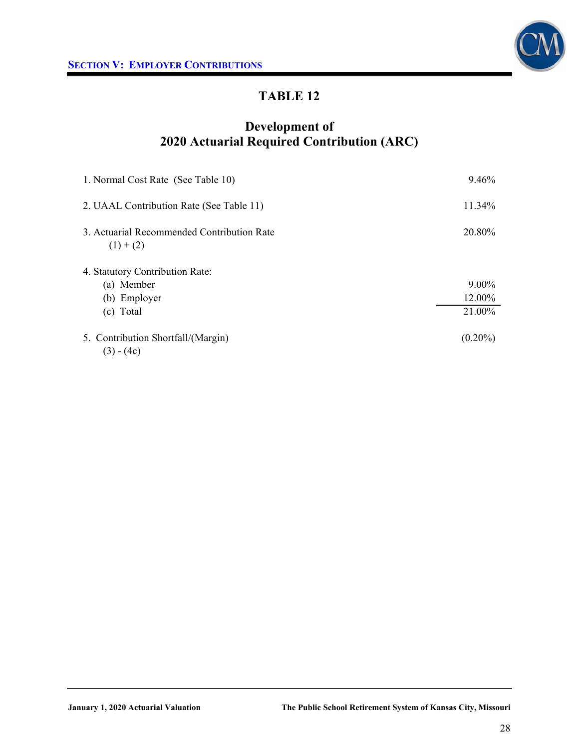## TABLE 12

### Development of 2020 Actuarial Required Contribution (ARC)

| | |
|---|---|
| 1. Normal Cost Rate (See Table 10) | 9.46% |
| 2. UAAL Contribution Rate (See Table 11) | 11.34% |
| 3. Actuarial Recommended Contribution Rate (1) + (2) | 20.80% |
| 4. Statutory Contribution Rate: | |
| (a) Member | 9.00% |
| (b) Employer | 12.00% |
| (c) Total | 21.00% |
| 5. Contribution Shortfall/(Margin) (3) - (4c) | (0.20%) |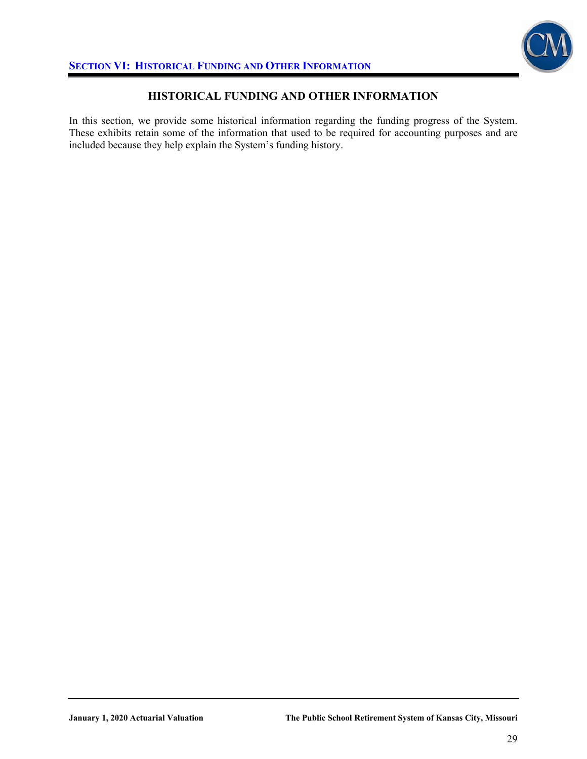# HISTORICAL FUNDING AND OTHER INFORMATION

In this section, we provide some historical information regarding the funding progress of the System. These exhibits retain some of the information that used to be required for accounting purposes and are included because they help explain the System's funding history.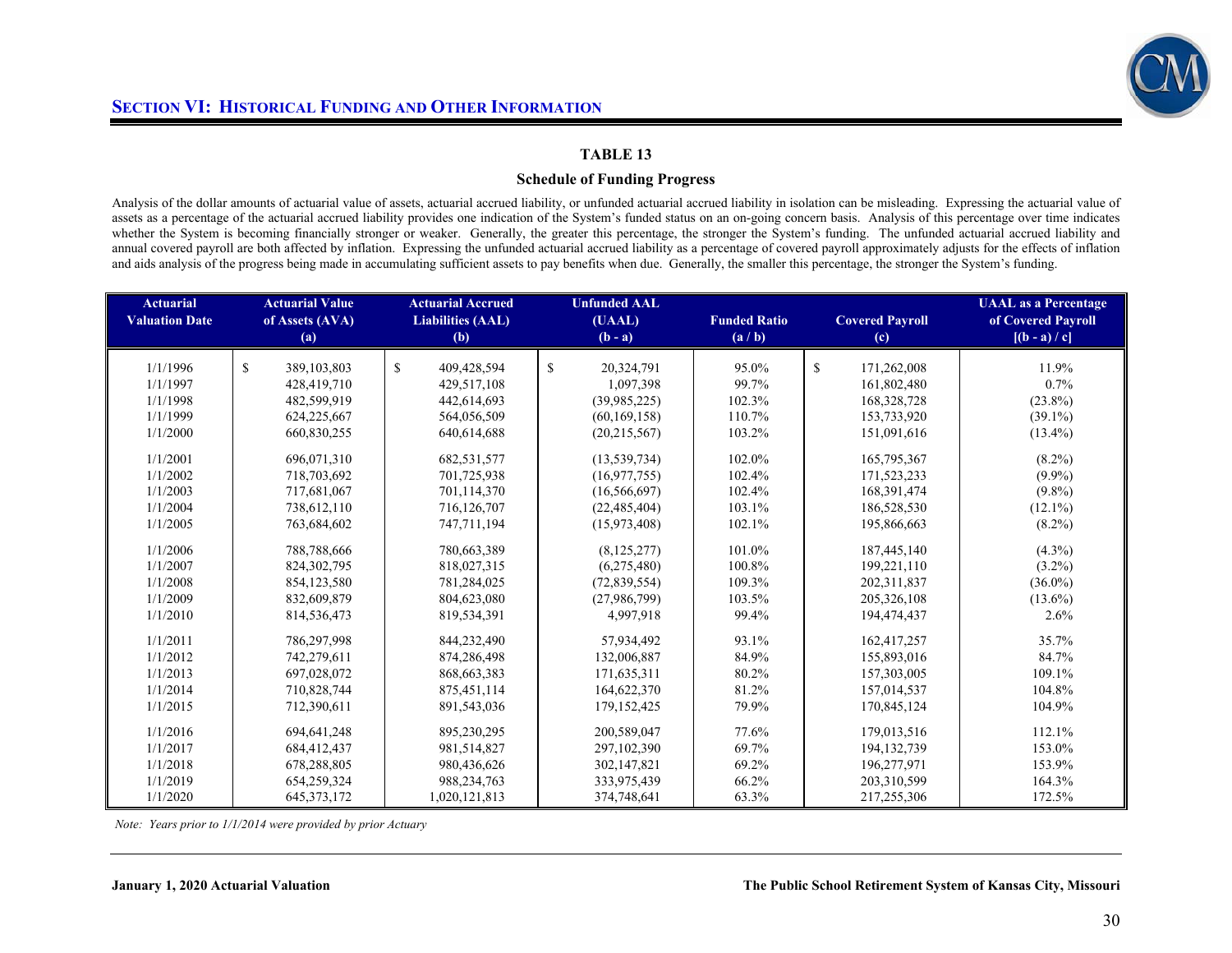## SECTION VI: HISTORICAL FUNDING AND OTHER INFORMATION

### TABLE 13

### Schedule of Funding Progress

Analysis of the dollar amounts of actuarial value of assets, actuarial accrued liability, or unfunded actuarial accrued liability in isolation can be misleading. Expressing the actuarial value of assets as a percentage of the actuarial accrued liability provides one indication of the System's funded status on an on-going concern basis. Analysis of this percentage over time indicates whether the System is becoming financially stronger or weaker. Generally, the greater this percentage, the stronger the System's funding. The unfunded actuarial accrued liability and annual covered payroll are both affected by inflation. Expressing the unfunded actuarial accrued liability as a percentage of covered payroll approximately adjusts for the effects of inflation and aids analysis of the progress being made in accumulating sufficient assets to pay benefits when due. Generally, the smaller this percentage, the stronger the System's funding.

| Actuarial Valuation Date | Actuarial Value of Assets (AVA) (a) | Actuarial Accrued Liabilities (AAL) (b) | Unfunded AAL (UAAL) (b - a) | Funded Ratio (a / b) | Covered Payroll (c) | UAAL as a Percentage of Covered Payroll [(b - a) / c] |
|---|---|---|---|---|---|---|
| 1/1/1996 | $ 389,103,803 | $ 409,428,594 | $ 20,324,791 | 95.0% | $ 171,262,008 | 11.9% |
| 1/1/1997 | 428,419,710 | 429,517,108 | 1,097,398 | 99.7% | 161,802,480 | 0.7% |
| 1/1/1998 | 482,599,919 | 442,614,693 | (39,985,225) | 102.3% | 168,328,728 | (23.8%) |
| 1/1/1999 | 624,225,667 | 564,056,509 | (60,169,158) | 110.7% | 153,733,920 | (39.1%) |
| 1/1/2000 | 660,830,255 | 640,614,688 | (20,215,567) | 103.2% | 151,091,616 | (13.4%) |
| 1/1/2001 | 696,071,310 | 682,531,577 | (13,539,734) | 102.0% | 165,795,367 | (8.2%) |
| 1/1/2002 | 718,703,692 | 701,725,938 | (16,977,755) | 102.4% | 171,523,233 | (9.9%) |
| 1/1/2003 | 717,681,067 | 701,114,370 | (16,566,697) | 102.4% | 168,391,474 | (9.8%) |
| 1/1/2004 | 738,612,110 | 716,126,707 | (22,485,404) | 103.1% | 186,528,530 | (12.1%) |
| 1/1/2005 | 763,684,602 | 747,711,194 | (15,973,408) | 102.1% | 195,866,663 | (8.2%) |
| 1/1/2006 | 788,788,666 | 780,663,389 | (8,125,277) | 101.0% | 187,445,140 | (4.3%) |
| 1/1/2007 | 824,302,795 | 818,027,315 | (6,275,480) | 100.8% | 199,221,110 | (3.2%) |
| 1/1/2008 | 854,123,580 | 781,284,025 | (72,839,554) | 109.3% | 202,311,837 | (36.0%) |
| 1/1/2009 | 832,609,879 | 804,623,080 | (27,986,799) | 103.5% | 205,326,108 | (13.6%) |
| 1/1/2010 | 814,536,473 | 819,534,391 | 4,997,918 | 99.4% | 194,474,437 | 2.6% |
| 1/1/2011 | 786,297,998 | 844,232,490 | 57,934,492 | 93.1% | 162,417,257 | 35.7% |
| 1/1/2012 | 742,279,611 | 874,286,498 | 132,006,887 | 84.9% | 155,893,016 | 84.7% |
| 1/1/2013 | 697,028,072 | 868,663,383 | 171,635,311 | 80.2% | 157,303,005 | 109.1% |
| 1/1/2014 | 710,828,744 | 875,451,114 | 164,622,370 | 81.2% | 157,014,537 | 104.8% |
| 1/1/2015 | 712,390,611 | 891,543,036 | 179,152,425 | 79.9% | 170,845,124 | 104.9% |
| 1/1/2016 | 694,641,248 | 895,230,295 | 200,589,047 | 77.6% | 179,013,516 | 112.1% |
| 1/1/2017 | 684,412,437 | 981,514,827 | 297,102,390 | 69.7% | 194,132,739 | 153.0% |
| 1/1/2018 | 678,288,805 | 980,436,626 | 302,147,821 | 69.2% | 196,277,971 | 153.9% |
| 1/1/2019 | 654,259,324 | 988,234,763 | 333,975,439 | 66.2% | 203,310,599 | 164.3% |
| 1/1/2020 | 645,373,172 | 1,020,121,813 | 374,748,641 | 63.3% | 217,255,306 | 172.5% |

*Note: Years prior to 1/1/2014 were provided by prior Actuary*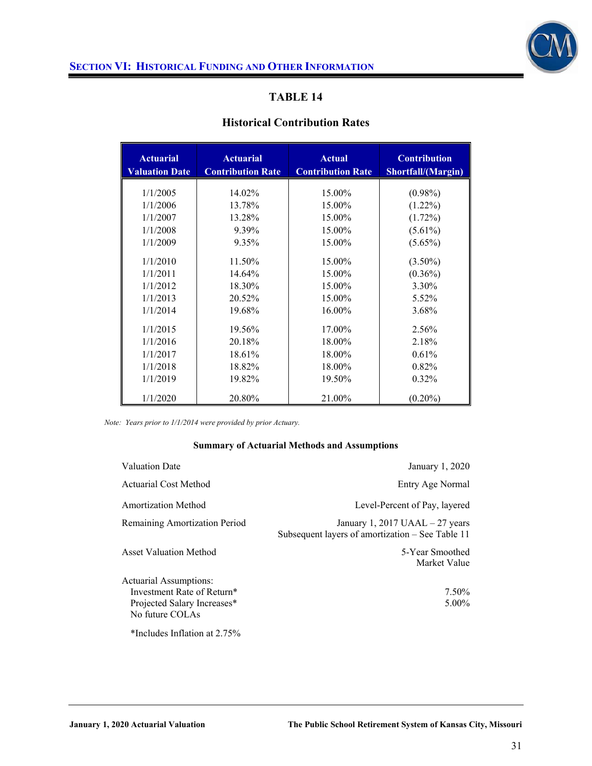## Section VI: Historical Funding and Other Information

### TABLE 14

#### Historical Contribution Rates

| Actuarial Valuation Date | Actuarial Contribution Rate | Actual Contribution Rate | Contribution Shortfall/(Margin) |
|---|---|---|---|
| 1/1/2005 | 14.02% | 15.00% | (0.98%) |
| 1/1/2006 | 13.78% | 15.00% | (1.22%) |
| 1/1/2007 | 13.28% | 15.00% | (1.72%) |
| 1/1/2008 | 9.39% | 15.00% | (5.61%) |
| 1/1/2009 | 9.35% | 15.00% | (5.65%) |
| 1/1/2010 | 11.50% | 15.00% | (3.50%) |
| 1/1/2011 | 14.64% | 15.00% | (0.36%) |
| 1/1/2012 | 18.30% | 15.00% | 3.30% |
| 1/1/2013 | 20.52% | 15.00% | 5.52% |
| 1/1/2014 | 19.68% | 16.00% | 3.68% |
| 1/1/2015 | 19.56% | 17.00% | 2.56% |
| 1/1/2016 | 20.18% | 18.00% | 2.18% |
| 1/1/2017 | 18.61% | 18.00% | 0.61% |
| 1/1/2018 | 18.82% | 18.00% | 0.82% |
| 1/1/2019 | 19.82% | 19.50% | 0.32% |
| 1/1/2020 | 20.80% | 21.00% | (0.20%) |

*Note: Years prior to 1/1/2014 were provided by prior Actuary.*

**Summary of Actuarial Methods and Assumptions**

| | |
|---|---|
| Valuation Date | January 1, 2020 |
| Actuarial Cost Method | Entry Age Normal |
| Amortization Method | Level-Percent of Pay, layered |
| Remaining Amortization Period | January 1, 2017 UAAL – 27 years<br>Subsequent layers of amortization – See Table 11 |
| Asset Valuation Method | 5-Year Smoothed Market Value |
| Actuarial Assumptions: | |
| Investment Rate of Return* | 7.50% |
| Projected Salary Increases* | 5.00% |
| No future COLAs | |

*Includes Inflation at 2.75%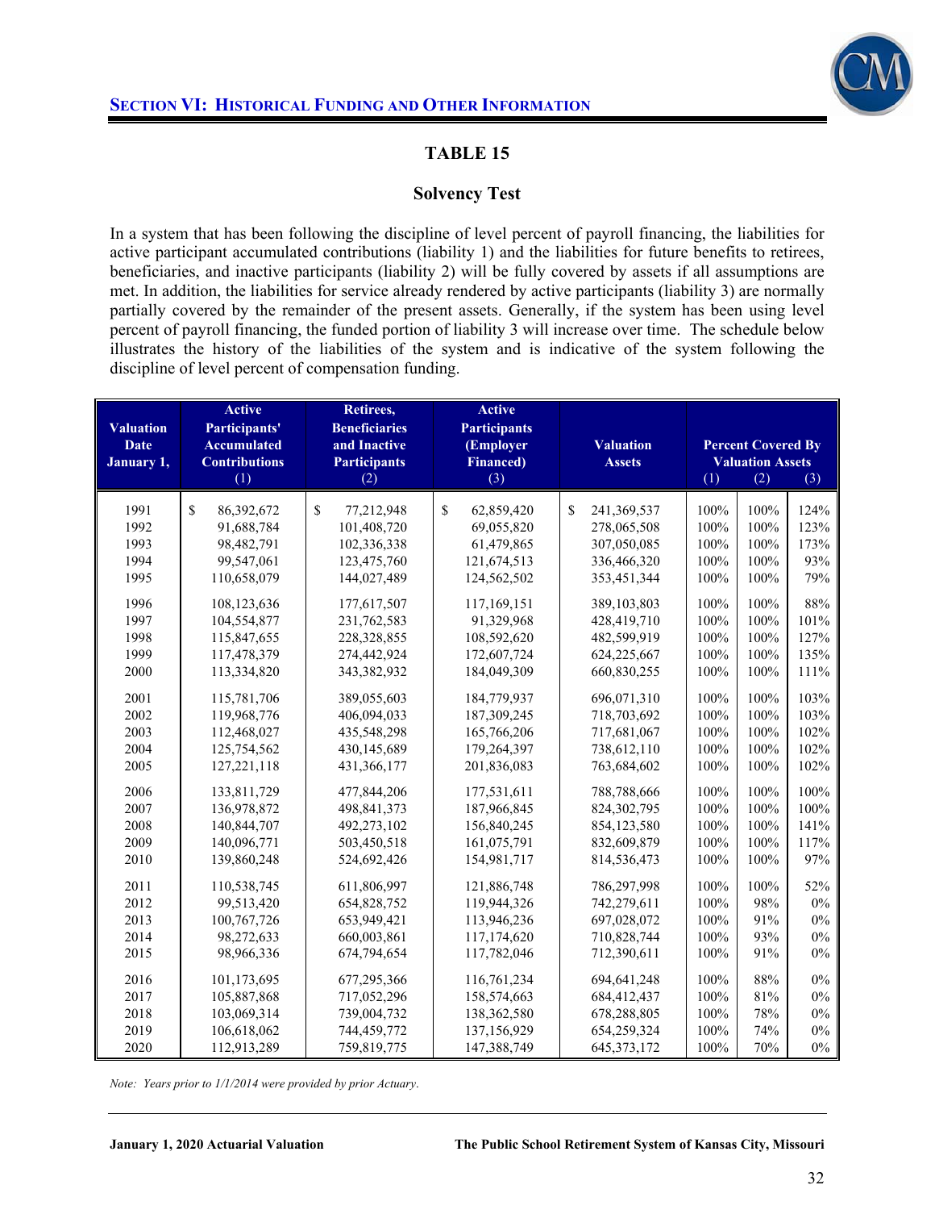## SECTION VI: HISTORICAL FUNDING AND OTHER INFORMATION

### TABLE 15

### Solvency Test

In a system that has been following the discipline of level percent of payroll financing, the liabilities for active participant accumulated contributions (liability 1) and the liabilities for future benefits to retirees, beneficiaries, and inactive participants (liability 2) will be fully covered by assets if all assumptions are met. In addition, the liabilities for service already rendered by active participants (liability 3) are normally partially covered by the remainder of the present assets. Generally, if the system has been using level percent of payroll financing, the funded portion of liability 3 will increase over time. The schedule below illustrates the history of the liabilities of the system and is indicative of the system following the discipline of level percent of compensation funding.

| Valuation Date January 1, | Active Participants' Accumulated Contributions (1) | Retirees, Beneficiaries and Inactive Participants (2) | Active Participants (Employer Financed) (3) | Valuation Assets | Percent Covered By Valuation Assets (1) | (2) | (3) |
|---|---|---|---|---|---|---|---|
| 1991 | $ 86,392,672 | $ 77,212,948 | $ 62,859,420 | $ 241,369,537 | 100% | 100% | 124% |
| 1992 | 91,688,784 | 101,408,720 | 69,055,820 | 278,065,508 | 100% | 100% | 123% |
| 1993 | 98,482,791 | 102,336,338 | 61,479,865 | 307,050,085 | 100% | 100% | 173% |
| 1994 | 99,547,061 | 123,475,760 | 121,674,513 | 336,466,320 | 100% | 100% | 93% |
| 1995 | 110,658,079 | 144,027,489 | 124,562,502 | 353,451,344 | 100% | 100% | 79% |
| 1996 | 108,123,636 | 177,617,507 | 117,169,151 | 389,103,803 | 100% | 100% | 88% |
| 1997 | 104,554,877 | 231,762,583 | 91,329,968 | 428,419,710 | 100% | 100% | 101% |
| 1998 | 115,847,655 | 228,328,855 | 108,592,620 | 482,599,919 | 100% | 100% | 127% |
| 1999 | 117,478,379 | 274,442,924 | 172,607,724 | 624,225,667 | 100% | 100% | 135% |
| 2000 | 113,334,820 | 343,382,932 | 184,049,309 | 660,830,255 | 100% | 100% | 111% |
| 2001 | 115,781,706 | 389,055,603 | 184,779,937 | 696,071,310 | 100% | 100% | 103% |
| 2002 | 119,968,776 | 406,094,033 | 187,309,245 | 718,703,692 | 100% | 100% | 103% |
| 2003 | 112,468,027 | 435,548,298 | 165,766,206 | 717,681,067 | 100% | 100% | 102% |
| 2004 | 125,754,562 | 430,145,689 | 179,264,397 | 738,612,110 | 100% | 100% | 102% |
| 2005 | 127,221,118 | 431,366,177 | 201,836,083 | 763,684,602 | 100% | 100% | 102% |
| 2006 | 133,811,729 | 477,844,206 | 177,531,611 | 788,788,666 | 100% | 100% | 100% |
| 2007 | 136,978,872 | 498,841,373 | 187,966,845 | 824,302,795 | 100% | 100% | 100% |
| 2008 | 140,844,707 | 492,273,102 | 156,840,245 | 854,123,580 | 100% | 100% | 141% |
| 2009 | 140,096,771 | 503,450,518 | 161,075,791 | 832,609,879 | 100% | 100% | 117% |
| 2010 | 139,860,248 | 524,692,426 | 154,981,717 | 814,536,473 | 100% | 100% | 97% |
| 2011 | 110,538,745 | 611,806,997 | 121,886,748 | 786,297,998 | 100% | 100% | 52% |
| 2012 | 99,513,420 | 654,828,752 | 119,944,326 | 742,279,611 | 100% | 98% | 0% |
| 2013 | 100,767,726 | 653,949,421 | 113,946,236 | 697,028,072 | 100% | 91% | 0% |
| 2014 | 98,272,633 | 660,003,861 | 117,174,620 | 710,828,744 | 100% | 93% | 0% |
| 2015 | 98,966,336 | 674,794,654 | 117,782,046 | 712,390,611 | 100% | 91% | 0% |
| 2016 | 101,173,695 | 677,295,366 | 116,761,234 | 694,641,248 | 100% | 88% | 0% |
| 2017 | 105,887,868 | 717,052,296 | 158,574,663 | 684,412,437 | 100% | 81% | 0% |
| 2018 | 103,069,314 | 739,004,732 | 138,362,580 | 678,288,805 | 100% | 78% | 0% |
| 2019 | 106,618,062 | 744,459,772 | 137,156,929 | 654,259,324 | 100% | 74% | 0% |
| 2020 | 112,913,289 | 759,819,775 | 147,388,749 | 645,373,172 | 100% | 70% | 0% |

*Note: Years prior to 1/1/2014 were provided by prior Actuary.*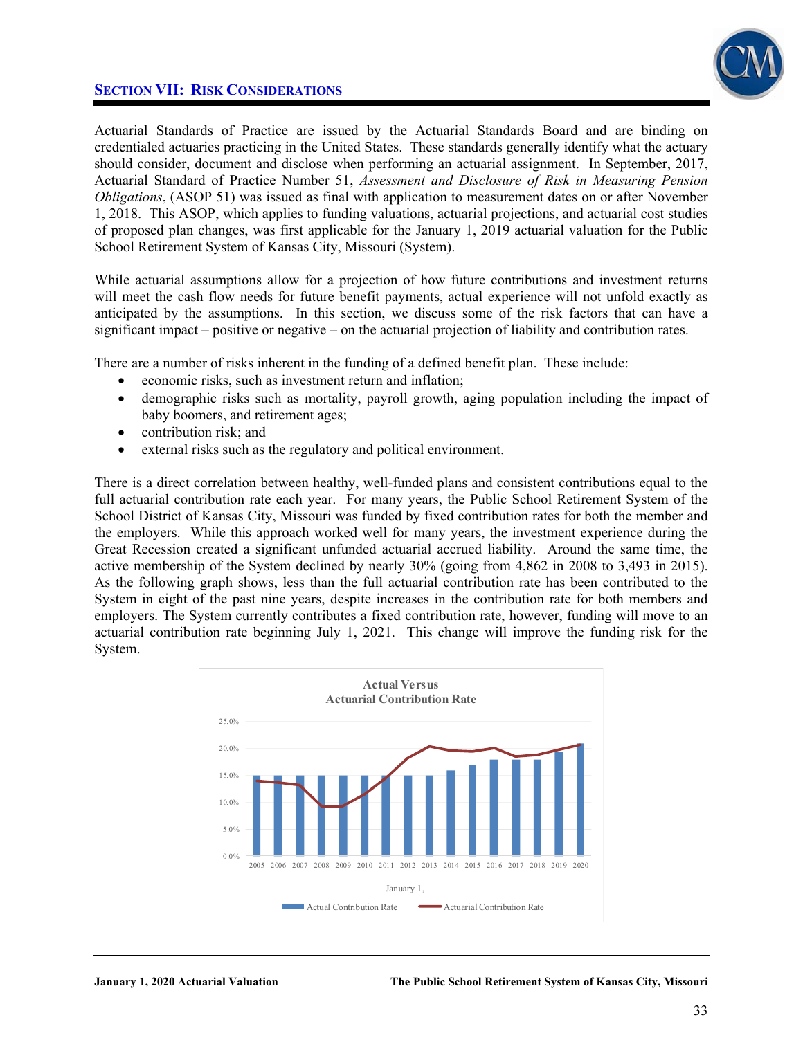## SECTION VII: RISK CONSIDERATIONS

Actuarial Standards of Practice are issued by the Actuarial Standards Board and are binding on credentialed actuaries practicing in the United States. These standards generally identify what the actuary should consider, document and disclose when performing an actuarial assignment. In September, 2017, Actuarial Standard of Practice Number 51, *Assessment and Disclosure of Risk in Measuring Pension Obligations*, (ASOP 51) was issued as final with application to measurement dates on or after November 1, 2018. This ASOP, which applies to funding valuations, actuarial projections, and actuarial cost studies of proposed plan changes, was first applicable for the January 1, 2019 actuarial valuation for the Public School Retirement System of Kansas City, Missouri (System).

While actuarial assumptions allow for a projection of how future contributions and investment returns will meet the cash flow needs for future benefit payments, actual experience will not unfold exactly as anticipated by the assumptions. In this section, we discuss some of the risk factors that can have a significant impact – positive or negative – on the actuarial projection of liability and contribution rates.

There are a number of risks inherent in the funding of a defined benefit plan. These include:

- economic risks, such as investment return and inflation;
- demographic risks such as mortality, payroll growth, aging population including the impact of baby boomers, and retirement ages;
- contribution risk; and
- external risks such as the regulatory and political environment.

There is a direct correlation between healthy, well-funded plans and consistent contributions equal to the full actuarial contribution rate each year. For many years, the Public School Retirement System of the School District of Kansas City, Missouri was funded by fixed contribution rates for both the member and the employers. While this approach worked well for many years, the investment experience during the Great Recession created a significant unfunded actuarial accrued liability. Around the same time, the active membership of the System declined by nearly 30% (going from 4,862 in 2008 to 3,493 in 2015). As the following graph shows, less than the full actuarial contribution rate has been contributed to the System in eight of the past nine years, despite increases in the contribution rate for both members and employers. The System currently contributes a fixed contribution rate, however, funding will move to an actuarial contribution rate beginning July 1, 2021. This change will improve the funding risk for the System.

**Actual Versus Actuarial Contribution Rate**

(Chart: Actual Contribution Rate (bars) and Actuarial Contribution Rate (line), January 1, 2005–2020; y-axis 0.0% to 25.0%)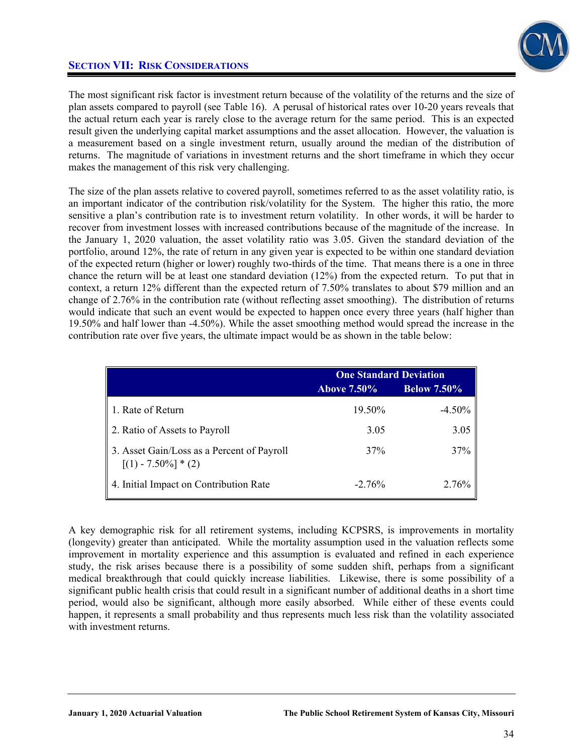## SECTION VII: RISK CONSIDERATIONS

The most significant risk factor is investment return because of the volatility of the returns and the size of plan assets compared to payroll (see Table 16). A perusal of historical rates over 10-20 years reveals that the actual return each year is rarely close to the average return for the same period. This is an expected result given the underlying capital market assumptions and the asset allocation. However, the valuation is a measurement based on a single investment return, usually around the median of the distribution of returns. The magnitude of variations in investment returns and the short timeframe in which they occur makes the management of this risk very challenging.

The size of the plan assets relative to covered payroll, sometimes referred to as the asset volatility ratio, is an important indicator of the contribution risk/volatility for the System. The higher this ratio, the more sensitive a plan's contribution rate is to investment return volatility. In other words, it will be harder to recover from investment losses with increased contributions because of the magnitude of the increase. In the January 1, 2020 valuation, the asset volatility ratio was 3.05. Given the standard deviation of the portfolio, around 12%, the rate of return in any given year is expected to be within one standard deviation of the expected return (higher or lower) roughly two-thirds of the time. That means there is a one in three chance the return will be at least one standard deviation (12%) from the expected return. To put that in context, a return 12% different than the expected return of 7.50% translates to about $79 million and an change of 2.76% in the contribution rate (without reflecting asset smoothing). The distribution of returns would indicate that such an event would be expected to happen once every three years (half higher than 19.50% and half lower than -4.50%). While the asset smoothing method would spread the increase in the contribution rate over five years, the ultimate impact would be as shown in the table below:

| | One Standard Deviation | |
|---|---|---|
| | Above 7.50% | Below 7.50% |
| 1. Rate of Return | 19.50% | -4.50% |
| 2. Ratio of Assets to Payroll | 3.05 | 3.05 |
| 3. Asset Gain/Loss as a Percent of Payroll [(1) - 7.50%] * (2) | 37% | 37% |
| 4. Initial Impact on Contribution Rate | -2.76% | 2.76% |

A key demographic risk for all retirement systems, including KCPSRS, is improvements in mortality (longevity) greater than anticipated. While the mortality assumption used in the valuation reflects some improvement in mortality experience and this assumption is evaluated and refined in each experience study, the risk arises because there is a possibility of some sudden shift, perhaps from a significant medical breakthrough that could quickly increase liabilities. Likewise, there is some possibility of a significant public health crisis that could result in a significant number of additional deaths in a short time period, would also be significant, although more easily absorbed. While either of these events could happen, it represents a small probability and thus represents much less risk than the volatility associated with investment returns.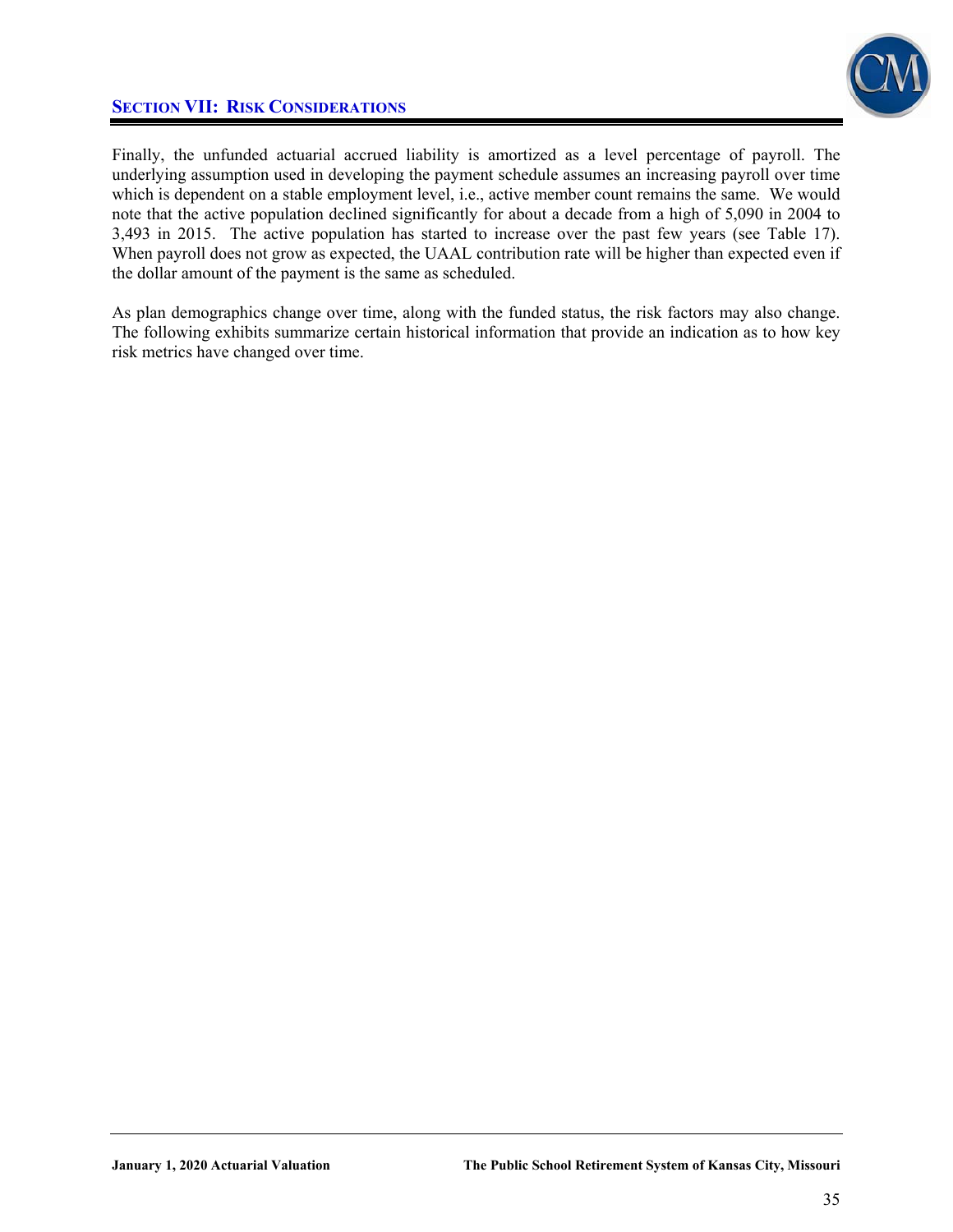Finally, the unfunded actuarial accrued liability is amortized as a level percentage of payroll. The underlying assumption used in developing the payment schedule assumes an increasing payroll over time which is dependent on a stable employment level, i.e., active member count remains the same. We would note that the active population declined significantly for about a decade from a high of 5,090 in 2004 to 3,493 in 2015. The active population has started to increase over the past few years (see Table 17). When payroll does not grow as expected, the UAAL contribution rate will be higher than expected even if the dollar amount of the payment is the same as scheduled.

As plan demographics change over time, along with the funded status, the risk factors may also change. The following exhibits summarize certain historical information that provide an indication as to how key risk metrics have changed over time.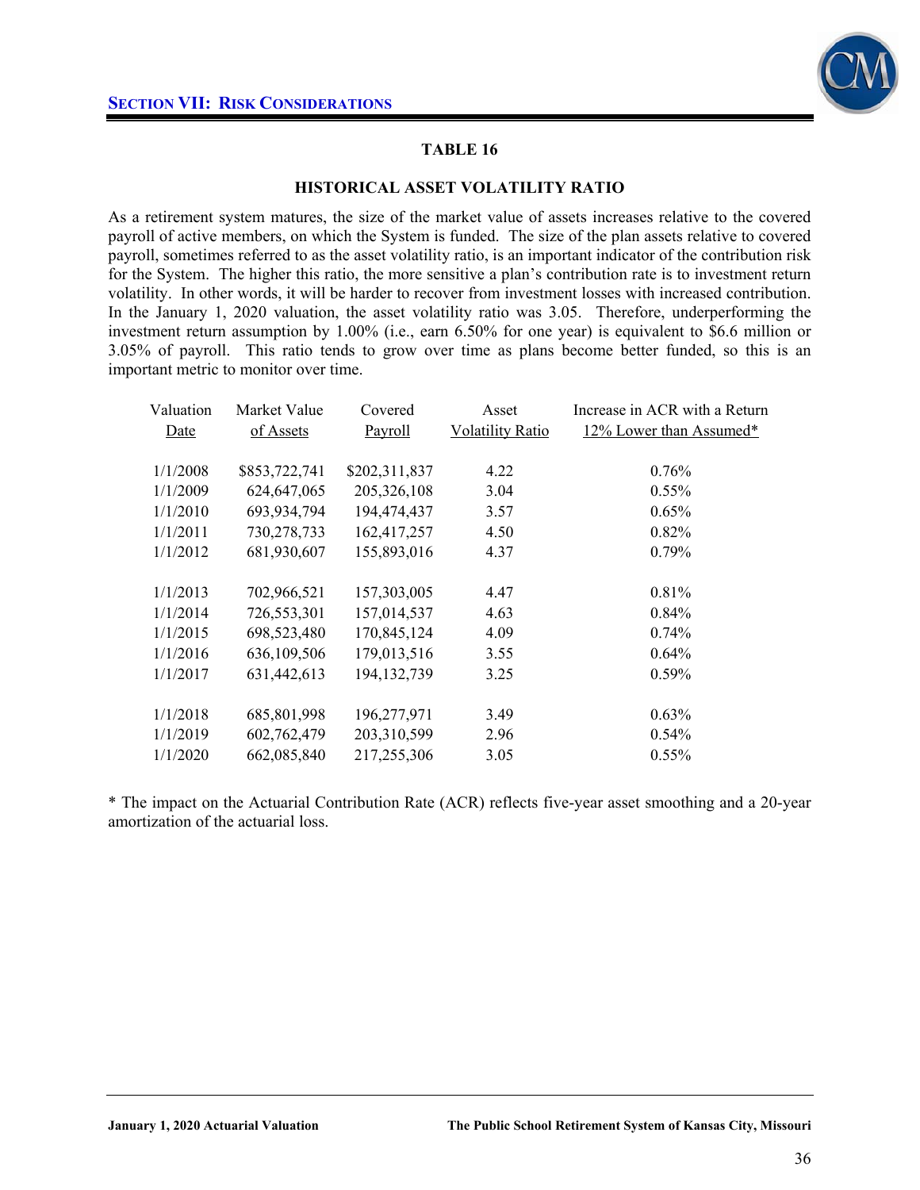## SECTION VII: RISK CONSIDERATIONS

### TABLE 16

### HISTORICAL ASSET VOLATILITY RATIO

As a retirement system matures, the size of the market value of assets increases relative to the covered payroll of active members, on which the System is funded. The size of the plan assets relative to covered payroll, sometimes referred to as the asset volatility ratio, is an important indicator of the contribution risk for the System. The higher this ratio, the more sensitive a plan's contribution rate is to investment return volatility. In other words, it will be harder to recover from investment losses with increased contribution. In the January 1, 2020 valuation, the asset volatility ratio was 3.05. Therefore, underperforming the investment return assumption by 1.00% (i.e., earn 6.50% for one year) is equivalent to $6.6 million or 3.05% of payroll. This ratio tends to grow over time as plans become better funded, so this is an important metric to monitor over time.

| Valuation Date | Market Value of Assets | Covered Payroll | Asset Volatility Ratio | Increase in ACR with a Return 12% Lower than Assumed* |
|---|---|---|---|---|
| 1/1/2008 | $853,722,741 | $202,311,837 | 4.22 | 0.76% |
| 1/1/2009 | 624,647,065 | 205,326,108 | 3.04 | 0.55% |
| 1/1/2010 | 693,934,794 | 194,474,437 | 3.57 | 0.65% |
| 1/1/2011 | 730,278,733 | 162,417,257 | 4.50 | 0.82% |
| 1/1/2012 | 681,930,607 | 155,893,016 | 4.37 | 0.79% |
| 1/1/2013 | 702,966,521 | 157,303,005 | 4.47 | 0.81% |
| 1/1/2014 | 726,553,301 | 157,014,537 | 4.63 | 0.84% |
| 1/1/2015 | 698,523,480 | 170,845,124 | 4.09 | 0.74% |
| 1/1/2016 | 636,109,506 | 179,013,516 | 3.55 | 0.64% |
| 1/1/2017 | 631,442,613 | 194,132,739 | 3.25 | 0.59% |
| 1/1/2018 | 685,801,998 | 196,277,971 | 3.49 | 0.63% |
| 1/1/2019 | 602,762,479 | 203,310,599 | 2.96 | 0.54% |
| 1/1/2020 | 662,085,840 | 217,255,306 | 3.05 | 0.55% |

* The impact on the Actuarial Contribution Rate (ACR) reflects five-year asset smoothing and a 20-year amortization of the actuarial loss.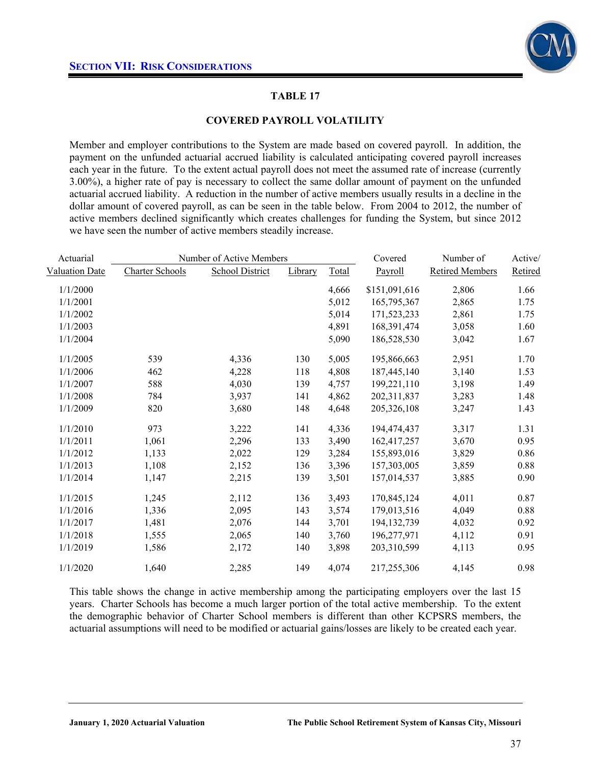## SECTION VII: RISK CONSIDERATIONS

### TABLE 17

### COVERED PAYROLL VOLATILITY

Member and employer contributions to the System are made based on covered payroll. In addition, the payment on the unfunded actuarial accrued liability is calculated anticipating covered payroll increases each year in the future. To the extent actual payroll does not meet the assumed rate of increase (currently 3.00%), a higher rate of pay is necessary to collect the same dollar amount of payment on the unfunded actuarial accrued liability. A reduction in the number of active members usually results in a decline in the dollar amount of covered payroll, as can be seen in the table below. From 2004 to 2012, the number of active members declined significantly which creates challenges for funding the System, but since 2012 we have seen the number of active members steadily increase.

| Actuarial | Number of Active Members | | | | Covered | Number of | Active/ |
|---|---|---|---|---|---|---|---|
| Valuation Date | Charter Schools | School District | Library | Total | Payroll | Retired Members | Retired |
| 1/1/2000 | | | | 4,666 | $151,091,616 | 2,806 | 1.66 |
| 1/1/2001 | | | | 5,012 | 165,795,367 | 2,865 | 1.75 |
| 1/1/2002 | | | | 5,014 | 171,523,233 | 2,861 | 1.75 |
| 1/1/2003 | | | | 4,891 | 168,391,474 | 3,058 | 1.60 |
| 1/1/2004 | | | | 5,090 | 186,528,530 | 3,042 | 1.67 |
| 1/1/2005 | 539 | 4,336 | 130 | 5,005 | 195,866,663 | 2,951 | 1.70 |
| 1/1/2006 | 462 | 4,228 | 118 | 4,808 | 187,445,140 | 3,140 | 1.53 |
| 1/1/2007 | 588 | 4,030 | 139 | 4,757 | 199,221,110 | 3,198 | 1.49 |
| 1/1/2008 | 784 | 3,937 | 141 | 4,862 | 202,311,837 | 3,283 | 1.48 |
| 1/1/2009 | 820 | 3,680 | 148 | 4,648 | 205,326,108 | 3,247 | 1.43 |
| 1/1/2010 | 973 | 3,222 | 141 | 4,336 | 194,474,437 | 3,317 | 1.31 |
| 1/1/2011 | 1,061 | 2,296 | 133 | 3,490 | 162,417,257 | 3,670 | 0.95 |
| 1/1/2012 | 1,133 | 2,022 | 129 | 3,284 | 155,893,016 | 3,829 | 0.86 |
| 1/1/2013 | 1,108 | 2,152 | 136 | 3,396 | 157,303,005 | 3,859 | 0.88 |
| 1/1/2014 | 1,147 | 2,215 | 139 | 3,501 | 157,014,537 | 3,885 | 0.90 |
| 1/1/2015 | 1,245 | 2,112 | 136 | 3,493 | 170,845,124 | 4,011 | 0.87 |
| 1/1/2016 | 1,336 | 2,095 | 143 | 3,574 | 179,013,516 | 4,049 | 0.88 |
| 1/1/2017 | 1,481 | 2,076 | 144 | 3,701 | 194,132,739 | 4,032 | 0.92 |
| 1/1/2018 | 1,555 | 2,065 | 140 | 3,760 | 196,277,971 | 4,112 | 0.91 |
| 1/1/2019 | 1,586 | 2,172 | 140 | 3,898 | 203,310,599 | 4,113 | 0.95 |
| 1/1/2020 | 1,640 | 2,285 | 149 | 4,074 | 217,255,306 | 4,145 | 0.98 |

This table shows the change in active membership among the participating employers over the last 15 years. Charter Schools has become a much larger portion of the total active membership. To the extent the demographic behavior of Charter School members is different than other KCPSRS members, the actuarial assumptions will need to be modified or actuarial gains/losses are likely to be created each year.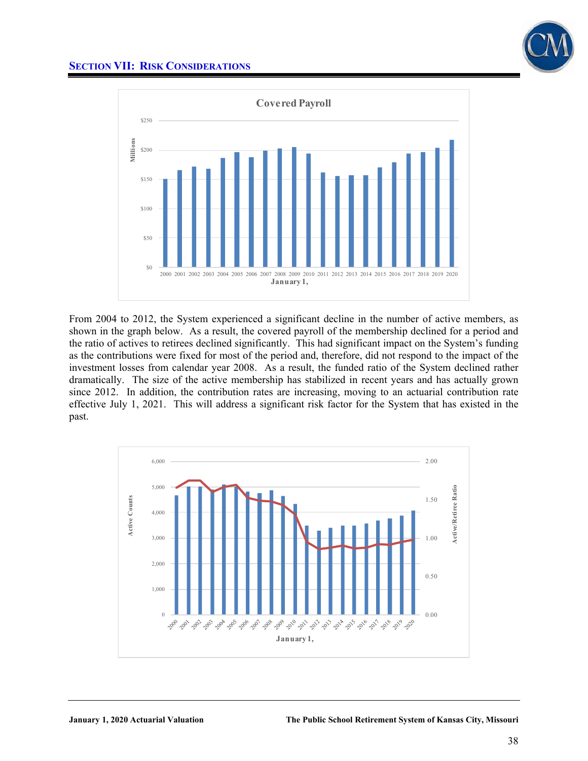## SECTION VII: RISK CONSIDERATIONS

**Covered Payroll**

From 2004 to 2012, the System experienced a significant decline in the number of active members, as shown in the graph below. As a result, the covered payroll of the membership declined for a period and the ratio of actives to retirees declined significantly. This had significant impact on the System's funding as the contributions were fixed for most of the period and, therefore, did not respond to the impact of the investment losses from calendar year 2008. As a result, the funded ratio of the System declined rather dramatically. The size of the active membership has stabilized in recent years and has actually grown since 2012. In addition, the contribution rates are increasing, moving to an actuarial contribution rate effective July 1, 2021. This will address a significant risk factor for the System that has existed in the past.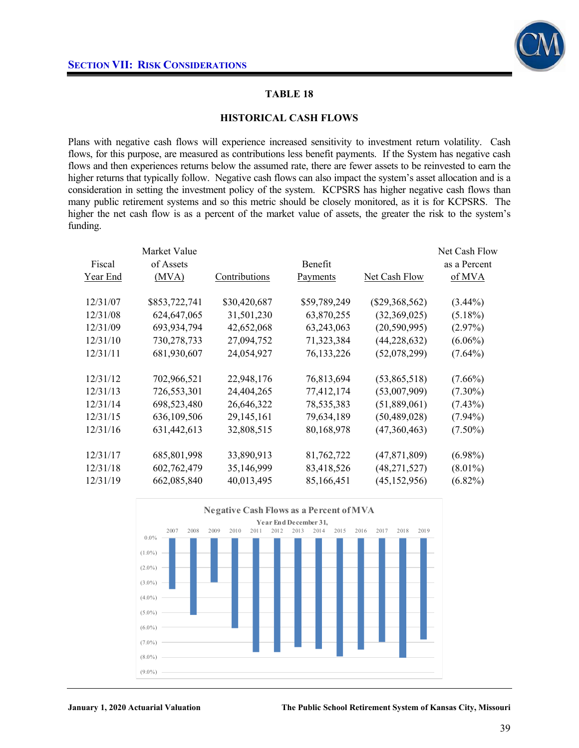**SECTION VII: RISK CONSIDERATIONS**

## TABLE 18

## HISTORICAL CASH FLOWS

Plans with negative cash flows will experience increased sensitivity to investment return volatility. Cash flows, for this purpose, are measured as contributions less benefit payments. If the System has negative cash flows and then experiences returns below the assumed rate, there are fewer assets to be reinvested to earn the higher returns that typically follow. Negative cash flows can also impact the system's asset allocation and is a consideration in setting the investment policy of the system. KCPSRS has higher negative cash flows than many public retirement systems and so this metric should be closely monitored, as it is for KCPSRS. The higher the net cash flow is as a percent of the market value of assets, the greater the risk to the system's funding.

| Fiscal Year End | Market Value of Assets (MVA) | Contributions | Benefit Payments | Net Cash Flow | Net Cash Flow as a Percent of MVA |
|---|---|---|---|---|---|
| 12/31/07 | $853,722,741 | $30,420,687 | $59,789,249 | ($29,368,562) | (3.44%) |
| 12/31/08 | 624,647,065 | 31,501,230 | 63,870,255 | (32,369,025) | (5.18%) |
| 12/31/09 | 693,934,794 | 42,652,068 | 63,243,063 | (20,590,995) | (2.97%) |
| 12/31/10 | 730,278,733 | 27,094,752 | 71,323,384 | (44,228,632) | (6.06%) |
| 12/31/11 | 681,930,607 | 24,054,927 | 76,133,226 | (52,078,299) | (7.64%) |
| 12/31/12 | 702,966,521 | 22,948,176 | 76,813,694 | (53,865,518) | (7.66%) |
| 12/31/13 | 726,553,301 | 24,404,265 | 77,412,174 | (53,007,909) | (7.30%) |
| 12/31/14 | 698,523,480 | 26,646,322 | 78,535,383 | (51,889,061) | (7.43%) |
| 12/31/15 | 636,109,506 | 29,145,161 | 79,634,189 | (50,489,028) | (7.94%) |
| 12/31/16 | 631,442,613 | 32,808,515 | 80,168,978 | (47,360,463) | (7.50%) |
| 12/31/17 | 685,801,998 | 33,890,913 | 81,762,722 | (47,871,809) | (6.98%) |
| 12/31/18 | 602,762,479 | 35,146,999 | 83,418,526 | (48,271,527) | (8.01%) |
| 12/31/19 | 662,085,840 | 40,013,495 | 85,166,451 | (45,152,956) | (6.82%) |

**Negative Cash Flows as a Percent of MVA**

Year End December 31,

| Year | 2007 | 2008 | 2009 | 2010 | 2011 | 2012 | 2013 | 2014 | 2015 | 2016 | 2017 | 2018 | 2019 |
|---|---|---|---|---|---|---|---|---|---|---|---|---|---|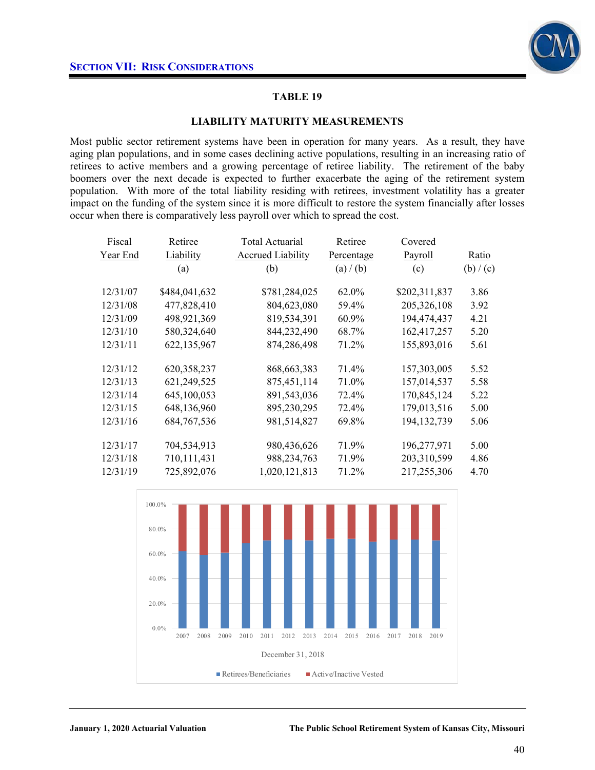## SECTION VII: RISK CONSIDERATIONS

### TABLE 19

### LIABILITY MATURITY MEASUREMENTS

Most public sector retirement systems have been in operation for many years. As a result, they have aging plan populations, and in some cases declining active populations, resulting in an increasing ratio of retirees to active members and a growing percentage of retiree liability. The retirement of the baby boomers over the next decade is expected to further exacerbate the aging of the retirement system population. With more of the total liability residing with retirees, investment volatility has a greater impact on the funding of the system since it is more difficult to restore the system financially after losses occur when there is comparatively less payroll over which to spread the cost.

| Fiscal Year End | Retiree Liability (a) | Total Actuarial Accrued Liability (b) | Retiree Percentage (a) / (b) | Covered Payroll (c) | Ratio (b) / (c) |
|---|---|---|---|---|---|
| 12/31/07 | $484,041,632 | $781,284,025 | 62.0% | $202,311,837 | 3.86 |
| 12/31/08 | 477,828,410 | 804,623,080 | 59.4% | 205,326,108 | 3.92 |
| 12/31/09 | 498,921,369 | 819,534,391 | 60.9% | 194,474,437 | 4.21 |
| 12/31/10 | 580,324,640 | 844,232,490 | 68.7% | 162,417,257 | 5.20 |
| 12/31/11 | 622,135,967 | 874,286,498 | 71.2% | 155,893,016 | 5.61 |
| 12/31/12 | 620,358,237 | 868,663,383 | 71.4% | 157,303,005 | 5.52 |
| 12/31/13 | 621,249,525 | 875,451,114 | 71.0% | 157,014,537 | 5.58 |
| 12/31/14 | 645,100,053 | 891,543,036 | 72.4% | 170,845,124 | 5.22 |
| 12/31/15 | 648,136,960 | 895,230,295 | 72.4% | 179,013,516 | 5.00 |
| 12/31/16 | 684,767,536 | 981,514,827 | 69.8% | 194,132,739 | 5.06 |
| 12/31/17 | 704,534,913 | 980,436,626 | 71.9% | 196,277,971 | 5.00 |
| 12/31/18 | 710,111,431 | 988,234,763 | 71.9% | 203,310,599 | 4.86 |
| 12/31/19 | 725,892,076 | 1,020,121,813 | 71.2% | 217,255,306 | 4.70 |

December 31, 2018

■ Retirees/Beneficiaries ■ Active/Inactive Vested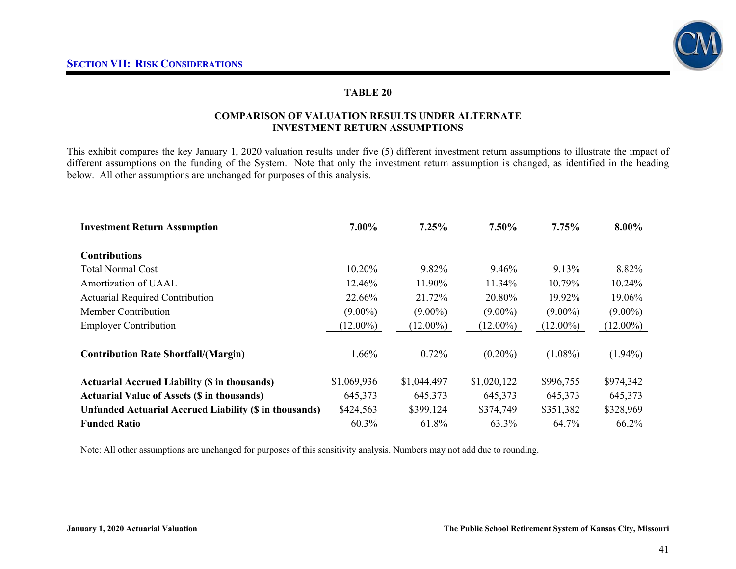## TABLE 20

### COMPARISON OF VALUATION RESULTS UNDER ALTERNATE INVESTMENT RETURN ASSUMPTIONS

This exhibit compares the key January 1, 2020 valuation results under five (5) different investment return assumptions to illustrate the impact of different assumptions on the funding of the System. Note that only the investment return assumption is changed, as identified in the heading below. All other assumptions are unchanged for purposes of this analysis.

| **Investment Return Assumption** | **7.00%** | **7.25%** | **7.50%** | **7.75%** | **8.00%** |
|---|---|---|---|---|---|
| **Contributions** | | | | | |
| Total Normal Cost | 10.20% | 9.82% | 9.46% | 9.13% | 8.82% |
| Amortization of UAAL | 12.46% | 11.90% | 11.34% | 10.79% | 10.24% |
| Actuarial Required Contribution | 22.66% | 21.72% | 20.80% | 19.92% | 19.06% |
| Member Contribution | (9.00%) | (9.00%) | (9.00%) | (9.00%) | (9.00%) |
| Employer Contribution | (12.00%) | (12.00%) | (12.00%) | (12.00%) | (12.00%) |
| **Contribution Rate Shortfall/(Margin)** | 1.66% | 0.72% | (0.20%) | (1.08%) | (1.94%) |
| **Actuarial Accrued Liability ($ in thousands)** | $1,069,936 | $1,044,497 | $1,020,122 | $996,755 | $974,342 |
| **Actuarial Value of Assets ($ in thousands)** | 645,373 | 645,373 | 645,373 | 645,373 | 645,373 |
| **Unfunded Actuarial Accrued Liability ($ in thousands)** | $424,563 | $399,124 | $374,749 | $351,382 | $328,969 |
| **Funded Ratio** | 60.3% | 61.8% | 63.3% | 64.7% | 66.2% |

Note: All other assumptions are unchanged for purposes of this sensitivity analysis. Numbers may not add due to rounding.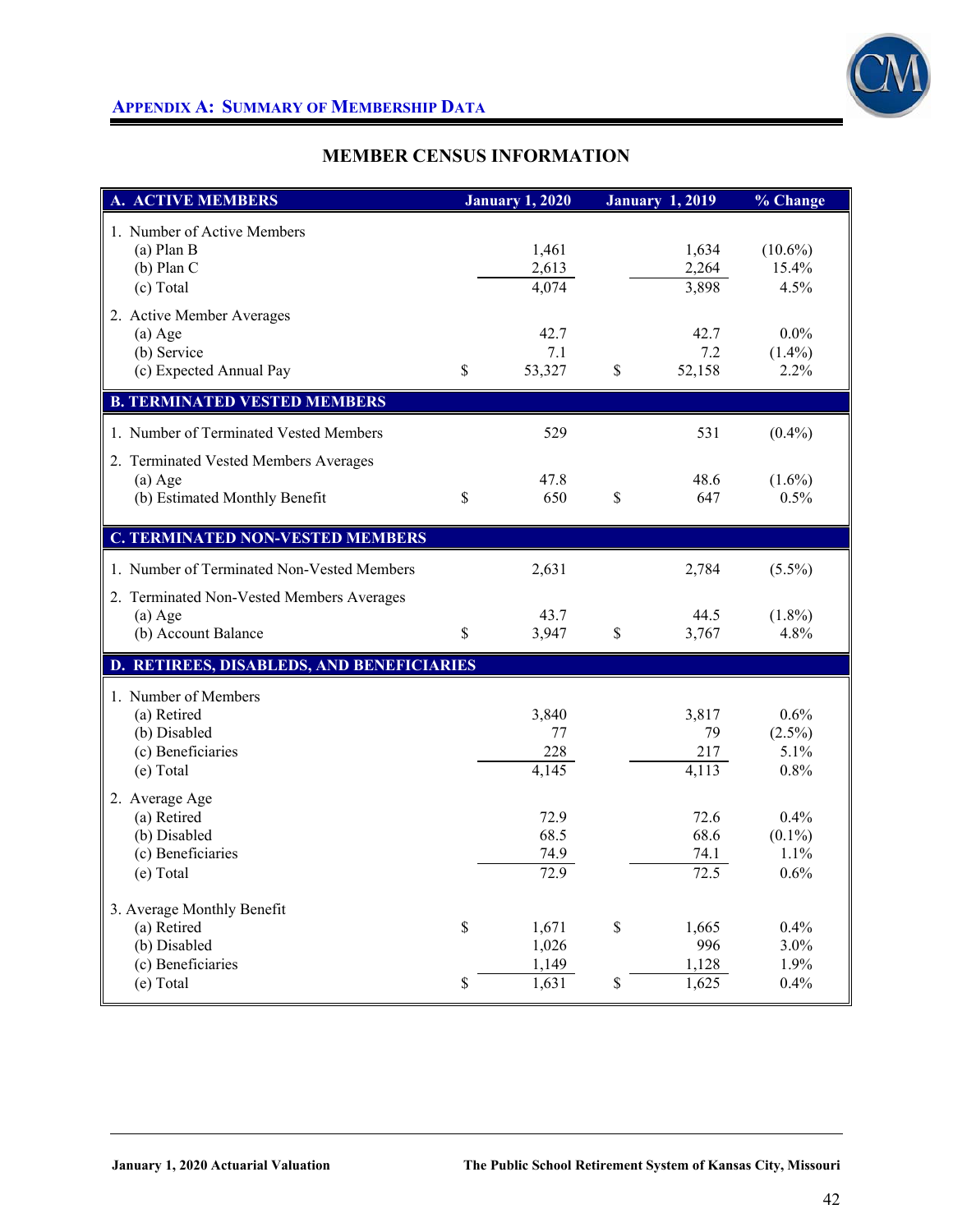## APPENDIX A: SUMMARY OF MEMBERSHIP DATA

### MEMBER CENSUS INFORMATION

| A. ACTIVE MEMBERS | January 1, 2020 | January 1, 2019 | % Change |
|---|---|---|---|
| 1. Number of Active Members | | | |
| (a) Plan B | 1,461 | 1,634 | (10.6%) |
| (b) Plan C | 2,613 | 2,264 | 15.4% |
| (c) Total | 4,074 | 3,898 | 4.5% |
| 2. Active Member Averages | | | |
| (a) Age | 42.7 | 42.7 | 0.0% |
| (b) Service | 7.1 | 7.2 | (1.4%) |
| (c) Expected Annual Pay | $ 53,327 | $ 52,158 | 2.2% |
| **B. TERMINATED VESTED MEMBERS** | | | |
| 1. Number of Terminated Vested Members | 529 | 531 | (0.4%) |
| 2. Terminated Vested Members Averages | | | |
| (a) Age | 47.8 | 48.6 | (1.6%) |
| (b) Estimated Monthly Benefit | $ 650 | $ 647 | 0.5% |
| **C. TERMINATED NON-VESTED MEMBERS** | | | |
| 1. Number of Terminated Non-Vested Members | 2,631 | 2,784 | (5.5%) |
| 2. Terminated Non-Vested Members Averages | | | |
| (a) Age | 43.7 | 44.5 | (1.8%) |
| (b) Account Balance | $ 3,947 | $ 3,767 | 4.8% |
| **D. RETIREES, DISABLEDS, AND BENEFICIARIES** | | | |
| 1. Number of Members | | | |
| (a) Retired | 3,840 | 3,817 | 0.6% |
| (b) Disabled | 77 | 79 | (2.5%) |
| (c) Beneficiaries | 228 | 217 | 5.1% |
| (e) Total | 4,145 | 4,113 | 0.8% |
| 2. Average Age | | | |
| (a) Retired | 72.9 | 72.6 | 0.4% |
| (b) Disabled | 68.5 | 68.6 | (0.1%) |
| (c) Beneficiaries | 74.9 | 74.1 | 1.1% |
| (e) Total | 72.9 | 72.5 | 0.6% |
| 3. Average Monthly Benefit | | | |
| (a) Retired | $ 1,671 | $ 1,665 | 0.4% |
| (b) Disabled | 1,026 | 996 | 3.0% |
| (c) Beneficiaries | 1,149 | 1,128 | 1.9% |
| (e) Total | $ 1,631 | $ 1,625 | 0.4% |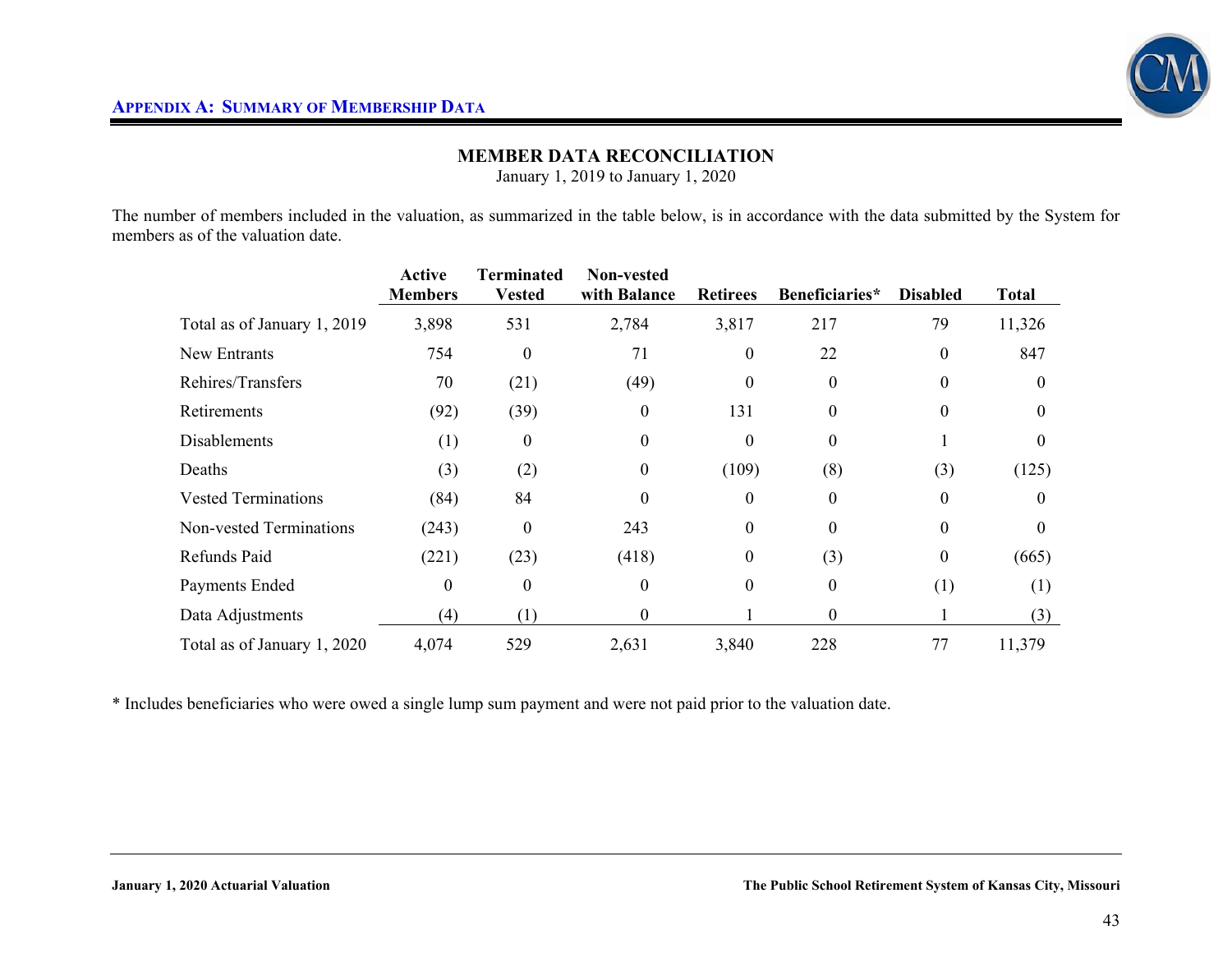## APPENDIX A: SUMMARY OF MEMBERSHIP DATA

### MEMBER DATA RECONCILIATION

January 1, 2019 to January 1, 2020

The number of members included in the valuation, as summarized in the table below, is in accordance with the data submitted by the System for members as of the valuation date.

| | Active Members | Terminated Vested | Non-vested with Balance | Retirees | Beneficiaries* | Disabled | Total |
|---|---|---|---|---|---|---|---|
| Total as of January 1, 2019 | 3,898 | 531 | 2,784 | 3,817 | 217 | 79 | 11,326 |
| New Entrants | 754 | 0 | 71 | 0 | 22 | 0 | 847 |
| Rehires/Transfers | 70 | (21) | (49) | 0 | 0 | 0 | 0 |
| Retirements | (92) | (39) | 0 | 131 | 0 | 0 | 0 |
| Disablements | (1) | 0 | 0 | 0 | 0 | 1 | 0 |
| Deaths | (3) | (2) | 0 | (109) | (8) | (3) | (125) |
| Vested Terminations | (84) | 84 | 0 | 0 | 0 | 0 | 0 |
| Non-vested Terminations | (243) | 0 | 243 | 0 | 0 | 0 | 0 |
| Refunds Paid | (221) | (23) | (418) | 0 | (3) | 0 | (665) |
| Payments Ended | 0 | 0 | 0 | 0 | 0 | (1) | (1) |
| Data Adjustments | (4) | (1) | 0 | 1 | 0 | 1 | (3) |
| Total as of January 1, 2020 | 4,074 | 529 | 2,631 | 3,840 | 228 | 77 | 11,379 |

* Includes beneficiaries who were owed a single lump sum payment and were not paid prior to the valuation date.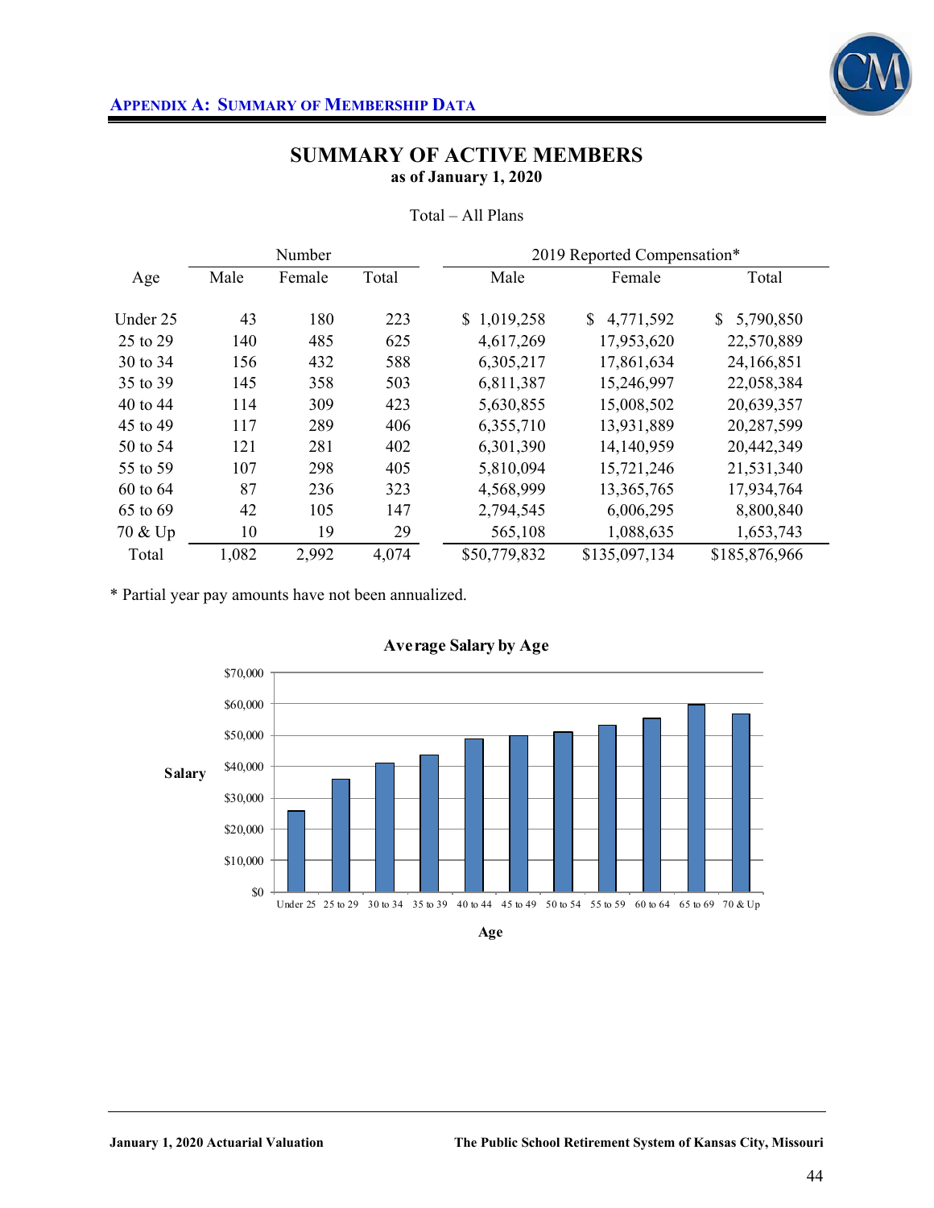## SUMMARY OF ACTIVE MEMBERS
### as of January 1, 2020

Total – All Plans

| Age | Number | | | 2019 Reported Compensation* | | |
|---|---|---|---|---|---|---|
| | Male | Female | Total | Male | Female | Total |
| Under 25 | 43 | 180 | 223 | $ 1,019,258 | $ 4,771,592 | $ 5,790,850 |
| 25 to 29 | 140 | 485 | 625 | 4,617,269 | 17,953,620 | 22,570,889 |
| 30 to 34 | 156 | 432 | 588 | 6,305,217 | 17,861,634 | 24,166,851 |
| 35 to 39 | 145 | 358 | 503 | 6,811,387 | 15,246,997 | 22,058,384 |
| 40 to 44 | 114 | 309 | 423 | 5,630,855 | 15,008,502 | 20,639,357 |
| 45 to 49 | 117 | 289 | 406 | 6,355,710 | 13,931,889 | 20,287,599 |
| 50 to 54 | 121 | 281 | 402 | 6,301,390 | 14,140,959 | 20,442,349 |
| 55 to 59 | 107 | 298 | 405 | 5,810,094 | 15,721,246 | 21,531,340 |
| 60 to 64 | 87 | 236 | 323 | 4,568,999 | 13,365,765 | 17,934,764 |
| 65 to 69 | 42 | 105 | 147 | 2,794,545 | 6,006,295 | 8,800,840 |
| 70 & Up | 10 | 19 | 29 | 565,108 | 1,088,635 | 1,653,743 |
| Total | 1,082 | 2,992 | 4,074 | $50,779,832 | $135,097,134 | $185,876,966 |

* Partial year pay amounts have not been annualized.

**Average Salary by Age**

| Age | Salary |
|---|---|
| Under 25 | ~$26,000 |
| 25 to 29 | ~$36,000 |
| 30 to 34 | ~$41,000 |
| 35 to 39 | ~$44,000 |
| 40 to 44 | ~$49,000 |
| 45 to 49 | ~$50,000 |
| 50 to 54 | ~$51,000 |
| 55 to 59 | ~$53,000 |
| 60 to 64 | ~$55,500 |
| 65 to 69 | ~$60,000 |
| 70 & Up | ~$57,000 |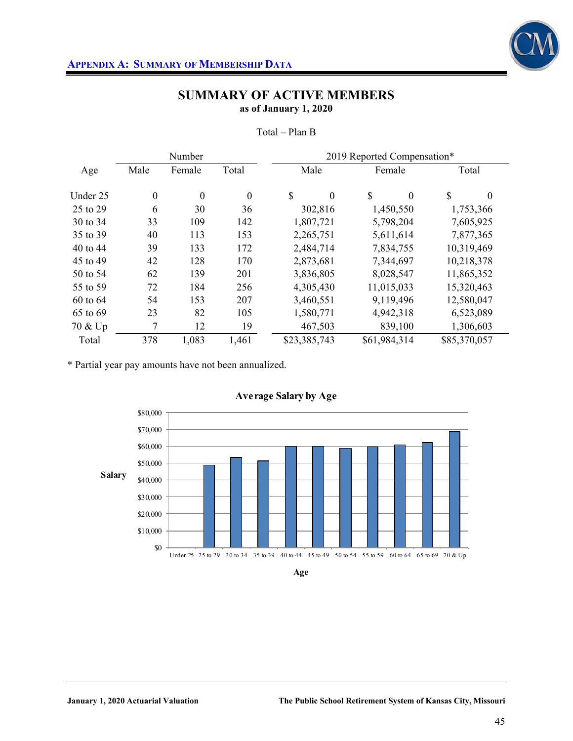## Appendix A: Summary of Membership Data

# SUMMARY OF ACTIVE MEMBERS

**as of January 1, 2020**

Total – Plan B

| Age | Number | | | 2019 Reported Compensation* | | |
|---|---|---|---|---|---|---|
| | Male | Female | Total | Male | Female | Total |
| Under 25 | 0 | 0 | 0 | $ 0 | $ 0 | $ 0 |
| 25 to 29 | 6 | 30 | 36 | 302,816 | 1,450,550 | 1,753,366 |
| 30 to 34 | 33 | 109 | 142 | 1,807,721 | 5,798,204 | 7,605,925 |
| 35 to 39 | 40 | 113 | 153 | 2,265,751 | 5,611,614 | 7,877,365 |
| 40 to 44 | 39 | 133 | 172 | 2,484,714 | 7,834,755 | 10,319,469 |
| 45 to 49 | 42 | 128 | 170 | 2,873,681 | 7,344,697 | 10,218,378 |
| 50 to 54 | 62 | 139 | 201 | 3,836,805 | 8,028,547 | 11,865,352 |
| 55 to 59 | 72 | 184 | 256 | 4,305,430 | 11,015,033 | 15,320,463 |
| 60 to 64 | 54 | 153 | 207 | 3,460,551 | 9,119,496 | 12,580,047 |
| 65 to 69 | 23 | 82 | 105 | 1,580,771 | 4,942,318 | 6,523,089 |
| 70 & Up | 7 | 12 | 19 | 467,503 | 839,100 | 1,306,603 |
| Total | 378 | 1,083 | 1,461 | $23,385,743 | $61,984,314 | $85,370,057 |

\* Partial year pay amounts have not been annualized.

**Average Salary by Age**

| Age | Under 25 | 25 to 29 | 30 to 34 | 35 to 39 | 40 to 44 | 45 to 49 | 50 to 54 | 55 to 59 | 60 to 64 | 65 to 69 | 70 & Up |
|---|---|---|---|---|---|---|---|---|---|---|---|
| Salary | $0 | ~$48,700 | ~$53,600 | ~$51,500 | ~$60,000 | ~$60,100 | ~$59,000 | ~$59,800 | ~$60,800 | ~$62,100 | ~$68,800 |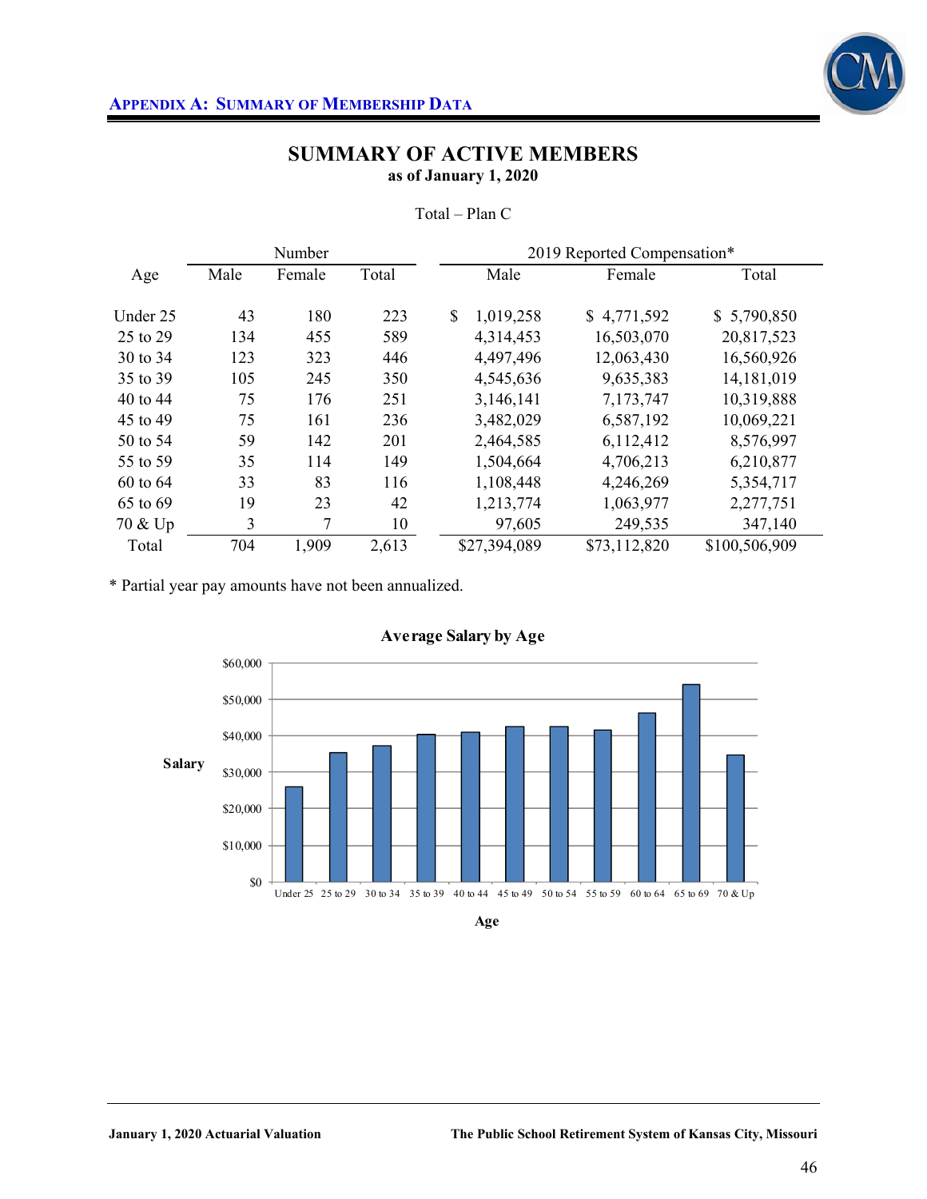## APPENDIX A: SUMMARY OF MEMBERSHIP DATA

# SUMMARY OF ACTIVE MEMBERS

**as of January 1, 2020**

Total – Plan C

| Age | Number | | | 2019 Reported Compensation* | | |
|---|---|---|---|---|---|---|
| | Male | Female | Total | Male | Female | Total |
| Under 25 | 43 | 180 | 223 | $ 1,019,258 | $ 4,771,592 | $ 5,790,850 |
| 25 to 29 | 134 | 455 | 589 | 4,314,453 | 16,503,070 | 20,817,523 |
| 30 to 34 | 123 | 323 | 446 | 4,497,496 | 12,063,430 | 16,560,926 |
| 35 to 39 | 105 | 245 | 350 | 4,545,636 | 9,635,383 | 14,181,019 |
| 40 to 44 | 75 | 176 | 251 | 3,146,141 | 7,173,747 | 10,319,888 |
| 45 to 49 | 75 | 161 | 236 | 3,482,029 | 6,587,192 | 10,069,221 |
| 50 to 54 | 59 | 142 | 201 | 2,464,585 | 6,112,412 | 8,576,997 |
| 55 to 59 | 35 | 114 | 149 | 1,504,664 | 4,706,213 | 6,210,877 |
| 60 to 64 | 33 | 83 | 116 | 1,108,448 | 4,246,269 | 5,354,717 |
| 65 to 69 | 19 | 23 | 42 | 1,213,774 | 1,063,977 | 2,277,751 |
| 70 & Up | 3 | 7 | 10 | 97,605 | 249,535 | 347,140 |
| Total | 704 | 1,909 | 2,613 | $27,394,089 | $73,112,820 | $100,506,909 |

\* Partial year pay amounts have not been annualized.

**Average Salary by Age**

| Age | Salary (approx.) |
|---|---|
| Under 25 | $26,000 |
| 25 to 29 | $35,300 |
| 30 to 34 | $37,100 |
| 35 to 39 | $40,500 |
| 40 to 44 | $41,100 |
| 45 to 49 | $42,700 |
| 50 to 54 | $42,700 |
| 55 to 59 | $41,700 |
| 60 to 64 | $46,200 |
| 65 to 69 | $54,200 |
| 70 & Up | $34,700 |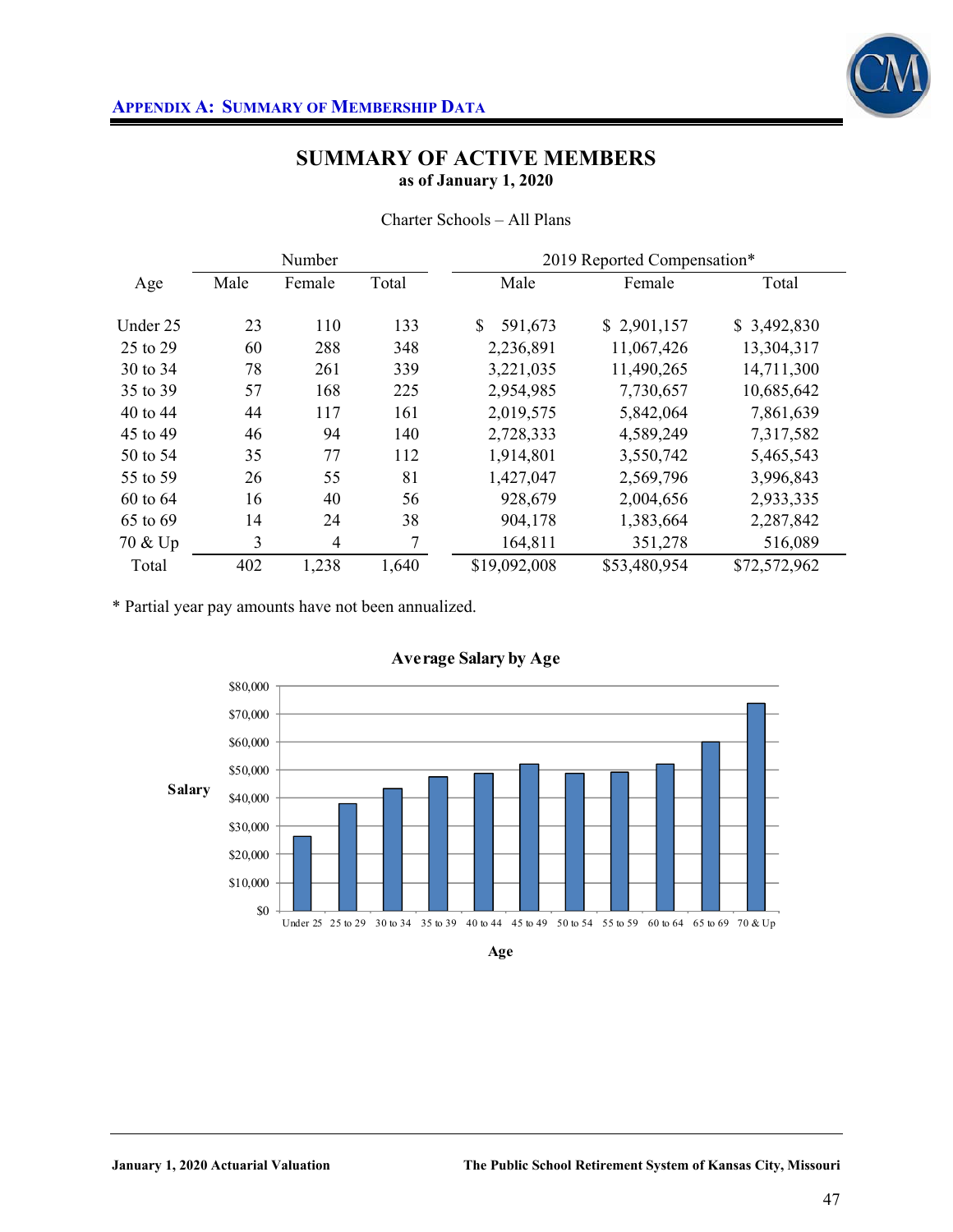## SUMMARY OF ACTIVE MEMBERS

**as of January 1, 2020**

Charter Schools – All Plans

| Age | Number | | | 2019 Reported Compensation* | | |
|---|---|---|---|---|---|---|
| | Male | Female | Total | Male | Female | Total |
| Under 25 | 23 | 110 | 133 | $ 591,673 | $ 2,901,157 | $ 3,492,830 |
| 25 to 29 | 60 | 288 | 348 | 2,236,891 | 11,067,426 | 13,304,317 |
| 30 to 34 | 78 | 261 | 339 | 3,221,035 | 11,490,265 | 14,711,300 |
| 35 to 39 | 57 | 168 | 225 | 2,954,985 | 7,730,657 | 10,685,642 |
| 40 to 44 | 44 | 117 | 161 | 2,019,575 | 5,842,064 | 7,861,639 |
| 45 to 49 | 46 | 94 | 140 | 2,728,333 | 4,589,249 | 7,317,582 |
| 50 to 54 | 35 | 77 | 112 | 1,914,801 | 3,550,742 | 5,465,543 |
| 55 to 59 | 26 | 55 | 81 | 1,427,047 | 2,569,796 | 3,996,843 |
| 60 to 64 | 16 | 40 | 56 | 928,679 | 2,004,656 | 2,933,335 |
| 65 to 69 | 14 | 24 | 38 | 904,178 | 1,383,664 | 2,287,842 |
| 70 & Up | 3 | 4 | 7 | 164,811 | 351,278 | 516,089 |
| Total | 402 | 1,238 | 1,640 | $19,092,008 | $53,480,954 | $72,572,962 |

\* Partial year pay amounts have not been annualized.

**Average Salary by Age**

| Age | Salary |
|---|---|
| Under 25 | ~$26,000 |
| 25 to 29 | ~$38,000 |
| 30 to 34 | ~$43,000 |
| 35 to 39 | ~$47,000 |
| 40 to 44 | ~$49,000 |
| 45 to 49 | ~$52,000 |
| 50 to 54 | ~$49,000 |
| 55 to 59 | ~$49,000 |
| 60 to 64 | ~$52,000 |
| 65 to 69 | ~$60,000 |
| 70 & Up | ~$74,000 |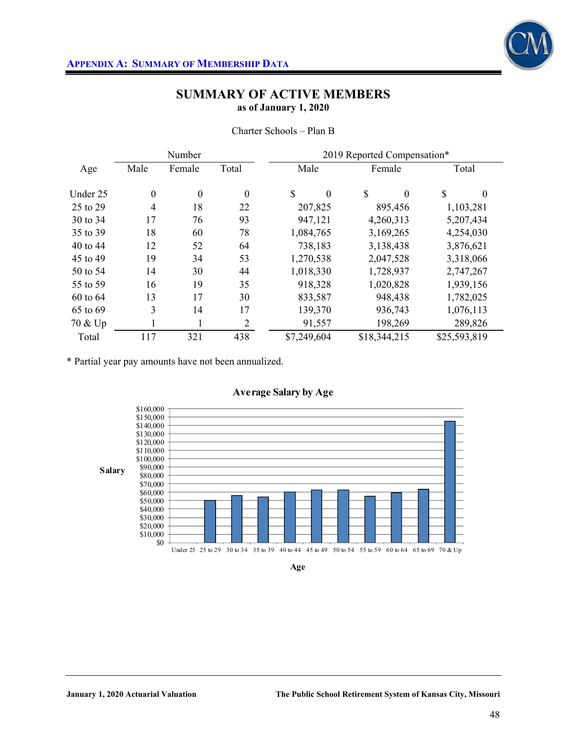## Appendix A: Summary of Membership Data

# SUMMARY OF ACTIVE MEMBERS

**as of January 1, 2020**

Charter Schools – Plan B

| Age | Number | | | 2019 Reported Compensation* | | |
|---|---|---|---|---|---|---|
| | Male | Female | Total | Male | Female | Total |
| Under 25 | 0 | 0 | 0 | $ 0 | $ 0 | $ 0 |
| 25 to 29 | 4 | 18 | 22 | 207,825 | 895,456 | 1,103,281 |
| 30 to 34 | 17 | 76 | 93 | 947,121 | 4,260,313 | 5,207,434 |
| 35 to 39 | 18 | 60 | 78 | 1,084,765 | 3,169,265 | 4,254,030 |
| 40 to 44 | 12 | 52 | 64 | 738,183 | 3,138,438 | 3,876,621 |
| 45 to 49 | 19 | 34 | 53 | 1,270,538 | 2,047,528 | 3,318,066 |
| 50 to 54 | 14 | 30 | 44 | 1,018,330 | 1,728,937 | 2,747,267 |
| 55 to 59 | 16 | 19 | 35 | 918,328 | 1,020,828 | 1,939,156 |
| 60 to 64 | 13 | 17 | 30 | 833,587 | 948,438 | 1,782,025 |
| 65 to 69 | 3 | 14 | 17 | 139,370 | 936,743 | 1,076,113 |
| 70 & Up | 1 | 1 | 2 | 91,557 | 198,269 | 289,826 |
| Total | 117 | 321 | 438 | $7,249,604 | $18,344,215 | $25,593,819 |

* Partial year pay amounts have not been annualized.

**Average Salary by Age**

| Age | Under 25 | 25 to 29 | 30 to 34 | 35 to 39 | 40 to 44 | 45 to 49 | 50 to 54 | 55 to 59 | 60 to 64 | 65 to 69 | 70 & Up |
|---|---|---|---|---|---|---|---|---|---|---|---|
| Salary | $0 | ~$50,000 | ~$56,000 | ~$54,000 | ~$60,000 | ~$62,000 | ~$62,000 | ~$55,000 | ~$59,000 | ~$63,000 | ~$145,000 |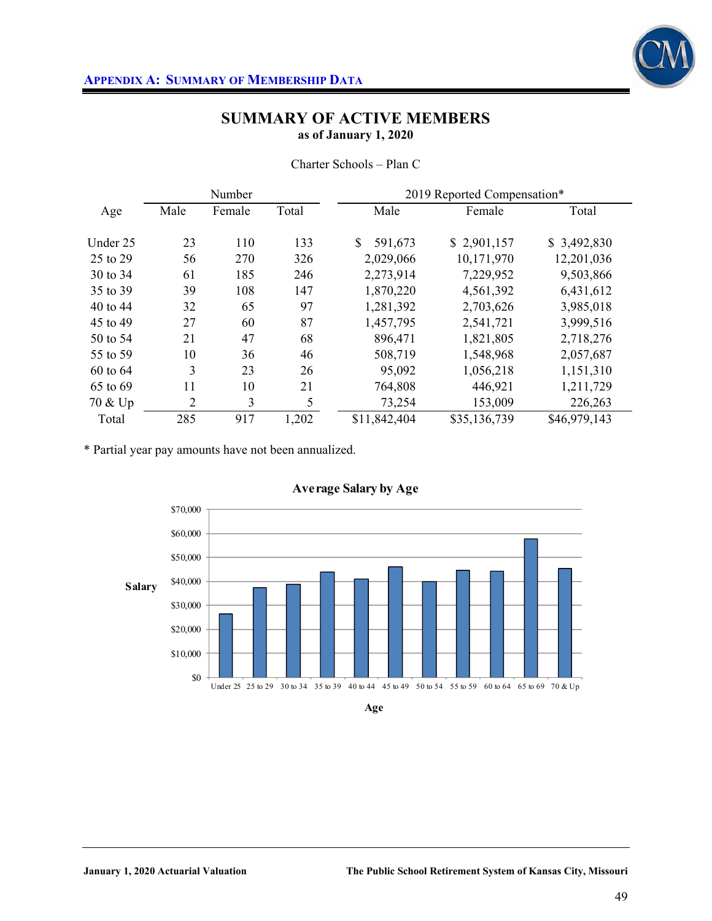## APPENDIX A: SUMMARY OF MEMBERSHIP DATA

# SUMMARY OF ACTIVE MEMBERS

**as of January 1, 2020**

Charter Schools – Plan C

| Age | Number | | | 2019 Reported Compensation* | | |
|---|---|---|---|---|---|---|
| | Male | Female | Total | Male | Female | Total |
| Under 25 | 23 | 110 | 133 | $ 591,673 | $ 2,901,157 | $ 3,492,830 |
| 25 to 29 | 56 | 270 | 326 | 2,029,066 | 10,171,970 | 12,201,036 |
| 30 to 34 | 61 | 185 | 246 | 2,273,914 | 7,229,952 | 9,503,866 |
| 35 to 39 | 39 | 108 | 147 | 1,870,220 | 4,561,392 | 6,431,612 |
| 40 to 44 | 32 | 65 | 97 | 1,281,392 | 2,703,626 | 3,985,018 |
| 45 to 49 | 27 | 60 | 87 | 1,457,795 | 2,541,721 | 3,999,516 |
| 50 to 54 | 21 | 47 | 68 | 896,471 | 1,821,805 | 2,718,276 |
| 55 to 59 | 10 | 36 | 46 | 508,719 | 1,548,968 | 2,057,687 |
| 60 to 64 | 3 | 23 | 26 | 95,092 | 1,056,218 | 1,151,310 |
| 65 to 69 | 11 | 10 | 21 | 764,808 | 446,921 | 1,211,729 |
| 70 & Up | 2 | 3 | 5 | 73,254 | 153,009 | 226,263 |
| Total | 285 | 917 | 1,202 | $11,842,404 | $35,136,739 | $46,979,143 |

* Partial year pay amounts have not been annualized.

**Average Salary by Age**

| Age | Under 25 | 25 to 29 | 30 to 34 | 35 to 39 | 40 to 44 | 45 to 49 | 50 to 54 | 55 to 59 | 60 to 64 | 65 to 69 | 70 & Up |
|---|---|---|---|---|---|---|---|---|---|---|---|
| Salary | ~$26,000 | ~$37,000 | ~$39,000 | ~$44,000 | ~$41,000 | ~$46,000 | ~$40,000 | ~$45,000 | ~$44,000 | ~$58,000 | ~$45,000 |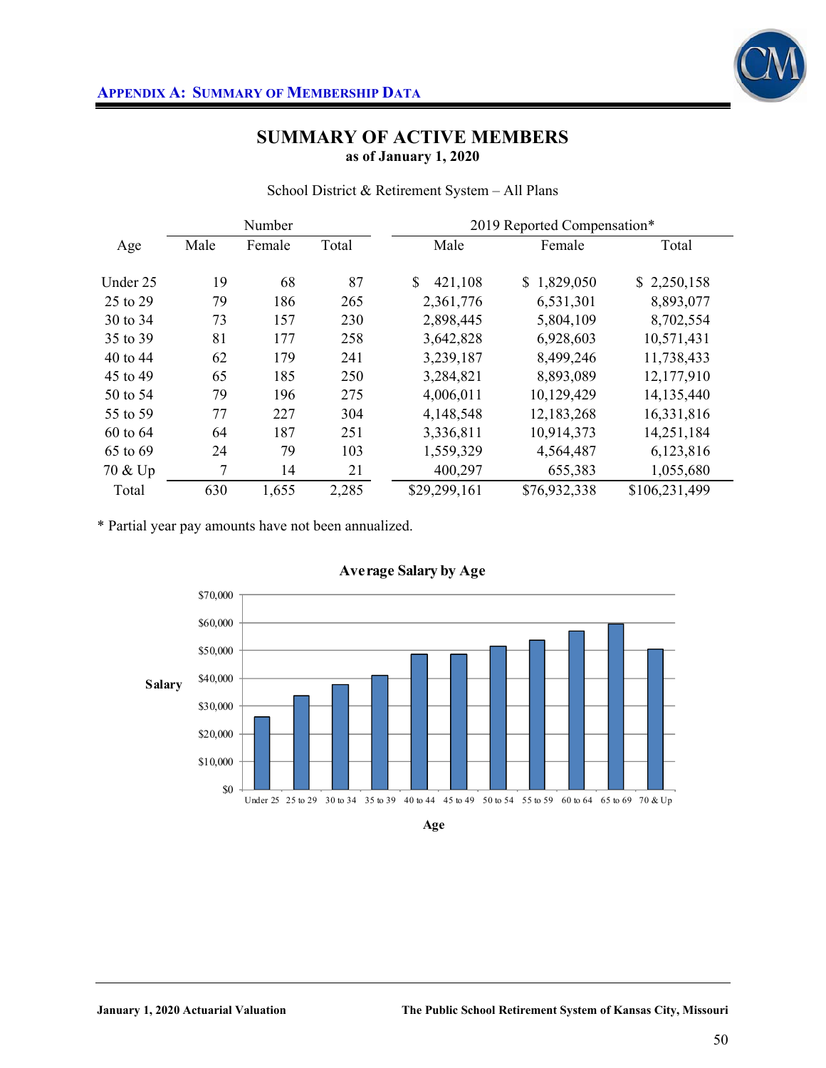## APPENDIX A: SUMMARY OF MEMBERSHIP DATA

# SUMMARY OF ACTIVE MEMBERS
**as of January 1, 2020**

School District & Retirement System – All Plans

| Age | Number | | | 2019 Reported Compensation* | | |
|---|---|---|---|---|---|---|
| | Male | Female | Total | Male | Female | Total |
| Under 25 | 19 | 68 | 87 | $ 421,108 | $ 1,829,050 | $ 2,250,158 |
| 25 to 29 | 79 | 186 | 265 | 2,361,776 | 6,531,301 | 8,893,077 |
| 30 to 34 | 73 | 157 | 230 | 2,898,445 | 5,804,109 | 8,702,554 |
| 35 to 39 | 81 | 177 | 258 | 3,642,828 | 6,928,603 | 10,571,431 |
| 40 to 44 | 62 | 179 | 241 | 3,239,187 | 8,499,246 | 11,738,433 |
| 45 to 49 | 65 | 185 | 250 | 3,284,821 | 8,893,089 | 12,177,910 |
| 50 to 54 | 79 | 196 | 275 | 4,006,011 | 10,129,429 | 14,135,440 |
| 55 to 59 | 77 | 227 | 304 | 4,148,548 | 12,183,268 | 16,331,816 |
| 60 to 64 | 64 | 187 | 251 | 3,336,811 | 10,914,373 | 14,251,184 |
| 65 to 69 | 24 | 79 | 103 | 1,559,329 | 4,564,487 | 6,123,816 |
| 70 & Up | 7 | 14 | 21 | 400,297 | 655,383 | 1,055,680 |
| Total | 630 | 1,655 | 2,285 | $29,299,161 | $76,932,338 | $106,231,499 |

\* Partial year pay amounts have not been annualized.

**Average Salary by Age**

| Age | Under 25 | 25 to 29 | 30 to 34 | 35 to 39 | 40 to 44 | 45 to 49 | 50 to 54 | 55 to 59 | 60 to 64 | 65 to 69 | 70 & Up |
|---|---|---|---|---|---|---|---|---|---|---|---|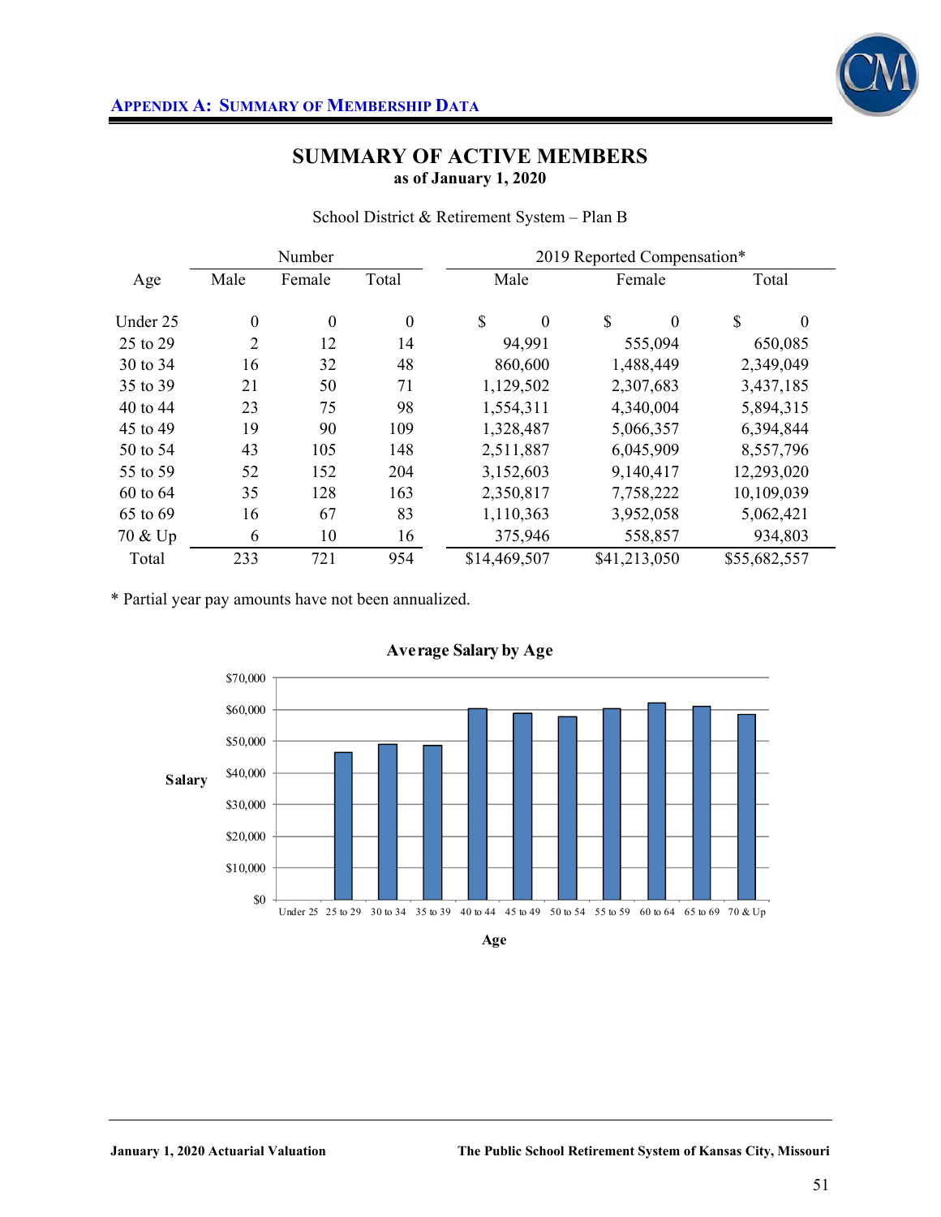# SUMMARY OF ACTIVE MEMBERS

**as of January 1, 2020**

School District & Retirement System – Plan B

| Age | Number | | | 2019 Reported Compensation* | | |
|---|---|---|---|---|---|---|
| | Male | Female | Total | Male | Female | Total |
| Under 25 | 0 | 0 | 0 | $ 0 | $ 0 | $ 0 |
| 25 to 29 | 2 | 12 | 14 | 94,991 | 555,094 | 650,085 |
| 30 to 34 | 16 | 32 | 48 | 860,600 | 1,488,449 | 2,349,049 |
| 35 to 39 | 21 | 50 | 71 | 1,129,502 | 2,307,683 | 3,437,185 |
| 40 to 44 | 23 | 75 | 98 | 1,554,311 | 4,340,004 | 5,894,315 |
| 45 to 49 | 19 | 90 | 109 | 1,328,487 | 5,066,357 | 6,394,844 |
| 50 to 54 | 43 | 105 | 148 | 2,511,887 | 6,045,909 | 8,557,796 |
| 55 to 59 | 52 | 152 | 204 | 3,152,603 | 9,140,417 | 12,293,020 |
| 60 to 64 | 35 | 128 | 163 | 2,350,817 | 7,758,222 | 10,109,039 |
| 65 to 69 | 16 | 67 | 83 | 1,110,363 | 3,952,058 | 5,062,421 |
| 70 & Up | 6 | 10 | 16 | 375,946 | 558,857 | 934,803 |
| Total | 233 | 721 | 954 | $14,469,507 | $41,213,050 | $55,682,557 |

* Partial year pay amounts have not been annualized.

**Average Salary by Age**

| Age | Under 25 | 25 to 29 | 30 to 34 | 35 to 39 | 40 to 44 | 45 to 49 | 50 to 54 | 55 to 59 | 60 to 64 | 65 to 69 | 70 & Up |
|---|---|---|---|---|---|---|---|---|---|---|---|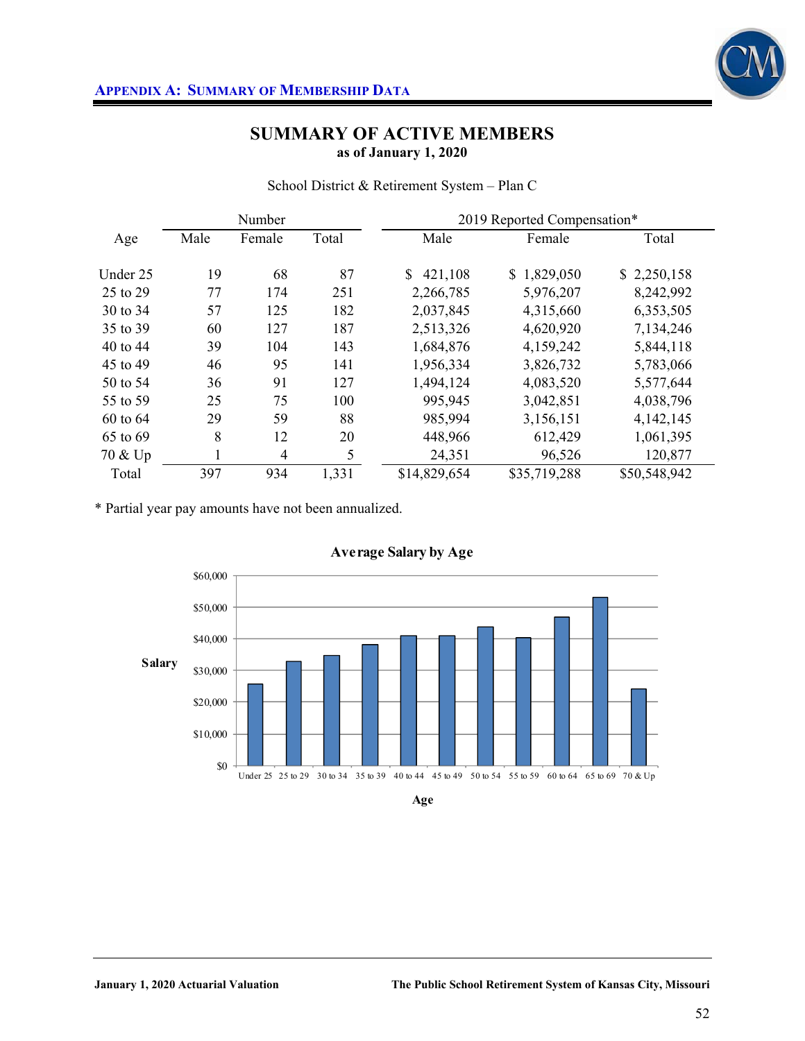## APPENDIX A: SUMMARY OF MEMBERSHIP DATA

# SUMMARY OF ACTIVE MEMBERS
**as of January 1, 2020**

School District & Retirement System – Plan C

| Age | Number | | | 2019 Reported Compensation* | | |
|---|---|---|---|---|---|---|
| | Male | Female | Total | Male | Female | Total |
| Under 25 | 19 | 68 | 87 | $ 421,108 | $ 1,829,050 | $ 2,250,158 |
| 25 to 29 | 77 | 174 | 251 | 2,266,785 | 5,976,207 | 8,242,992 |
| 30 to 34 | 57 | 125 | 182 | 2,037,845 | 4,315,660 | 6,353,505 |
| 35 to 39 | 60 | 127 | 187 | 2,513,326 | 4,620,920 | 7,134,246 |
| 40 to 44 | 39 | 104 | 143 | 1,684,876 | 4,159,242 | 5,844,118 |
| 45 to 49 | 46 | 95 | 141 | 1,956,334 | 3,826,732 | 5,783,066 |
| 50 to 54 | 36 | 91 | 127 | 1,494,124 | 4,083,520 | 5,577,644 |
| 55 to 59 | 25 | 75 | 100 | 995,945 | 3,042,851 | 4,038,796 |
| 60 to 64 | 29 | 59 | 88 | 985,994 | 3,156,151 | 4,142,145 |
| 65 to 69 | 8 | 12 | 20 | 448,966 | 612,429 | 1,061,395 |
| 70 & Up | 1 | 4 | 5 | 24,351 | 96,526 | 120,877 |
| Total | 397 | 934 | 1,331 | $14,829,654 | $35,719,288 | $50,548,942 |

* Partial year pay amounts have not been annualized.

**Average Salary by Age**

| Age | Under 25 | 25 to 29 | 30 to 34 | 35 to 39 | 40 to 44 | 45 to 49 | 50 to 54 | 55 to 59 | 60 to 64 | 65 to 69 | 70 & Up |
|---|---|---|---|---|---|---|---|---|---|---|---|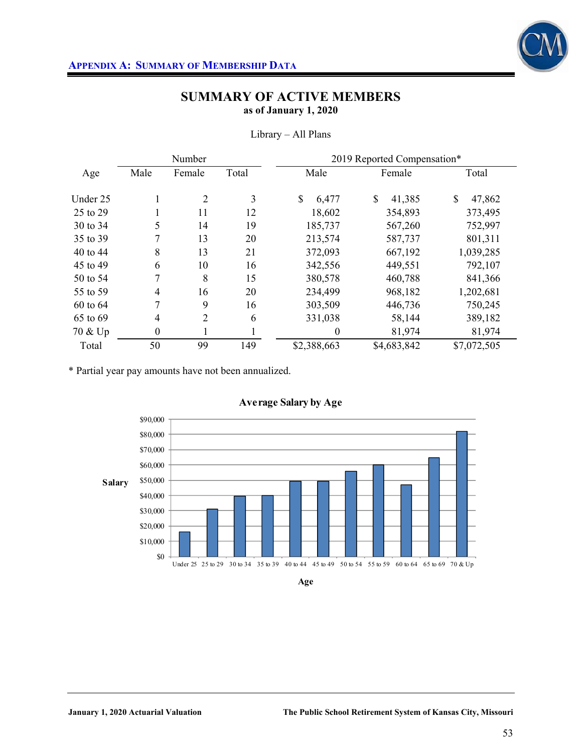## SUMMARY OF ACTIVE MEMBERS

**as of January 1, 2020**

Library – All Plans

| Age | Number | | | 2019 Reported Compensation* | | |
|---|---|---|---|---|---|---|
| | Male | Female | Total | Male | Female | Total |
| Under 25 | 1 | 2 | 3 | $ 6,477 | $ 41,385 | $ 47,862 |
| 25 to 29 | 1 | 11 | 12 | 18,602 | 354,893 | 373,495 |
| 30 to 34 | 5 | 14 | 19 | 185,737 | 567,260 | 752,997 |
| 35 to 39 | 7 | 13 | 20 | 213,574 | 587,737 | 801,311 |
| 40 to 44 | 8 | 13 | 21 | 372,093 | 667,192 | 1,039,285 |
| 45 to 49 | 6 | 10 | 16 | 342,556 | 449,551 | 792,107 |
| 50 to 54 | 7 | 8 | 15 | 380,578 | 460,788 | 841,366 |
| 55 to 59 | 4 | 16 | 20 | 234,499 | 968,182 | 1,202,681 |
| 60 to 64 | 7 | 9 | 16 | 303,509 | 446,736 | 750,245 |
| 65 to 69 | 4 | 2 | 6 | 331,038 | 58,144 | 389,182 |
| 70 & Up | 0 | 1 | 1 | 0 | 81,974 | 81,974 |
| Total | 50 | 99 | 149 | $2,388,663 | $4,683,842 | $7,072,505 |

* Partial year pay amounts have not been annualized.

**Average Salary by Age**

| Age | Salary |
|---|---|
| Under 25 | ~$16,000 |
| 25 to 29 | ~$31,000 |
| 30 to 34 | ~$39,600 |
| 35 to 39 | ~$40,000 |
| 40 to 44 | ~$49,500 |
| 45 to 49 | ~$49,500 |
| 50 to 54 | ~$56,000 |
| 55 to 59 | ~$60,000 |
| 60 to 64 | ~$47,000 |
| 65 to 69 | ~$65,000 |
| 70 & Up | ~$82,000 |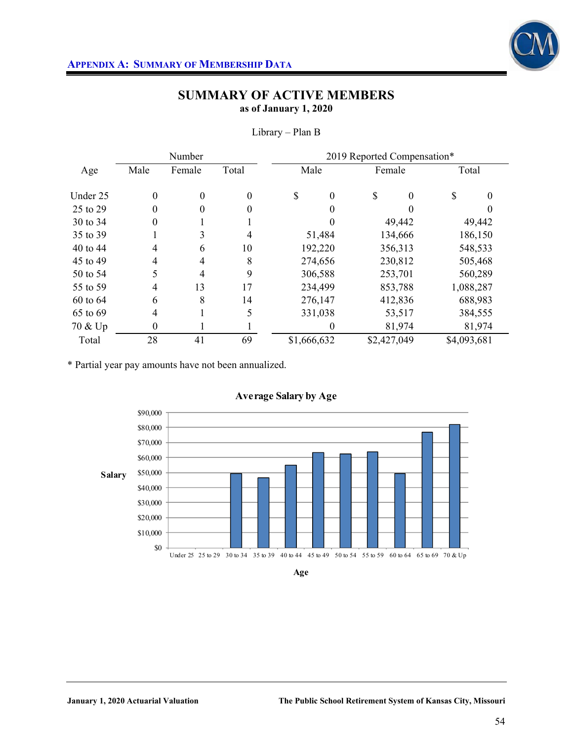## SUMMARY OF ACTIVE MEMBERS

**as of January 1, 2020**

Library – Plan B

| Age | Number | | | 2019 Reported Compensation* | | |
|---|---|---|---|---|---|---|
| | Male | Female | Total | Male | Female | Total |
| Under 25 | 0 | 0 | 0 | $ 0 | $ 0 | $ 0 |
| 25 to 29 | 0 | 0 | 0 | 0 | 0 | 0 |
| 30 to 34 | 0 | 1 | 1 | 0 | 49,442 | 49,442 |
| 35 to 39 | 1 | 3 | 4 | 51,484 | 134,666 | 186,150 |
| 40 to 44 | 4 | 6 | 10 | 192,220 | 356,313 | 548,533 |
| 45 to 49 | 4 | 4 | 8 | 274,656 | 230,812 | 505,468 |
| 50 to 54 | 5 | 4 | 9 | 306,588 | 253,701 | 560,289 |
| 55 to 59 | 4 | 13 | 17 | 234,499 | 853,788 | 1,088,287 |
| 60 to 64 | 6 | 8 | 14 | 276,147 | 412,836 | 688,983 |
| 65 to 69 | 4 | 1 | 5 | 331,038 | 53,517 | 384,555 |
| 70 & Up | 0 | 1 | 1 | 0 | 81,974 | 81,974 |
| Total | 28 | 41 | 69 | $1,666,632 | $2,427,049 | $4,093,681 |

* Partial year pay amounts have not been annualized.

**Average Salary by Age**

Salary: $0, $10,000, $20,000, $30,000, $40,000, $50,000, $60,000, $70,000, $80,000, $90,000

Age: Under 25, 25 to 29, 30 to 34, 35 to 39, 40 to 44, 45 to 49, 50 to 54, 55 to 59, 60 to 64, 65 to 69, 70 & Up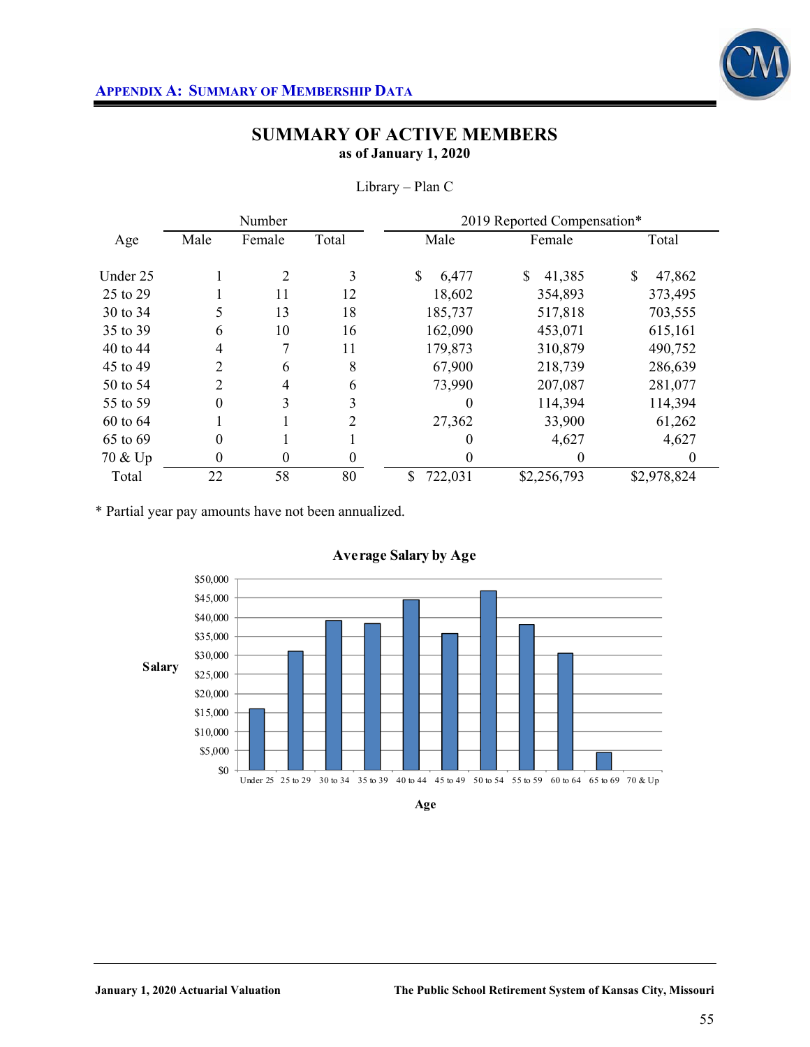## Appendix A: Summary of Membership Data

# SUMMARY OF ACTIVE MEMBERS

**as of January 1, 2020**

Library – Plan C

| Age | Number | | | 2019 Reported Compensation* | | |
|---|---|---|---|---|---|---|
| | Male | Female | Total | Male | Female | Total |
| Under 25 | 1 | 2 | 3 | $ 6,477 | $ 41,385 | $ 47,862 |
| 25 to 29 | 1 | 11 | 12 | 18,602 | 354,893 | 373,495 |
| 30 to 34 | 5 | 13 | 18 | 185,737 | 517,818 | 703,555 |
| 35 to 39 | 6 | 10 | 16 | 162,090 | 453,071 | 615,161 |
| 40 to 44 | 4 | 7 | 11 | 179,873 | 310,879 | 490,752 |
| 45 to 49 | 2 | 6 | 8 | 67,900 | 218,739 | 286,639 |
| 50 to 54 | 2 | 4 | 6 | 73,990 | 207,087 | 281,077 |
| 55 to 59 | 0 | 3 | 3 | 0 | 114,394 | 114,394 |
| 60 to 64 | 1 | 1 | 2 | 27,362 | 33,900 | 61,262 |
| 65 to 69 | 0 | 1 | 1 | 0 | 4,627 | 4,627 |
| 70 & Up | 0 | 0 | 0 | 0 | 0 | 0 |
| Total | 22 | 58 | 80 | $ 722,031 | $2,256,793 | $2,978,824 |

\* Partial year pay amounts have not been annualized.

**Average Salary by Age**

| Age | Salary (approx.) |
|---|---|
| Under 25 | $15,954 |
| 25 to 29 | $31,125 |
| 30 to 34 | $39,086 |
| 35 to 39 | $38,448 |
| 40 to 44 | $44,614 |
| 45 to 49 | $35,830 |
| 50 to 54 | $46,846 |
| 55 to 59 | $38,131 |
| 60 to 64 | $30,631 |
| 65 to 69 | $4,627 |
| 70 & Up | $0 |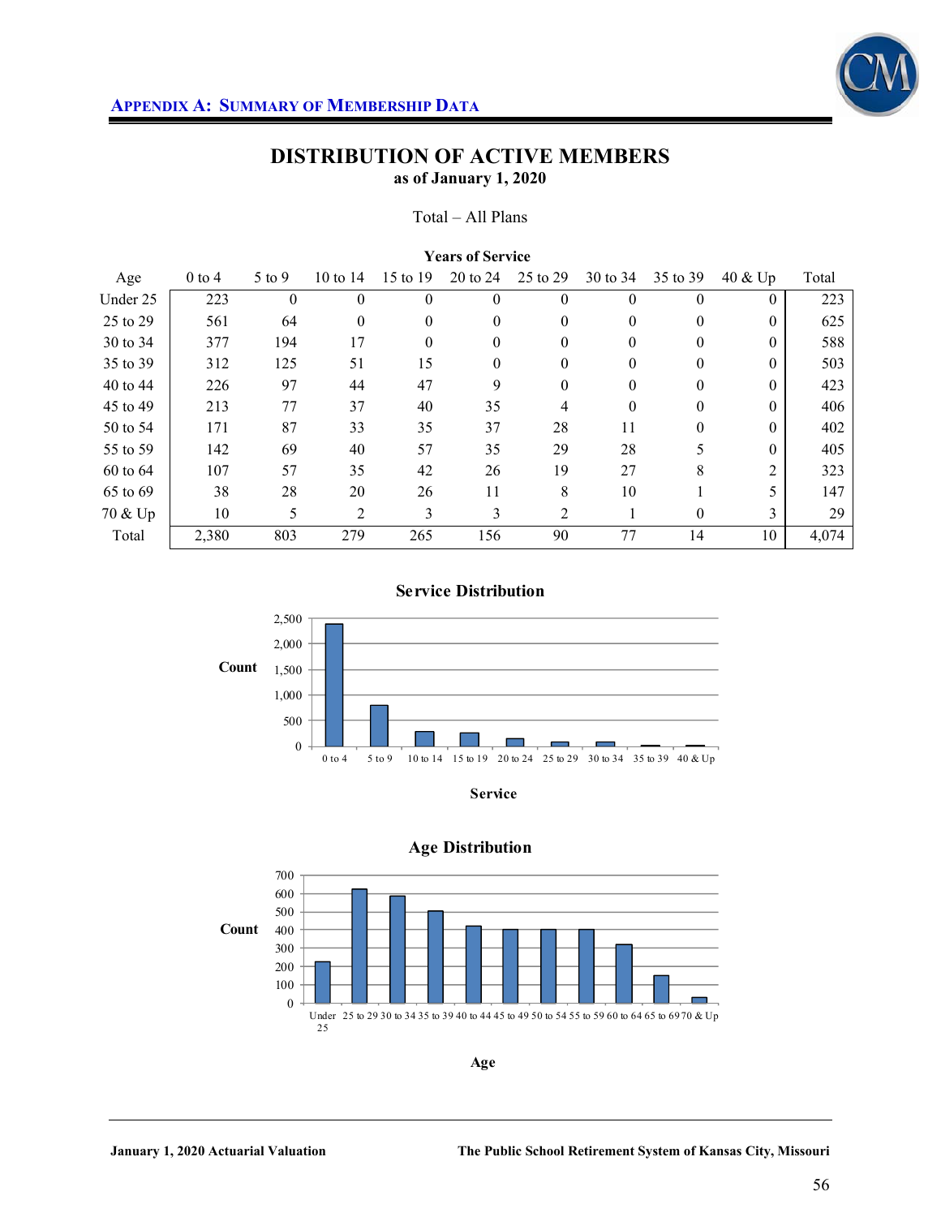# DISTRIBUTION OF ACTIVE MEMBERS

**as of January 1, 2020**

Total – All Plans

| Age | Years of Service | | | | | | | | | |
|---|---|---|---|---|---|---|---|---|---|---|
| | 0 to 4 | 5 to 9 | 10 to 14 | 15 to 19 | 20 to 24 | 25 to 29 | 30 to 34 | 35 to 39 | 40 & Up | Total |
| Under 25 | 223 | 0 | 0 | 0 | 0 | 0 | 0 | 0 | 0 | 223 |
| 25 to 29 | 561 | 64 | 0 | 0 | 0 | 0 | 0 | 0 | 0 | 625 |
| 30 to 34 | 377 | 194 | 17 | 0 | 0 | 0 | 0 | 0 | 0 | 588 |
| 35 to 39 | 312 | 125 | 51 | 15 | 0 | 0 | 0 | 0 | 0 | 503 |
| 40 to 44 | 226 | 97 | 44 | 47 | 9 | 0 | 0 | 0 | 0 | 423 |
| 45 to 49 | 213 | 77 | 37 | 40 | 35 | 4 | 0 | 0 | 0 | 406 |
| 50 to 54 | 171 | 87 | 33 | 35 | 37 | 28 | 11 | 0 | 0 | 402 |
| 55 to 59 | 142 | 69 | 40 | 57 | 35 | 29 | 28 | 5 | 0 | 405 |
| 60 to 64 | 107 | 57 | 35 | 42 | 26 | 19 | 27 | 8 | 2 | 323 |
| 65 to 69 | 38 | 28 | 20 | 26 | 11 | 8 | 10 | 1 | 5 | 147 |
| 70 & Up | 10 | 5 | 2 | 3 | 3 | 2 | 1 | 0 | 3 | 29 |
| Total | 2,380 | 803 | 279 | 265 | 156 | 90 | 77 | 14 | 10 | 4,074 |

**Service Distribution**

**Age Distribution**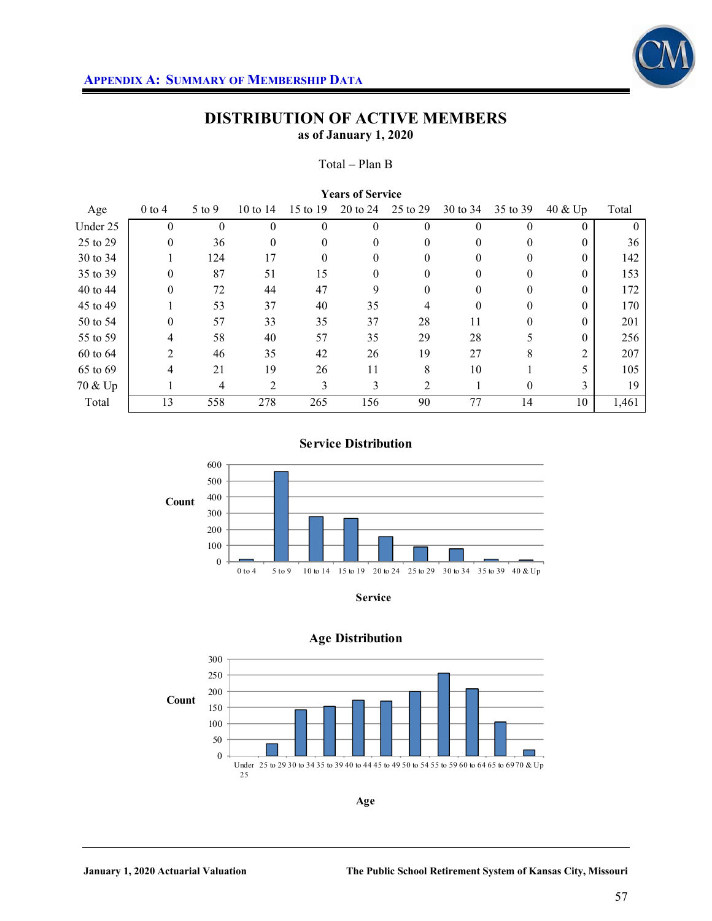**APPENDIX A: SUMMARY OF MEMBERSHIP DATA**

# DISTRIBUTION OF ACTIVE MEMBERS

**as of January 1, 2020**

Total – Plan B

| | **Years of Service** | | | | | | | | | |
|---|---|---|---|---|---|---|---|---|---|---|
| Age | 0 to 4 | 5 to 9 | 10 to 14 | 15 to 19 | 20 to 24 | 25 to 29 | 30 to 34 | 35 to 39 | 40 & Up | Total |
| Under 25 | 0 | 0 | 0 | 0 | 0 | 0 | 0 | 0 | 0 | 0 |
| 25 to 29 | 0 | 36 | 0 | 0 | 0 | 0 | 0 | 0 | 0 | 36 |
| 30 to 34 | 1 | 124 | 17 | 0 | 0 | 0 | 0 | 0 | 0 | 142 |
| 35 to 39 | 0 | 87 | 51 | 15 | 0 | 0 | 0 | 0 | 0 | 153 |
| 40 to 44 | 0 | 72 | 44 | 47 | 9 | 0 | 0 | 0 | 0 | 172 |
| 45 to 49 | 1 | 53 | 37 | 40 | 35 | 4 | 0 | 0 | 0 | 170 |
| 50 to 54 | 0 | 57 | 33 | 35 | 37 | 28 | 11 | 0 | 0 | 201 |
| 55 to 59 | 4 | 58 | 40 | 57 | 35 | 29 | 28 | 5 | 0 | 256 |
| 60 to 64 | 2 | 46 | 35 | 42 | 26 | 19 | 27 | 8 | 2 | 207 |
| 65 to 69 | 4 | 21 | 19 | 26 | 11 | 8 | 10 | 1 | 5 | 105 |
| 70 & Up | 1 | 4 | 2 | 3 | 3 | 2 | 1 | 0 | 3 | 19 |
| Total | 13 | 558 | 278 | 265 | 156 | 90 | 77 | 14 | 10 | 1,461 |

**Service Distribution**

| Service | Count |
|---|---|
| 0 to 4 | 13 |
| 5 to 9 | 558 |
| 10 to 14 | 278 |
| 15 to 19 | 265 |
| 20 to 24 | 156 |
| 25 to 29 | 90 |
| 30 to 34 | 77 |
| 35 to 39 | 14 |
| 40 & Up | 10 |

**Age Distribution**

| Age | Count |
|---|---|
| Under 25 | 0 |
| 25 to 29 | 36 |
| 30 to 34 | 142 |
| 35 to 39 | 153 |
| 40 to 44 | 172 |
| 45 to 49 | 170 |
| 50 to 54 | 201 |
| 55 to 59 | 256 |
| 60 to 64 | 207 |
| 65 to 69 | 105 |
| 70 & Up | 19 |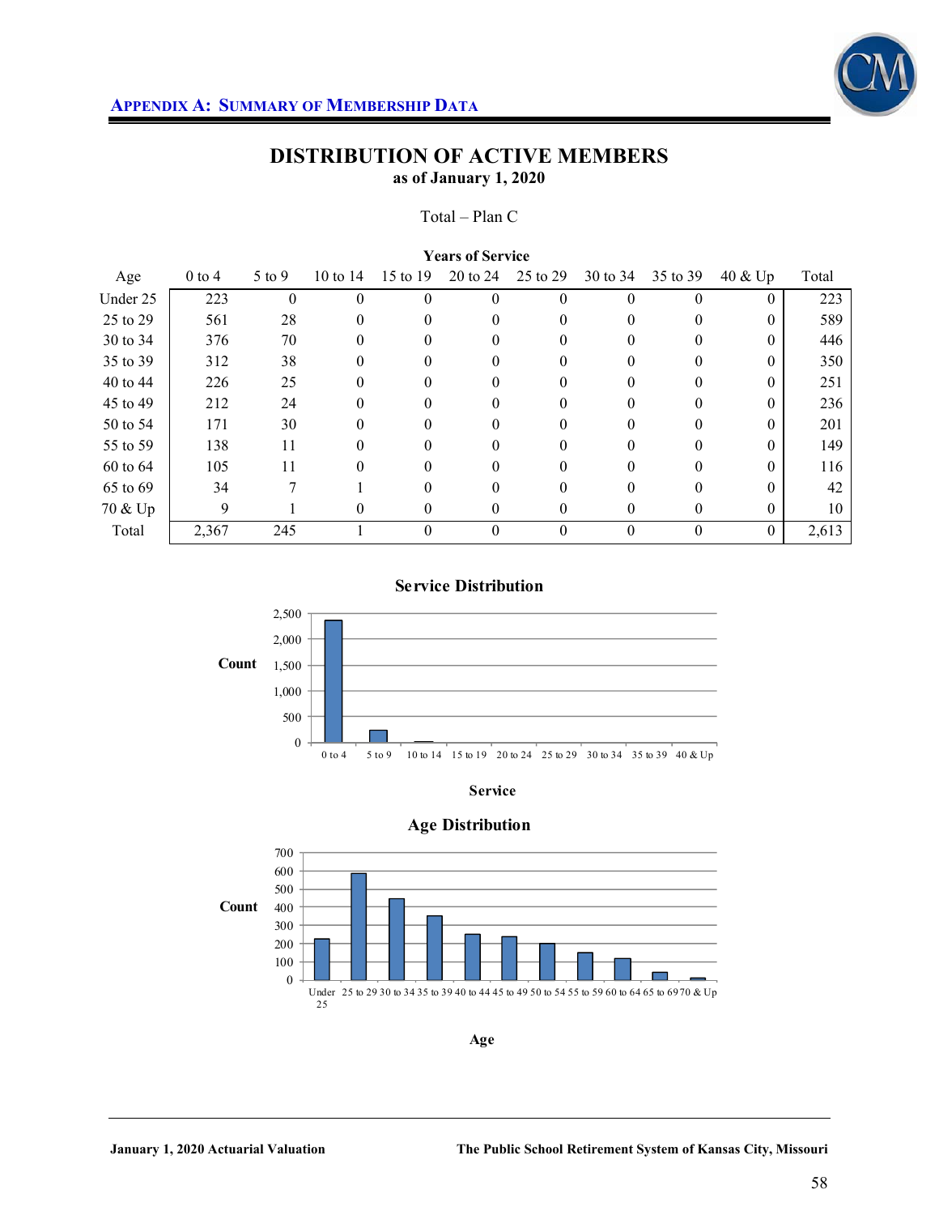## APPENDIX A: SUMMARY OF MEMBERSHIP DATA

# DISTRIBUTION OF ACTIVE MEMBERS

**as of January 1, 2020**

Total – Plan C

| | Years of Service | | | | | | | | | |
|---|---|---|---|---|---|---|---|---|---|---|
| Age | 0 to 4 | 5 to 9 | 10 to 14 | 15 to 19 | 20 to 24 | 25 to 29 | 30 to 34 | 35 to 39 | 40 & Up | Total |
| Under 25 | 223 | 0 | 0 | 0 | 0 | 0 | 0 | 0 | 0 | 223 |
| 25 to 29 | 561 | 28 | 0 | 0 | 0 | 0 | 0 | 0 | 0 | 589 |
| 30 to 34 | 376 | 70 | 0 | 0 | 0 | 0 | 0 | 0 | 0 | 446 |
| 35 to 39 | 312 | 38 | 0 | 0 | 0 | 0 | 0 | 0 | 0 | 350 |
| 40 to 44 | 226 | 25 | 0 | 0 | 0 | 0 | 0 | 0 | 0 | 251 |
| 45 to 49 | 212 | 24 | 0 | 0 | 0 | 0 | 0 | 0 | 0 | 236 |
| 50 to 54 | 171 | 30 | 0 | 0 | 0 | 0 | 0 | 0 | 0 | 201 |
| 55 to 59 | 138 | 11 | 0 | 0 | 0 | 0 | 0 | 0 | 0 | 149 |
| 60 to 64 | 105 | 11 | 0 | 0 | 0 | 0 | 0 | 0 | 0 | 116 |
| 65 to 69 | 34 | 7 | 1 | 0 | 0 | 0 | 0 | 0 | 0 | 42 |
| 70 & Up | 9 | 1 | 0 | 0 | 0 | 0 | 0 | 0 | 0 | 10 |
| Total | 2,367 | 245 | 1 | 0 | 0 | 0 | 0 | 0 | 0 | 2,613 |

**Service Distribution**

**Age Distribution**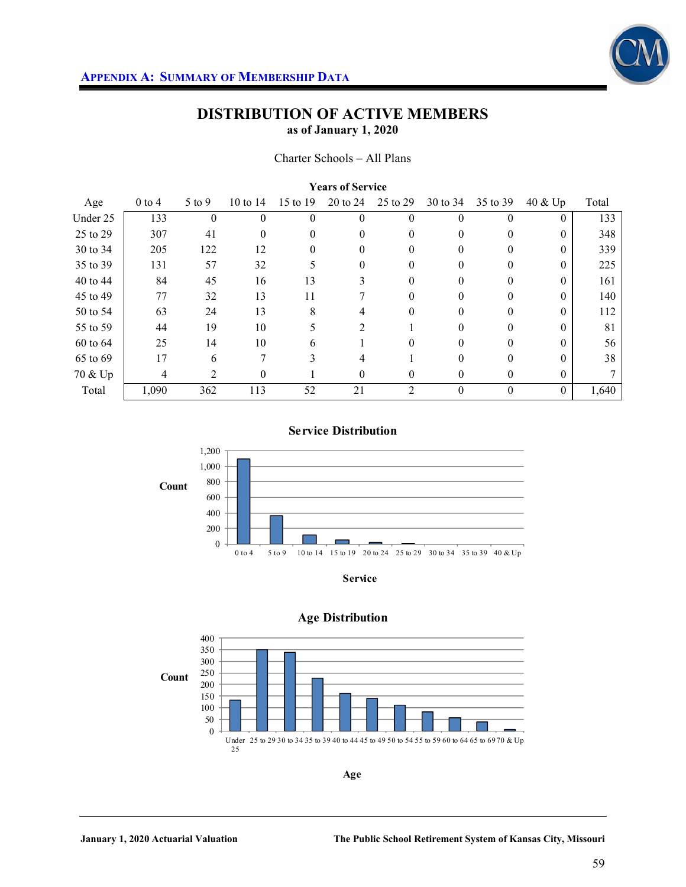## APPENDIX A: SUMMARY OF MEMBERSHIP DATA

# DISTRIBUTION OF ACTIVE MEMBERS

**as of January 1, 2020**

Charter Schools – All Plans

| Age | Years of Service | | | | | | | | | Total |
|---|---|---|---|---|---|---|---|---|---|---|
| | 0 to 4 | 5 to 9 | 10 to 14 | 15 to 19 | 20 to 24 | 25 to 29 | 30 to 34 | 35 to 39 | 40 & Up | |
| Under 25 | 133 | 0 | 0 | 0 | 0 | 0 | 0 | 0 | 0 | 133 |
| 25 to 29 | 307 | 41 | 0 | 0 | 0 | 0 | 0 | 0 | 0 | 348 |
| 30 to 34 | 205 | 122 | 12 | 0 | 0 | 0 | 0 | 0 | 0 | 339 |
| 35 to 39 | 131 | 57 | 32 | 5 | 0 | 0 | 0 | 0 | 0 | 225 |
| 40 to 44 | 84 | 45 | 16 | 13 | 3 | 0 | 0 | 0 | 0 | 161 |
| 45 to 49 | 77 | 32 | 13 | 11 | 7 | 0 | 0 | 0 | 0 | 140 |
| 50 to 54 | 63 | 24 | 13 | 8 | 4 | 0 | 0 | 0 | 0 | 112 |
| 55 to 59 | 44 | 19 | 10 | 5 | 2 | 1 | 0 | 0 | 0 | 81 |
| 60 to 64 | 25 | 14 | 10 | 6 | 1 | 0 | 0 | 0 | 0 | 56 |
| 65 to 69 | 17 | 6 | 7 | 3 | 4 | 1 | 0 | 0 | 0 | 38 |
| 70 & Up | 4 | 2 | 0 | 1 | 0 | 0 | 0 | 0 | 0 | 7 |
| Total | 1,090 | 362 | 113 | 52 | 21 | 2 | 0 | 0 | 0 | 1,640 |

### Service Distribution

Count (0 to 1,200) by Service: 0 to 4, 5 to 9, 10 to 14, 15 to 19, 20 to 24, 25 to 29, 30 to 34, 35 to 39, 40 & Up

### Age Distribution

Count (0 to 400) by Age: Under 25, 25 to 29, 30 to 34, 35 to 39, 40 to 44, 45 to 49, 50 to 54, 55 to 59, 60 to 64, 65 to 69, 70 & Up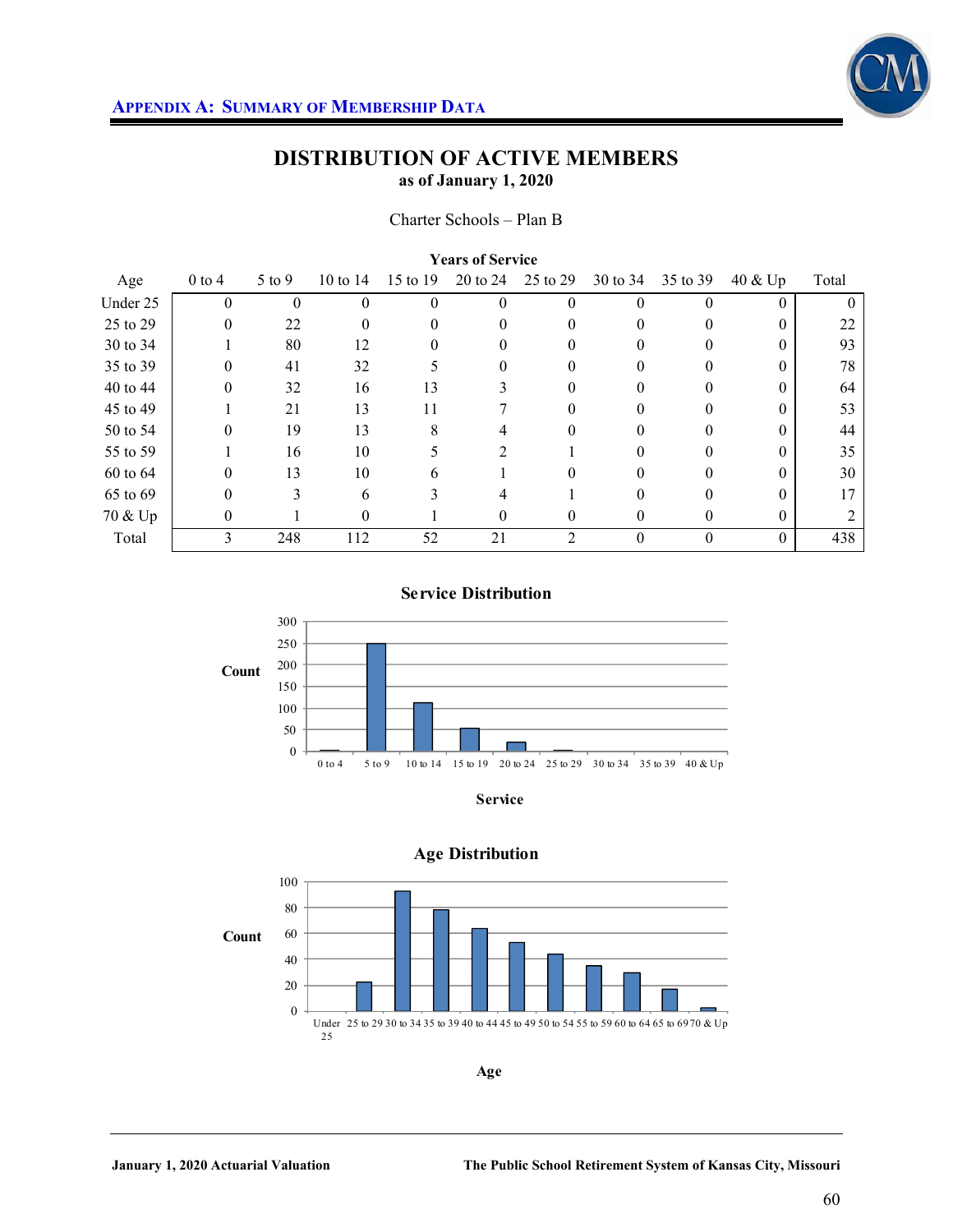## APPENDIX A: SUMMARY OF MEMBERSHIP DATA

# DISTRIBUTION OF ACTIVE MEMBERS

**as of January 1, 2020**

Charter Schools – Plan B

| | Years of Service | | | | | | | | | |
|---|---|---|---|---|---|---|---|---|---|---|
| Age | 0 to 4 | 5 to 9 | 10 to 14 | 15 to 19 | 20 to 24 | 25 to 29 | 30 to 34 | 35 to 39 | 40 & Up | Total |
| Under 25 | 0 | 0 | 0 | 0 | 0 | 0 | 0 | 0 | 0 | 0 |
| 25 to 29 | 0 | 22 | 0 | 0 | 0 | 0 | 0 | 0 | 0 | 22 |
| 30 to 34 | 1 | 80 | 12 | 0 | 0 | 0 | 0 | 0 | 0 | 93 |
| 35 to 39 | 0 | 41 | 32 | 5 | 0 | 0 | 0 | 0 | 0 | 78 |
| 40 to 44 | 0 | 32 | 16 | 13 | 3 | 0 | 0 | 0 | 0 | 64 |
| 45 to 49 | 1 | 21 | 13 | 11 | 7 | 0 | 0 | 0 | 0 | 53 |
| 50 to 54 | 0 | 19 | 13 | 8 | 4 | 0 | 0 | 0 | 0 | 44 |
| 55 to 59 | 1 | 16 | 10 | 5 | 2 | 1 | 0 | 0 | 0 | 35 |
| 60 to 64 | 0 | 13 | 10 | 6 | 1 | 0 | 0 | 0 | 0 | 30 |
| 65 to 69 | 0 | 3 | 6 | 3 | 4 | 1 | 0 | 0 | 0 | 17 |
| 70 & Up | 0 | 1 | 0 | 1 | 0 | 0 | 0 | 0 | 0 | 2 |
| Total | 3 | 248 | 112 | 52 | 21 | 2 | 0 | 0 | 0 | 438 |

**Service Distribution**

**Age Distribution**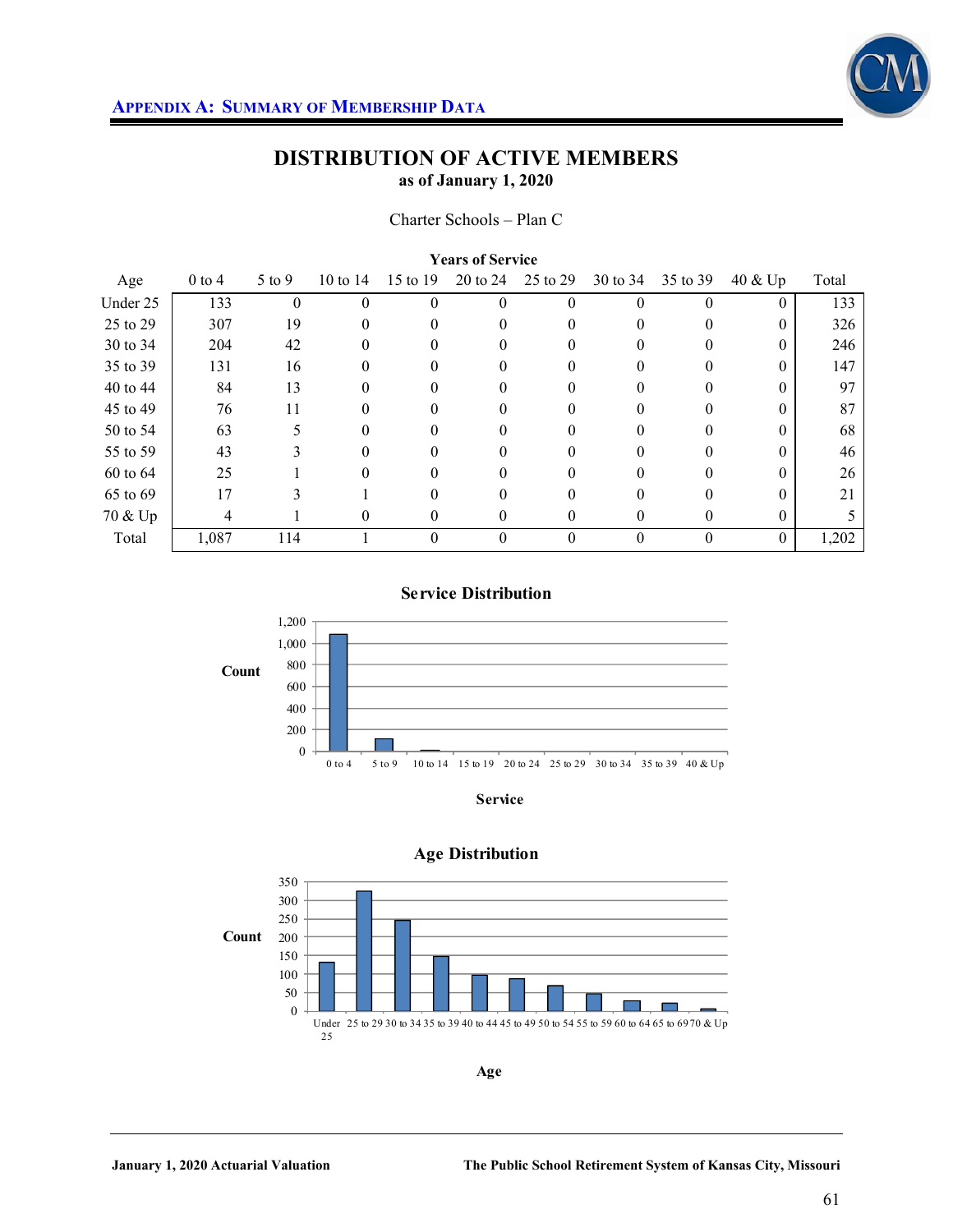## APPENDIX A: SUMMARY OF MEMBERSHIP DATA

# DISTRIBUTION OF ACTIVE MEMBERS

**as of January 1, 2020**

Charter Schools – Plan C

| | Years of Service | | | | | | | | | |
|---|---|---|---|---|---|---|---|---|---|---|
| Age | 0 to 4 | 5 to 9 | 10 to 14 | 15 to 19 | 20 to 24 | 25 to 29 | 30 to 34 | 35 to 39 | 40 & Up | Total |
| Under 25 | 133 | 0 | 0 | 0 | 0 | 0 | 0 | 0 | 0 | 133 |
| 25 to 29 | 307 | 19 | 0 | 0 | 0 | 0 | 0 | 0 | 0 | 326 |
| 30 to 34 | 204 | 42 | 0 | 0 | 0 | 0 | 0 | 0 | 0 | 246 |
| 35 to 39 | 131 | 16 | 0 | 0 | 0 | 0 | 0 | 0 | 0 | 147 |
| 40 to 44 | 84 | 13 | 0 | 0 | 0 | 0 | 0 | 0 | 0 | 97 |
| 45 to 49 | 76 | 11 | 0 | 0 | 0 | 0 | 0 | 0 | 0 | 87 |
| 50 to 54 | 63 | 5 | 0 | 0 | 0 | 0 | 0 | 0 | 0 | 68 |
| 55 to 59 | 43 | 3 | 0 | 0 | 0 | 0 | 0 | 0 | 0 | 46 |
| 60 to 64 | 25 | 1 | 0 | 0 | 0 | 0 | 0 | 0 | 0 | 26 |
| 65 to 69 | 17 | 3 | 1 | 0 | 0 | 0 | 0 | 0 | 0 | 21 |
| 70 & Up | 4 | 1 | 0 | 0 | 0 | 0 | 0 | 0 | 0 | 5 |
| Total | 1,087 | 114 | 1 | 0 | 0 | 0 | 0 | 0 | 0 | 1,202 |

**Service Distribution**

Count: 0, 200, 400, 600, 800, 1,000, 1,200

0 to 4 | 5 to 9 | 10 to 14 | 15 to 19 | 20 to 24 | 25 to 29 | 30 to 34 | 35 to 39 | 40 & Up

**Service**

**Age Distribution**

Count: 0, 50, 100, 150, 200, 250, 300, 350

Under 25 | 25 to 29 | 30 to 34 | 35 to 39 | 40 to 44 | 45 to 49 | 50 to 54 | 55 to 59 | 60 to 64 | 65 to 69 | 70 & Up

**Age**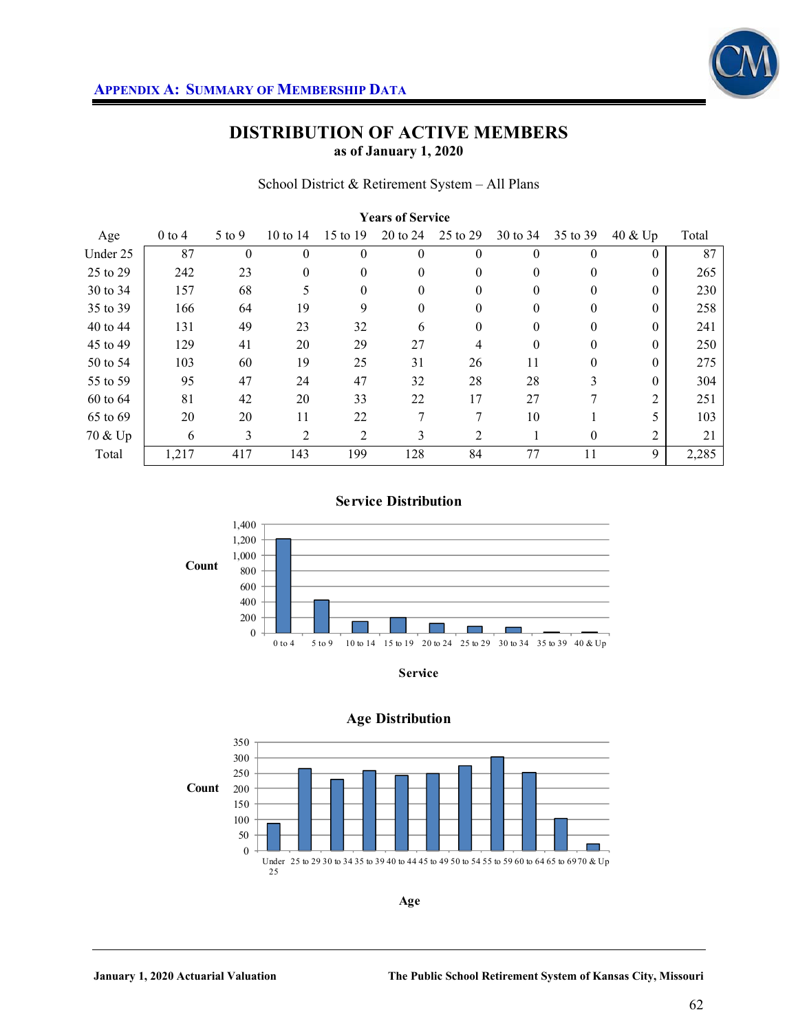## Appendix A: Summary of Membership Data

# DISTRIBUTION OF ACTIVE MEMBERS
### as of January 1, 2020

School District & Retirement System – All Plans

| | Years of Service | | | | | | | | | |
|---|---|---|---|---|---|---|---|---|---|---|
| Age | 0 to 4 | 5 to 9 | 10 to 14 | 15 to 19 | 20 to 24 | 25 to 29 | 30 to 34 | 35 to 39 | 40 & Up | Total |
| Under 25 | 87 | 0 | 0 | 0 | 0 | 0 | 0 | 0 | 0 | 87 |
| 25 to 29 | 242 | 23 | 0 | 0 | 0 | 0 | 0 | 0 | 0 | 265 |
| 30 to 34 | 157 | 68 | 5 | 0 | 0 | 0 | 0 | 0 | 0 | 230 |
| 35 to 39 | 166 | 64 | 19 | 9 | 0 | 0 | 0 | 0 | 0 | 258 |
| 40 to 44 | 131 | 49 | 23 | 32 | 6 | 0 | 0 | 0 | 0 | 241 |
| 45 to 49 | 129 | 41 | 20 | 29 | 27 | 4 | 0 | 0 | 0 | 250 |
| 50 to 54 | 103 | 60 | 19 | 25 | 31 | 26 | 11 | 0 | 0 | 275 |
| 55 to 59 | 95 | 47 | 24 | 47 | 32 | 28 | 28 | 3 | 0 | 304 |
| 60 to 64 | 81 | 42 | 20 | 33 | 22 | 17 | 27 | 7 | 2 | 251 |
| 65 to 69 | 20 | 20 | 11 | 22 | 7 | 7 | 10 | 1 | 5 | 103 |
| 70 & Up | 6 | 3 | 2 | 2 | 3 | 2 | 1 | 0 | 2 | 21 |
| Total | 1,217 | 417 | 143 | 199 | 128 | 84 | 77 | 11 | 9 | 2,285 |

**Service Distribution**

**Age Distribution**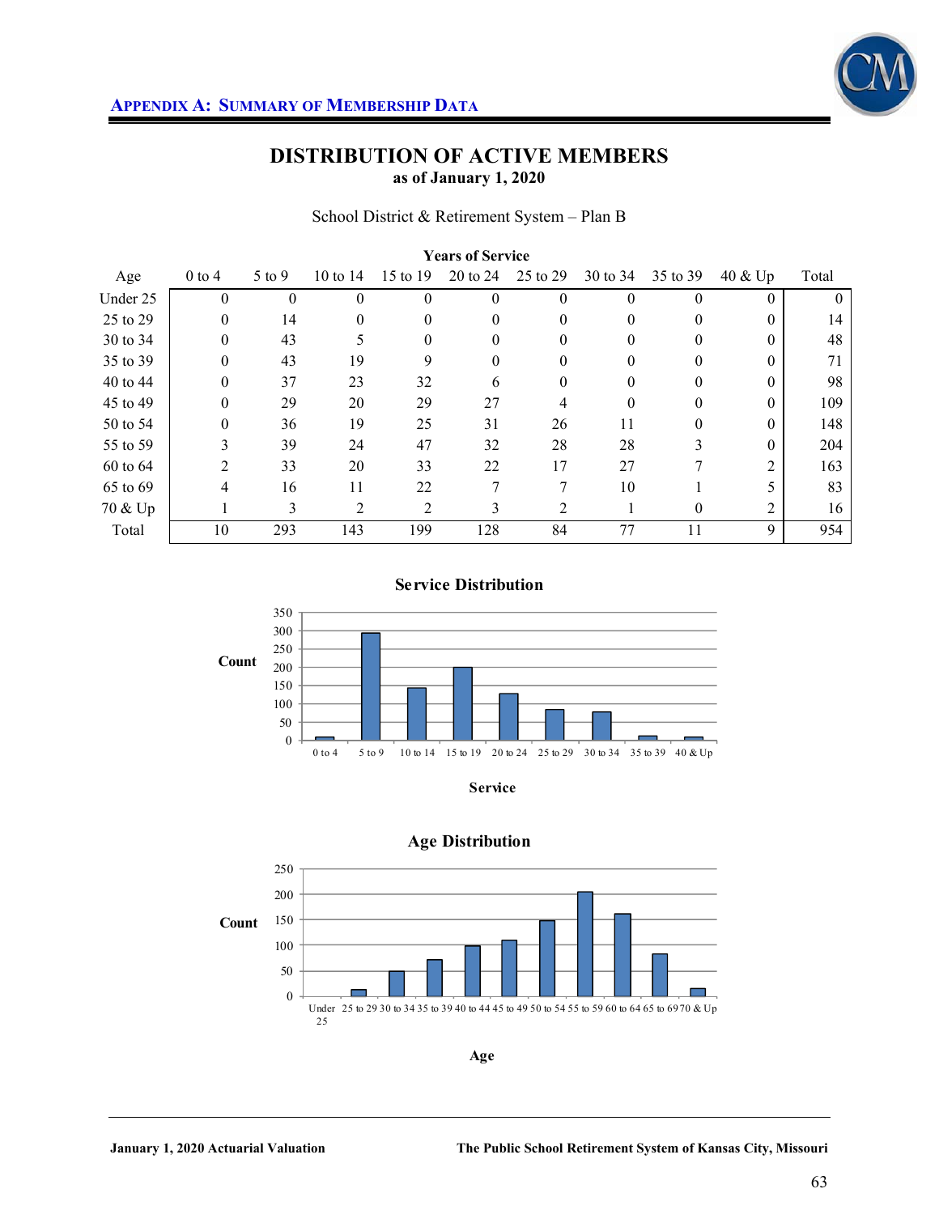# DISTRIBUTION OF ACTIVE MEMBERS

**as of January 1, 2020**

School District & Retirement System – Plan B

| Age | Years of Service | | | | | | | | | Total |
|---|---|---|---|---|---|---|---|---|---|---|
| | 0 to 4 | 5 to 9 | 10 to 14 | 15 to 19 | 20 to 24 | 25 to 29 | 30 to 34 | 35 to 39 | 40 & Up | |
| Under 25 | 0 | 0 | 0 | 0 | 0 | 0 | 0 | 0 | 0 | 0 |
| 25 to 29 | 0 | 14 | 0 | 0 | 0 | 0 | 0 | 0 | 0 | 14 |
| 30 to 34 | 0 | 43 | 5 | 0 | 0 | 0 | 0 | 0 | 0 | 48 |
| 35 to 39 | 0 | 43 | 19 | 9 | 0 | 0 | 0 | 0 | 0 | 71 |
| 40 to 44 | 0 | 37 | 23 | 32 | 6 | 0 | 0 | 0 | 0 | 98 |
| 45 to 49 | 0 | 29 | 20 | 29 | 27 | 4 | 0 | 0 | 0 | 109 |
| 50 to 54 | 0 | 36 | 19 | 25 | 31 | 26 | 11 | 0 | 0 | 148 |
| 55 to 59 | 3 | 39 | 24 | 47 | 32 | 28 | 28 | 3 | 0 | 204 |
| 60 to 64 | 2 | 33 | 20 | 33 | 22 | 17 | 27 | 7 | 2 | 163 |
| 65 to 69 | 4 | 16 | 11 | 22 | 7 | 7 | 10 | 1 | 5 | 83 |
| 70 & Up | 1 | 3 | 2 | 2 | 3 | 2 | 1 | 0 | 2 | 16 |
| Total | 10 | 293 | 143 | 199 | 128 | 84 | 77 | 11 | 9 | 954 |

**Service Distribution**

**Age Distribution**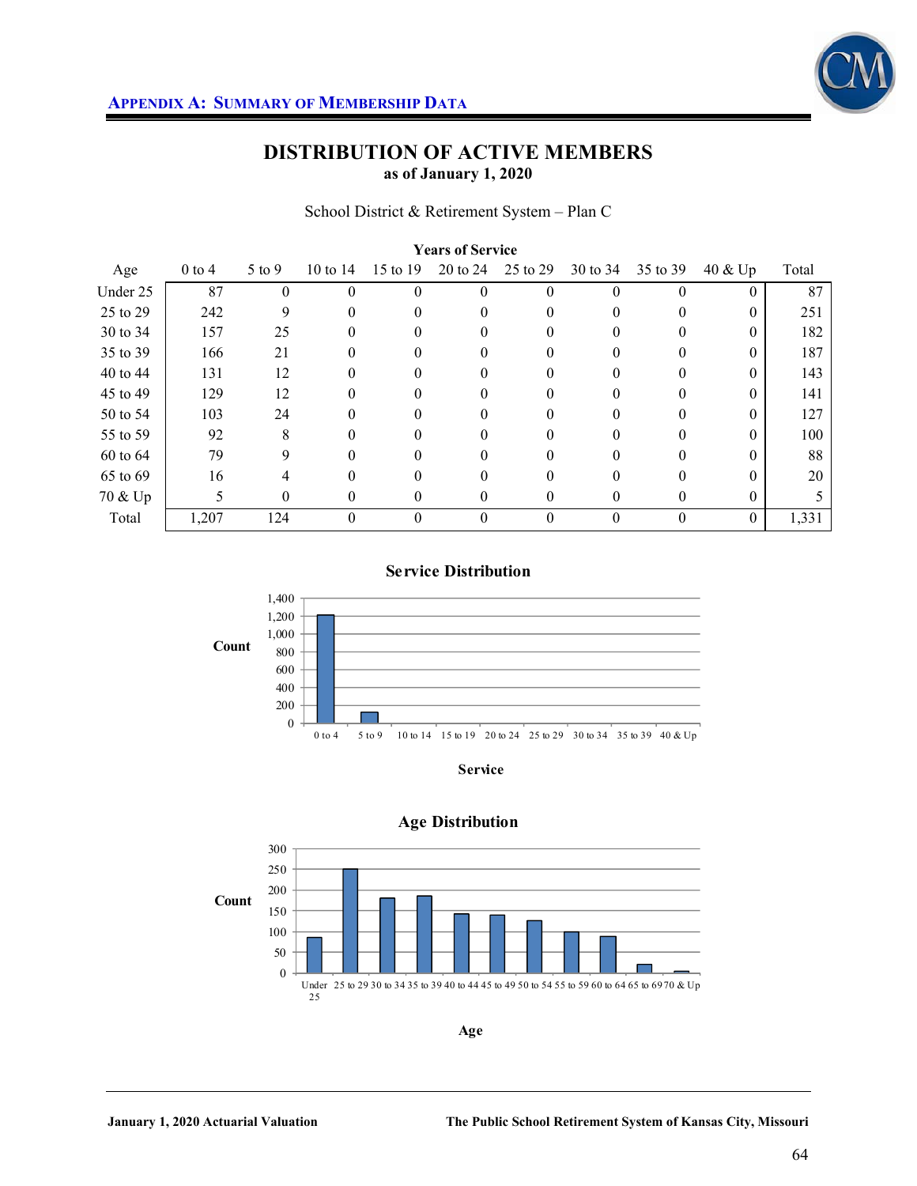## APPENDIX A: SUMMARY OF MEMBERSHIP DATA

# DISTRIBUTION OF ACTIVE MEMBERS
**as of January 1, 2020**

School District & Retirement System – Plan C

| | Years of Service | | | | | | | | | |
|---|---|---|---|---|---|---|---|---|---|---|
| Age | 0 to 4 | 5 to 9 | 10 to 14 | 15 to 19 | 20 to 24 | 25 to 29 | 30 to 34 | 35 to 39 | 40 & Up | Total |
| Under 25 | 87 | 0 | 0 | 0 | 0 | 0 | 0 | 0 | 0 | 87 |
| 25 to 29 | 242 | 9 | 0 | 0 | 0 | 0 | 0 | 0 | 0 | 251 |
| 30 to 34 | 157 | 25 | 0 | 0 | 0 | 0 | 0 | 0 | 0 | 182 |
| 35 to 39 | 166 | 21 | 0 | 0 | 0 | 0 | 0 | 0 | 0 | 187 |
| 40 to 44 | 131 | 12 | 0 | 0 | 0 | 0 | 0 | 0 | 0 | 143 |
| 45 to 49 | 129 | 12 | 0 | 0 | 0 | 0 | 0 | 0 | 0 | 141 |
| 50 to 54 | 103 | 24 | 0 | 0 | 0 | 0 | 0 | 0 | 0 | 127 |
| 55 to 59 | 92 | 8 | 0 | 0 | 0 | 0 | 0 | 0 | 0 | 100 |
| 60 to 64 | 79 | 9 | 0 | 0 | 0 | 0 | 0 | 0 | 0 | 88 |
| 65 to 69 | 16 | 4 | 0 | 0 | 0 | 0 | 0 | 0 | 0 | 20 |
| 70 & Up | 5 | 0 | 0 | 0 | 0 | 0 | 0 | 0 | 0 | 5 |
| Total | 1,207 | 124 | 0 | 0 | 0 | 0 | 0 | 0 | 0 | 1,331 |

**Service Distribution**

**Age Distribution**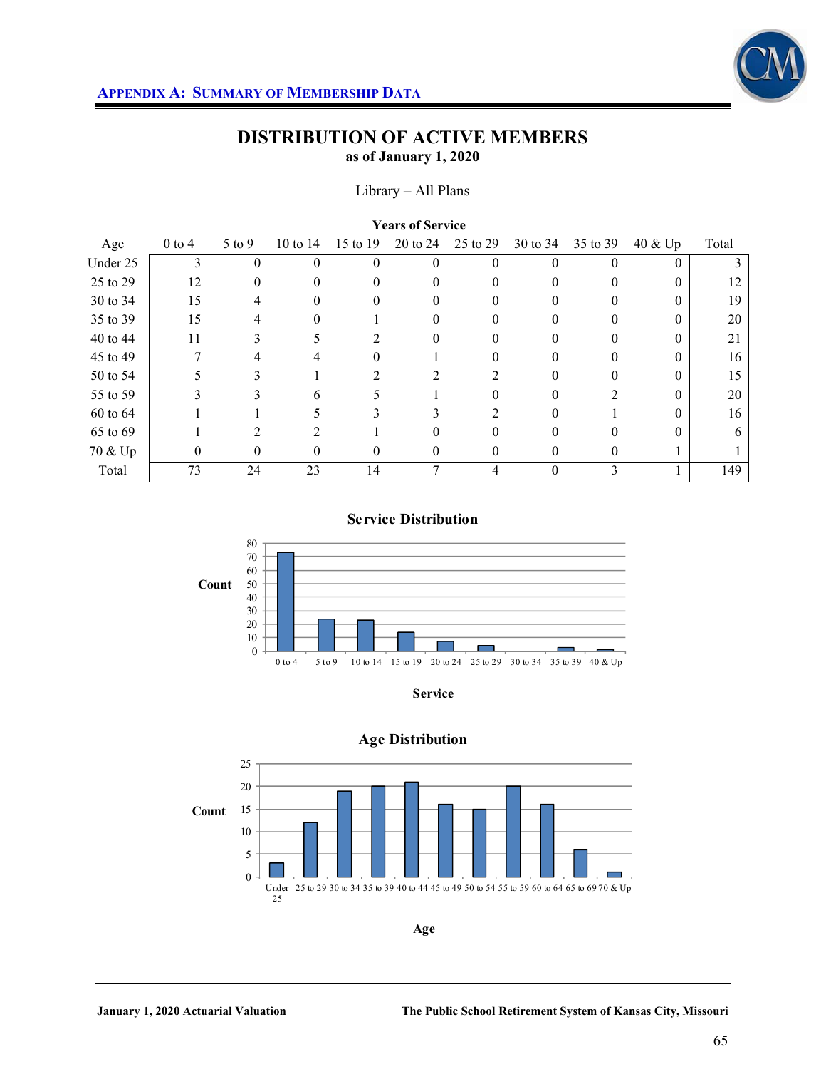## APPENDIX A: SUMMARY OF MEMBERSHIP DATA

# DISTRIBUTION OF ACTIVE MEMBERS

**as of January 1, 2020**

Library – All Plans

| | **Years of Service** | | | | | | | | | |
|---|---|---|---|---|---|---|---|---|---|---|
| Age | 0 to 4 | 5 to 9 | 10 to 14 | 15 to 19 | 20 to 24 | 25 to 29 | 30 to 34 | 35 to 39 | 40 & Up | Total |
| Under 25 | 3 | 0 | 0 | 0 | 0 | 0 | 0 | 0 | 0 | 3 |
| 25 to 29 | 12 | 0 | 0 | 0 | 0 | 0 | 0 | 0 | 0 | 12 |
| 30 to 34 | 15 | 4 | 0 | 0 | 0 | 0 | 0 | 0 | 0 | 19 |
| 35 to 39 | 15 | 4 | 0 | 1 | 0 | 0 | 0 | 0 | 0 | 20 |
| 40 to 44 | 11 | 3 | 5 | 2 | 0 | 0 | 0 | 0 | 0 | 21 |
| 45 to 49 | 7 | 4 | 4 | 0 | 1 | 0 | 0 | 0 | 0 | 16 |
| 50 to 54 | 5 | 3 | 1 | 2 | 2 | 2 | 0 | 0 | 0 | 15 |
| 55 to 59 | 3 | 3 | 6 | 5 | 1 | 0 | 0 | 2 | 0 | 20 |
| 60 to 64 | 1 | 1 | 5 | 3 | 3 | 2 | 0 | 1 | 0 | 16 |
| 65 to 69 | 1 | 2 | 2 | 1 | 0 | 0 | 0 | 0 | 0 | 6 |
| 70 & Up | 0 | 0 | 0 | 0 | 0 | 0 | 0 | 0 | 1 | 1 |
| Total | 73 | 24 | 23 | 14 | 7 | 4 | 0 | 3 | 1 | 149 |

**Service Distribution**

| Service | 0 to 4 | 5 to 9 | 10 to 14 | 15 to 19 | 20 to 24 | 25 to 29 | 30 to 34 | 35 to 39 | 40 & Up |
|---|---|---|---|---|---|---|---|---|---|
| Count | 73 | 24 | 23 | 14 | 7 | 4 | 0 | 3 | 1 |

**Age Distribution**

| Age | Under 25 | 25 to 29 | 30 to 34 | 35 to 39 | 40 to 44 | 45 to 49 | 50 to 54 | 55 to 59 | 60 to 64 | 65 to 69 | 70 & Up |
|---|---|---|---|---|---|---|---|---|---|---|---|
| Count | 3 | 12 | 19 | 20 | 21 | 16 | 15 | 20 | 16 | 6 | 1 |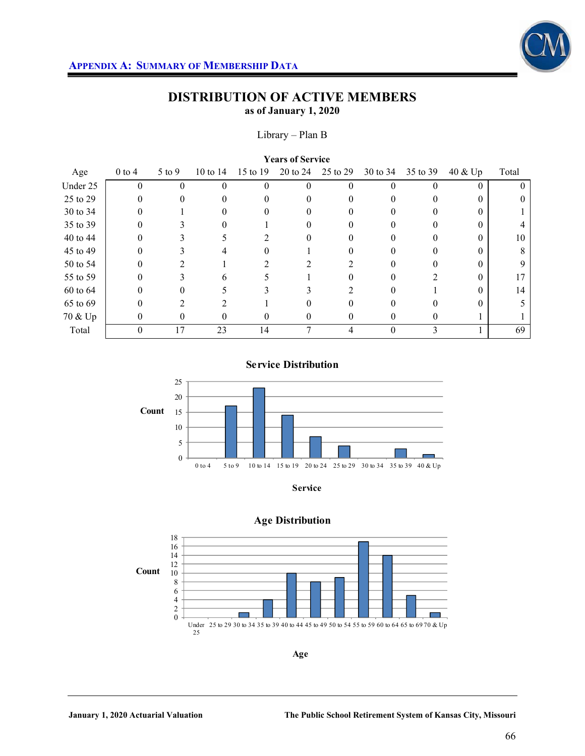## Appendix A: Summary of Membership Data

# DISTRIBUTION OF ACTIVE MEMBERS

### as of January 1, 2020

Library – Plan B

| Age | Years of Service | | | | | | | | | |
|---|---|---|---|---|---|---|---|---|---|---|
| | 0 to 4 | 5 to 9 | 10 to 14 | 15 to 19 | 20 to 24 | 25 to 29 | 30 to 34 | 35 to 39 | 40 & Up | Total |
| Under 25 | 0 | 0 | 0 | 0 | 0 | 0 | 0 | 0 | 0 | 0 |
| 25 to 29 | 0 | 0 | 0 | 0 | 0 | 0 | 0 | 0 | 0 | 0 |
| 30 to 34 | 0 | 1 | 0 | 0 | 0 | 0 | 0 | 0 | 0 | 1 |
| 35 to 39 | 0 | 3 | 0 | 1 | 0 | 0 | 0 | 0 | 0 | 4 |
| 40 to 44 | 0 | 3 | 5 | 2 | 0 | 0 | 0 | 0 | 0 | 10 |
| 45 to 49 | 0 | 3 | 4 | 0 | 1 | 0 | 0 | 0 | 0 | 8 |
| 50 to 54 | 0 | 2 | 1 | 2 | 2 | 2 | 0 | 0 | 0 | 9 |
| 55 to 59 | 0 | 3 | 6 | 5 | 1 | 0 | 0 | 2 | 0 | 17 |
| 60 to 64 | 0 | 0 | 5 | 3 | 3 | 2 | 0 | 1 | 0 | 14 |
| 65 to 69 | 0 | 2 | 2 | 1 | 0 | 0 | 0 | 0 | 0 | 5 |
| 70 & Up | 0 | 0 | 0 | 0 | 0 | 0 | 0 | 0 | 1 | 1 |
| Total | 0 | 17 | 23 | 14 | 7 | 4 | 0 | 3 | 1 | 69 |

**Service Distribution**

**Age Distribution**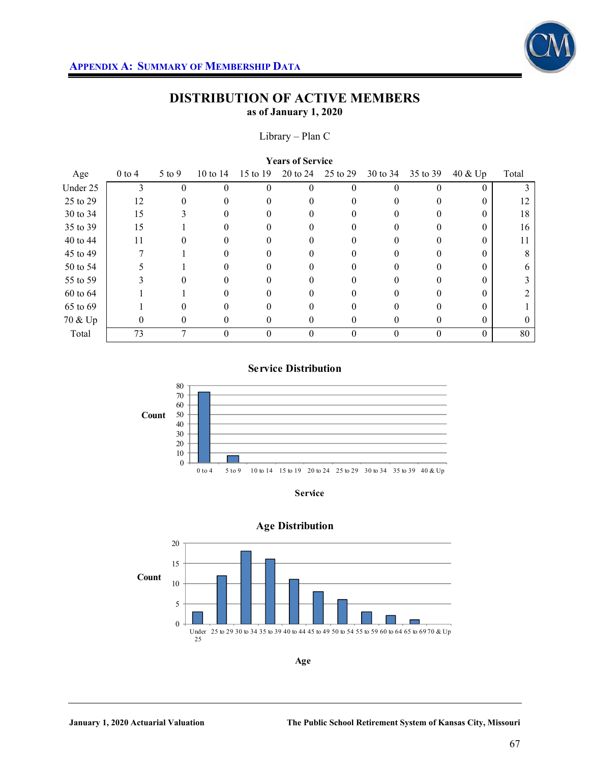**APPENDIX A: SUMMARY OF MEMBERSHIP DATA**

## DISTRIBUTION OF ACTIVE MEMBERS
### as of January 1, 2020

Library – Plan C

| | Years of Service | | | | | | | | | |
|---|---|---|---|---|---|---|---|---|---|---|
| Age | 0 to 4 | 5 to 9 | 10 to 14 | 15 to 19 | 20 to 24 | 25 to 29 | 30 to 34 | 35 to 39 | 40 & Up | Total |
| Under 25 | 3 | 0 | 0 | 0 | 0 | 0 | 0 | 0 | 0 | 3 |
| 25 to 29 | 12 | 0 | 0 | 0 | 0 | 0 | 0 | 0 | 0 | 12 |
| 30 to 34 | 15 | 3 | 0 | 0 | 0 | 0 | 0 | 0 | 0 | 18 |
| 35 to 39 | 15 | 1 | 0 | 0 | 0 | 0 | 0 | 0 | 0 | 16 |
| 40 to 44 | 11 | 0 | 0 | 0 | 0 | 0 | 0 | 0 | 0 | 11 |
| 45 to 49 | 7 | 1 | 0 | 0 | 0 | 0 | 0 | 0 | 0 | 8 |
| 50 to 54 | 5 | 1 | 0 | 0 | 0 | 0 | 0 | 0 | 0 | 6 |
| 55 to 59 | 3 | 0 | 0 | 0 | 0 | 0 | 0 | 0 | 0 | 3 |
| 60 to 64 | 1 | 1 | 0 | 0 | 0 | 0 | 0 | 0 | 0 | 2 |
| 65 to 69 | 1 | 0 | 0 | 0 | 0 | 0 | 0 | 0 | 0 | 1 |
| 70 & Up | 0 | 0 | 0 | 0 | 0 | 0 | 0 | 0 | 0 | 0 |
| Total | 73 | 7 | 0 | 0 | 0 | 0 | 0 | 0 | 0 | 80 |

**Service Distribution**

**Age Distribution**

January 1, 2020 Actuarial Valuation — The Public School Retirement System of Kansas City, Missouri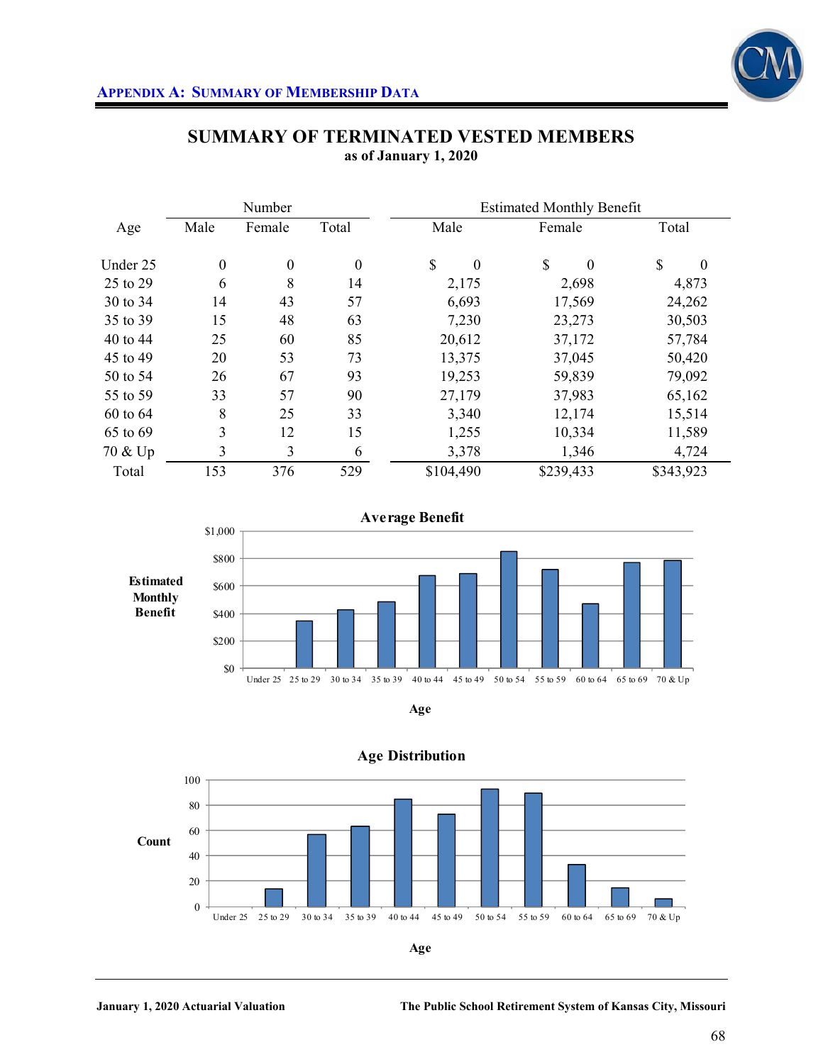## Appendix A: Summary of Membership Data

# SUMMARY OF TERMINATED VESTED MEMBERS

**as of January 1, 2020**

| Age | Number | | | Estimated Monthly Benefit | | |
|---|---|---|---|---|---|---|
| | Male | Female | Total | Male | Female | Total |
| Under 25 | 0 | 0 | 0 | $ 0 | $ 0 | $ 0 |
| 25 to 29 | 6 | 8 | 14 | 2,175 | 2,698 | 4,873 |
| 30 to 34 | 14 | 43 | 57 | 6,693 | 17,569 | 24,262 |
| 35 to 39 | 15 | 48 | 63 | 7,230 | 23,273 | 30,503 |
| 40 to 44 | 25 | 60 | 85 | 20,612 | 37,172 | 57,784 |
| 45 to 49 | 20 | 53 | 73 | 13,375 | 37,045 | 50,420 |
| 50 to 54 | 26 | 67 | 93 | 19,253 | 59,839 | 79,092 |
| 55 to 59 | 33 | 57 | 90 | 27,179 | 37,983 | 65,162 |
| 60 to 64 | 8 | 25 | 33 | 3,340 | 12,174 | 15,514 |
| 65 to 69 | 3 | 12 | 15 | 1,255 | 10,334 | 11,589 |
| 70 & Up | 3 | 3 | 6 | 3,378 | 1,346 | 4,724 |
| Total | 153 | 376 | 529 | $104,490 | $239,433 | $343,923 |

**Average Benefit**

Estimated Monthly Benefit

$1,000
$800
$600
$400
$200
$0

Under 25 | 25 to 29 | 30 to 34 | 35 to 39 | 40 to 44 | 45 to 49 | 50 to 54 | 55 to 59 | 60 to 64 | 65 to 69 | 70 & Up

Age

**Age Distribution**

Count

100
80
60
40
20
0

Under 25 | 25 to 29 | 30 to 34 | 35 to 39 | 40 to 44 | 45 to 49 | 50 to 54 | 55 to 59 | 60 to 64 | 65 to 69 | 70 & Up

Age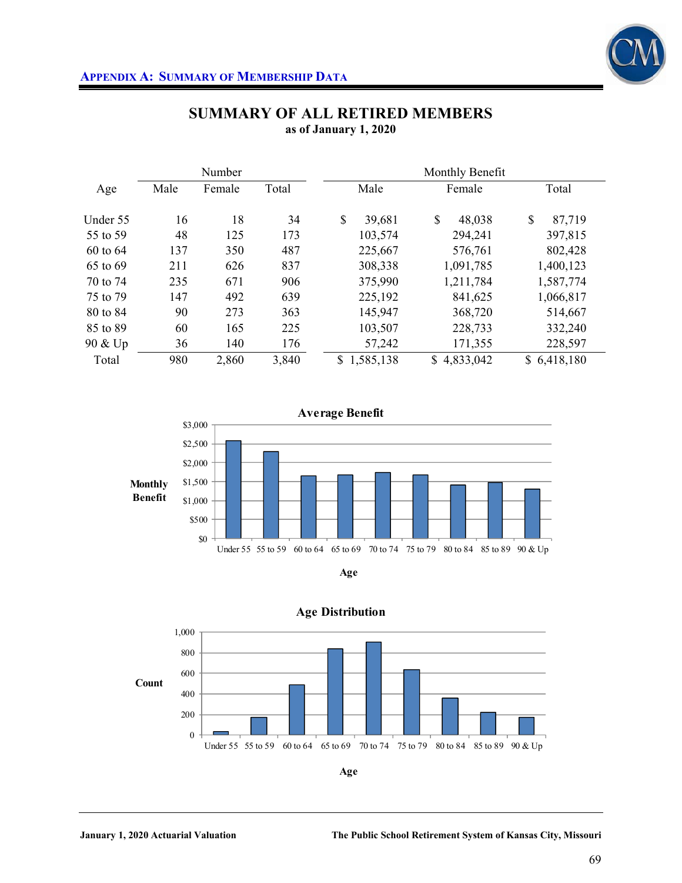## APPENDIX A: SUMMARY OF MEMBERSHIP DATA

# SUMMARY OF ALL RETIRED MEMBERS

**as of January 1, 2020**

| Age | Number | | | Monthly Benefit | | |
|---|---|---|---|---|---|---|
| | Male | Female | Total | Male | Female | Total |
| Under 55 | 16 | 18 | 34 | $ 39,681 | $ 48,038 | $ 87,719 |
| 55 to 59 | 48 | 125 | 173 | 103,574 | 294,241 | 397,815 |
| 60 to 64 | 137 | 350 | 487 | 225,667 | 576,761 | 802,428 |
| 65 to 69 | 211 | 626 | 837 | 308,338 | 1,091,785 | 1,400,123 |
| 70 to 74 | 235 | 671 | 906 | 375,990 | 1,211,784 | 1,587,774 |
| 75 to 79 | 147 | 492 | 639 | 225,192 | 841,625 | 1,066,817 |
| 80 to 84 | 90 | 273 | 363 | 145,947 | 368,720 | 514,667 |
| 85 to 89 | 60 | 165 | 225 | 103,507 | 228,733 | 332,240 |
| 90 & Up | 36 | 140 | 176 | 57,242 | 171,355 | 228,597 |
| Total | 980 | 2,860 | 3,840 | $ 1,585,138 | $ 4,833,042 | $ 6,418,180 |

**Average Benefit**

Monthly Benefit ($0 – $3,000) by Age: Under 55, 55 to 59, 60 to 64, 65 to 69, 70 to 74, 75 to 79, 80 to 84, 85 to 89, 90 & Up

**Age Distribution**

Count (0 – 1,000) by Age: Under 55, 55 to 59, 60 to 64, 65 to 69, 70 to 74, 75 to 79, 80 to 84, 85 to 89, 90 & Up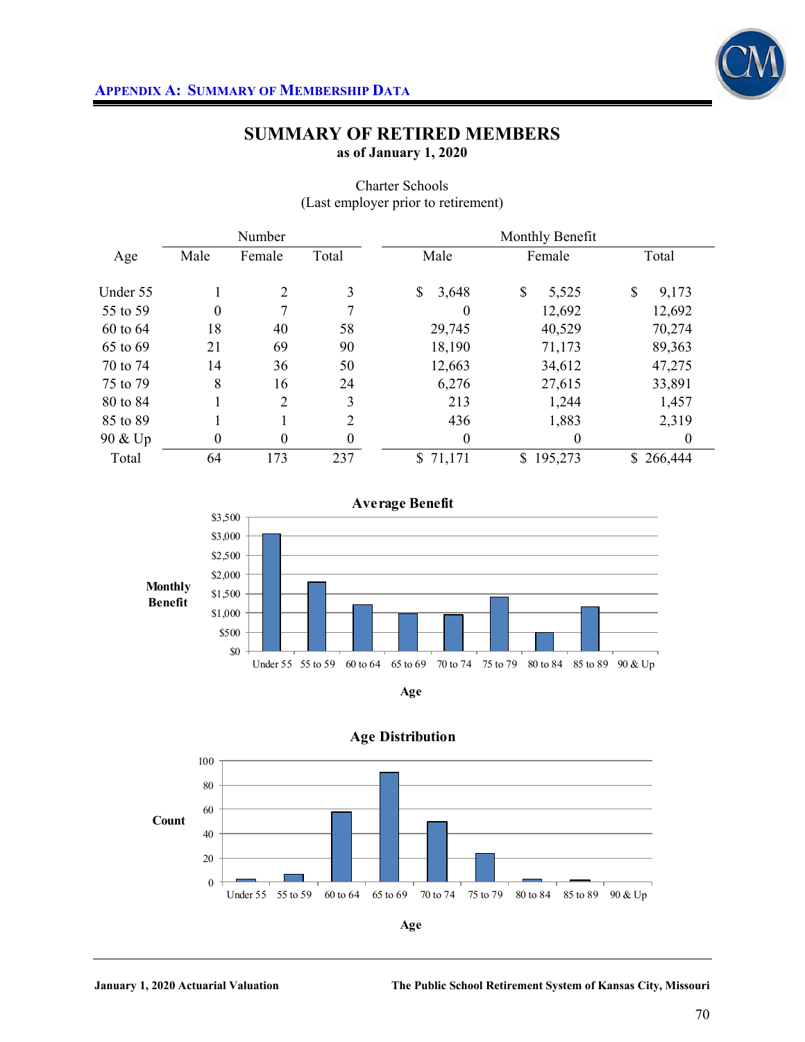## APPENDIX A: SUMMARY OF MEMBERSHIP DATA

# SUMMARY OF RETIRED MEMBERS

**as of January 1, 2020**

Charter Schools
(Last employer prior to retirement)

| Age | Number | | | Monthly Benefit | | |
|---|---|---|---|---|---|---|
| | Male | Female | Total | Male | Female | Total |
| Under 55 | 1 | 2 | 3 | $ 3,648 | $ 5,525 | $ 9,173 |
| 55 to 59 | 0 | 7 | 7 | 0 | 12,692 | 12,692 |
| 60 to 64 | 18 | 40 | 58 | 29,745 | 40,529 | 70,274 |
| 65 to 69 | 21 | 69 | 90 | 18,190 | 71,173 | 89,363 |
| 70 to 74 | 14 | 36 | 50 | 12,663 | 34,612 | 47,275 |
| 75 to 79 | 8 | 16 | 24 | 6,276 | 27,615 | 33,891 |
| 80 to 84 | 1 | 2 | 3 | 213 | 1,244 | 1,457 |
| 85 to 89 | 1 | 1 | 2 | 436 | 1,883 | 2,319 |
| 90 & Up | 0 | 0 | 0 | 0 | 0 | 0 |
| Total | 64 | 173 | 237 | $ 71,171 | $ 195,273 | $ 266,444 |

**Average Benefit**

**Age Distribution**

January 1, 2020 Actuarial Valuation — The Public School Retirement System of Kansas City, Missouri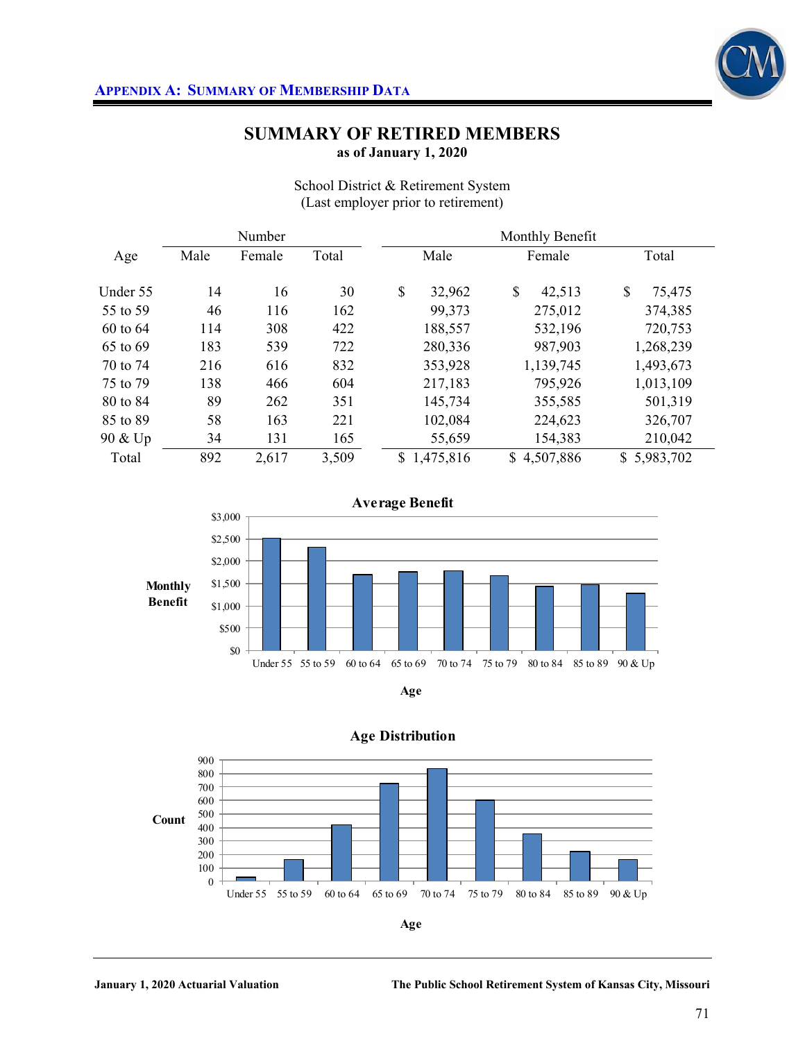## APPENDIX A: SUMMARY OF MEMBERSHIP DATA

# SUMMARY OF RETIRED MEMBERS

**as of January 1, 2020**

School District & Retirement System
(Last employer prior to retirement)

| Age | Number | | | Monthly Benefit | | |
|---|---|---|---|---|---|---|
| | Male | Female | Total | Male | Female | Total |
| Under 55 | 14 | 16 | 30 | $ 32,962 | $ 42,513 | $ 75,475 |
| 55 to 59 | 46 | 116 | 162 | 99,373 | 275,012 | 374,385 |
| 60 to 64 | 114 | 308 | 422 | 188,557 | 532,196 | 720,753 |
| 65 to 69 | 183 | 539 | 722 | 280,336 | 987,903 | 1,268,239 |
| 70 to 74 | 216 | 616 | 832 | 353,928 | 1,139,745 | 1,493,673 |
| 75 to 79 | 138 | 466 | 604 | 217,183 | 795,926 | 1,013,109 |
| 80 to 84 | 89 | 262 | 351 | 145,734 | 355,585 | 501,319 |
| 85 to 89 | 58 | 163 | 221 | 102,084 | 224,623 | 326,707 |
| 90 & Up | 34 | 131 | 165 | 55,659 | 154,383 | 210,042 |
| Total | 892 | 2,617 | 3,509 | $ 1,475,816 | $ 4,507,886 | $ 5,983,702 |

**Average Benefit**

Monthly Benefit ($0 – $3,000) by Age: Under 55, 55 to 59, 60 to 64, 65 to 69, 70 to 74, 75 to 79, 80 to 84, 85 to 89, 90 & Up

**Age Distribution**

Count (0 – 900) by Age: Under 55, 55 to 59, 60 to 64, 65 to 69, 70 to 74, 75 to 79, 80 to 84, 85 to 89, 90 & Up

January 1, 2020 Actuarial Valuation — The Public School Retirement System of Kansas City, Missouri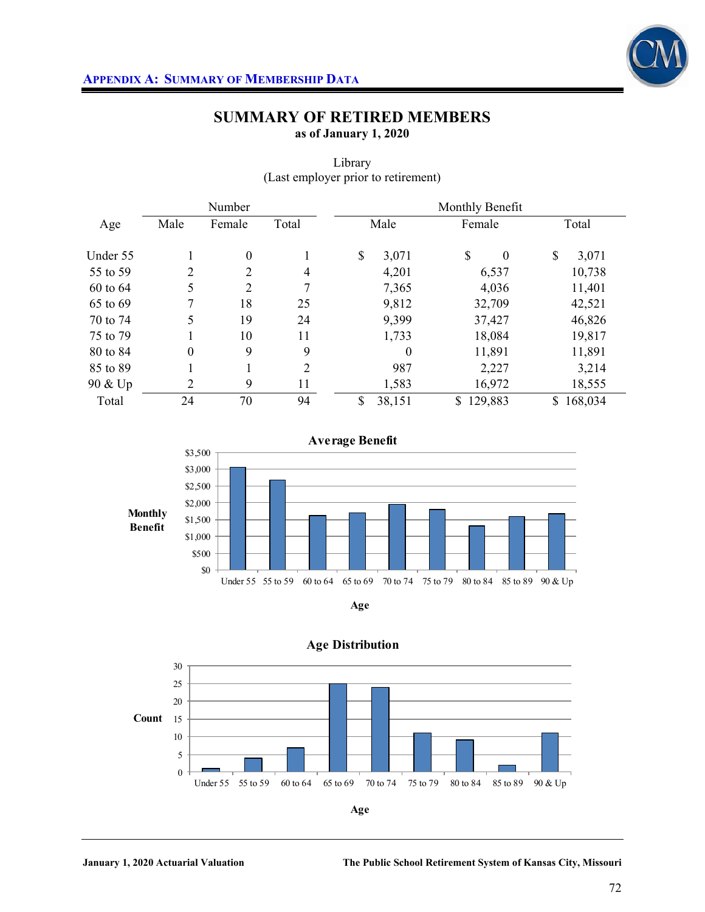## SUMMARY OF RETIRED MEMBERS

**as of January 1, 2020**

Library
(Last employer prior to retirement)

| Age | Number | | | Monthly Benefit | | |
|---|---|---|---|---|---|---|
| | Male | Female | Total | Male | Female | Total |
| Under 55 | 1 | 0 | 1 | $ 3,071 | $ 0 | $ 3,071 |
| 55 to 59 | 2 | 2 | 4 | 4,201 | 6,537 | 10,738 |
| 60 to 64 | 5 | 2 | 7 | 7,365 | 4,036 | 11,401 |
| 65 to 69 | 7 | 18 | 25 | 9,812 | 32,709 | 42,521 |
| 70 to 74 | 5 | 19 | 24 | 9,399 | 37,427 | 46,826 |
| 75 to 79 | 1 | 10 | 11 | 1,733 | 18,084 | 19,817 |
| 80 to 84 | 0 | 9 | 9 | 0 | 11,891 | 11,891 |
| 85 to 89 | 1 | 1 | 2 | 987 | 2,227 | 3,214 |
| 90 & Up | 2 | 9 | 11 | 1,583 | 16,972 | 18,555 |
| Total | 24 | 70 | 94 | $ 38,151 | $ 129,883 | $ 168,034 |

**Average Benefit**

| Age | Under 55 | 55 to 59 | 60 to 64 | 65 to 69 | 70 to 74 | 75 to 79 | 80 to 84 | 85 to 89 | 90 & Up |
|---|---|---|---|---|---|---|---|---|---|
| Monthly Benefit | $3,071 | $2,685 | $1,629 | $1,701 | $1,951 | $1,802 | $1,321 | $1,607 | $1,687 |

**Age Distribution**

| Age | Under 55 | 55 to 59 | 60 to 64 | 65 to 69 | 70 to 74 | 75 to 79 | 80 to 84 | 85 to 89 | 90 & Up |
|---|---|---|---|---|---|---|---|---|---|
| Count | 1 | 4 | 7 | 25 | 24 | 11 | 9 | 2 | 11 |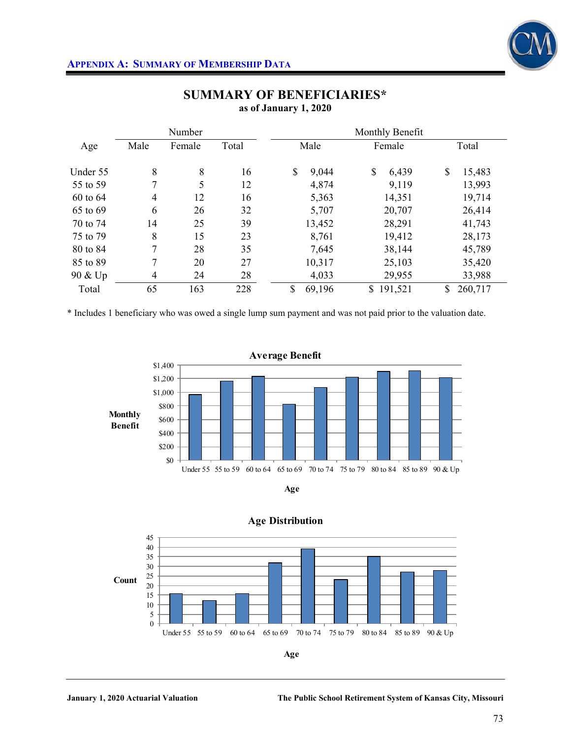## APPENDIX A: SUMMARY OF MEMBERSHIP DATA

# SUMMARY OF BENEFICIARIES*

**as of January 1, 2020**

| Age | Number | | | Monthly Benefit | | |
|---|---|---|---|---|---|---|
| | Male | Female | Total | Male | Female | Total |
| Under 55 | 8 | 8 | 16 | $ 9,044 | $ 6,439 | $ 15,483 |
| 55 to 59 | 7 | 5 | 12 | 4,874 | 9,119 | 13,993 |
| 60 to 64 | 4 | 12 | 16 | 5,363 | 14,351 | 19,714 |
| 65 to 69 | 6 | 26 | 32 | 5,707 | 20,707 | 26,414 |
| 70 to 74 | 14 | 25 | 39 | 13,452 | 28,291 | 41,743 |
| 75 to 79 | 8 | 15 | 23 | 8,761 | 19,412 | 28,173 |
| 80 to 84 | 7 | 28 | 35 | 7,645 | 38,144 | 45,789 |
| 85 to 89 | 7 | 20 | 27 | 10,317 | 25,103 | 35,420 |
| 90 & Up | 4 | 24 | 28 | 4,033 | 29,955 | 33,988 |
| Total | 65 | 163 | 228 | $ 69,196 | $ 191,521 | $ 260,717 |

* Includes 1 beneficiary who was owed a single lump sum payment and was not paid prior to the valuation date.

**Average Benefit**

| Age | Under 55 | 55 to 59 | 60 to 64 | 65 to 69 | 70 to 74 | 75 to 79 | 80 to 84 | 85 to 89 | 90 & Up |
|---|---|---|---|---|---|---|---|---|---|
| Monthly Benefit | ~$968 | ~$1,166 | ~$1,232 | ~$825 | ~$1,070 | ~$1,225 | ~$1,308 | ~$1,312 | ~$1,214 |

**Age Distribution**

| Age | Under 55 | 55 to 59 | 60 to 64 | 65 to 69 | 70 to 74 | 75 to 79 | 80 to 84 | 85 to 89 | 90 & Up |
|---|---|---|---|---|---|---|---|---|---|
| Count | 16 | 12 | 16 | 32 | 39 | 23 | 35 | 27 | 28 |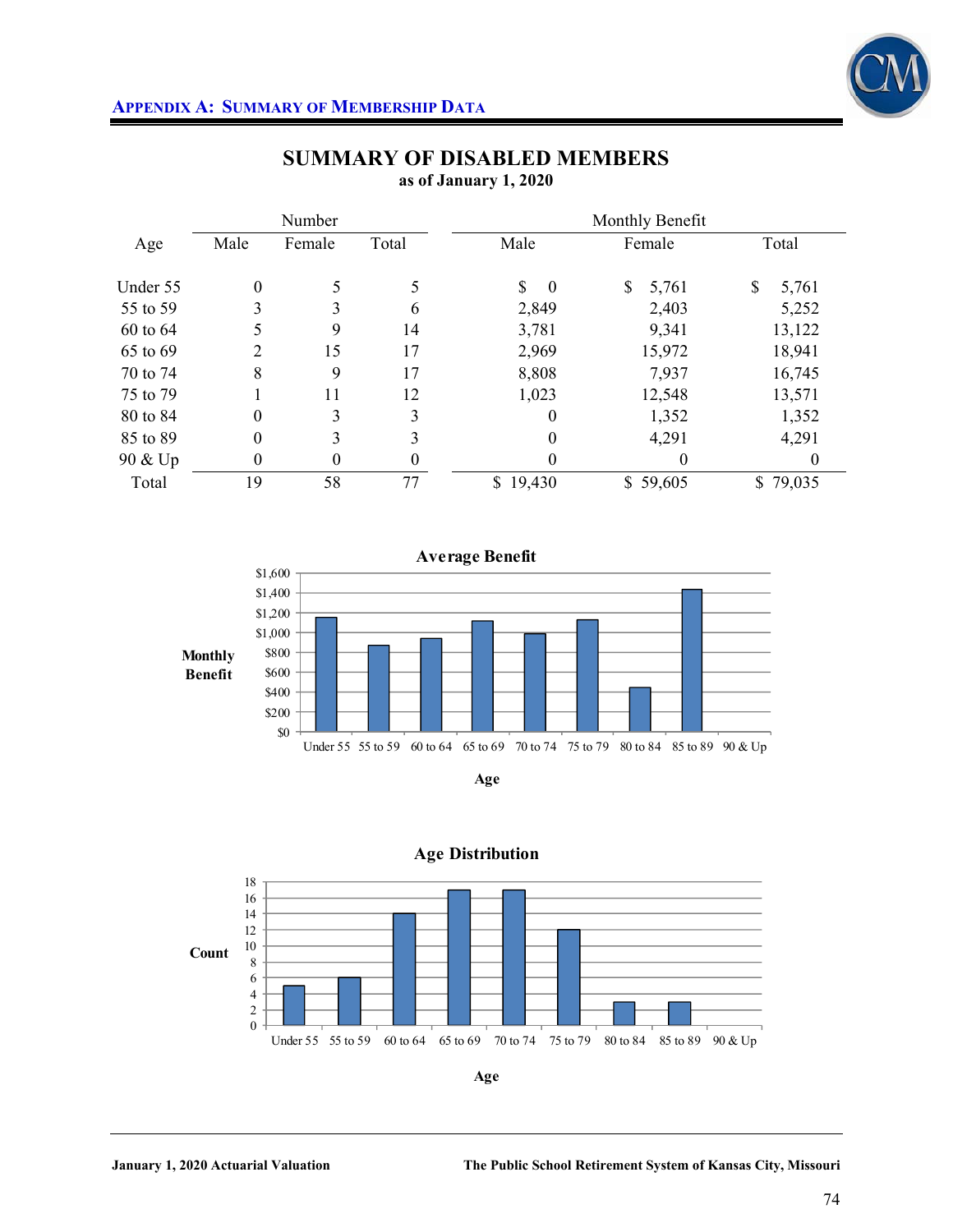## SUMMARY OF DISABLED MEMBERS

**as of January 1, 2020**

| Age | Number | | | Monthly Benefit | | |
|---|---|---|---|---|---|---|
| | Male | Female | Total | Male | Female | Total |
| Under 55 | 0 | 5 | 5 | $ 0 | $ 5,761 | $ 5,761 |
| 55 to 59 | 3 | 3 | 6 | 2,849 | 2,403 | 5,252 |
| 60 to 64 | 5 | 9 | 14 | 3,781 | 9,341 | 13,122 |
| 65 to 69 | 2 | 15 | 17 | 2,969 | 15,972 | 18,941 |
| 70 to 74 | 8 | 9 | 17 | 8,808 | 7,937 | 16,745 |
| 75 to 79 | 1 | 11 | 12 | 1,023 | 12,548 | 13,571 |
| 80 to 84 | 0 | 3 | 3 | 0 | 1,352 | 1,352 |
| 85 to 89 | 0 | 3 | 3 | 0 | 4,291 | 4,291 |
| 90 & Up | 0 | 0 | 0 | 0 | 0 | 0 |
| Total | 19 | 58 | 77 | $ 19,430 | $ 59,605 | $ 79,035 |

**Average Benefit**

Monthly Benefit ($0 – $1,600) by Age: Under 55, 55 to 59, 60 to 64, 65 to 69, 70 to 74, 75 to 79, 80 to 84, 85 to 89, 90 & Up

**Age Distribution**

Count (0 – 18) by Age: Under 55, 55 to 59, 60 to 64, 65 to 69, 70 to 74, 75 to 79, 80 to 84, 85 to 89, 90 & Up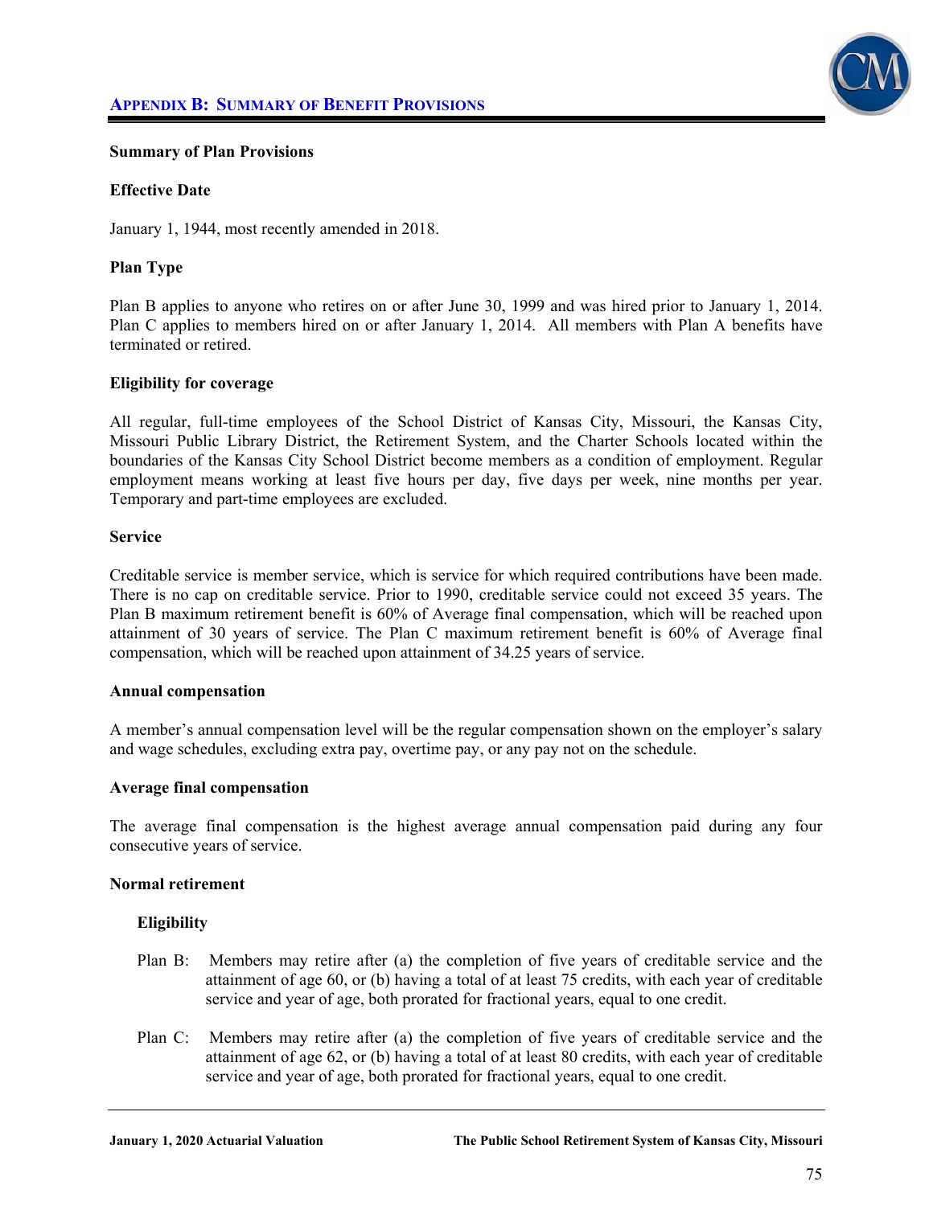## APPENDIX B: SUMMARY OF BENEFIT PROVISIONS

**Summary of Plan Provisions**

**Effective Date**

January 1, 1944, most recently amended in 2018.

**Plan Type**

Plan B applies to anyone who retires on or after June 30, 1999 and was hired prior to January 1, 2014. Plan C applies to members hired on or after January 1, 2014. All members with Plan A benefits have terminated or retired.

**Eligibility for coverage**

All regular, full-time employees of the School District of Kansas City, Missouri, the Kansas City, Missouri Public Library District, the Retirement System, and the Charter Schools located within the boundaries of the Kansas City School District become members as a condition of employment. Regular employment means working at least five hours per day, five days per week, nine months per year. Temporary and part-time employees are excluded.

**Service**

Creditable service is member service, which is service for which required contributions have been made. There is no cap on creditable service. Prior to 1990, creditable service could not exceed 35 years. The Plan B maximum retirement benefit is 60% of Average final compensation, which will be reached upon attainment of 30 years of service. The Plan C maximum retirement benefit is 60% of Average final compensation, which will be reached upon attainment of 34.25 years of service.

**Annual compensation**

A member's annual compensation level will be the regular compensation shown on the employer's salary and wage schedules, excluding extra pay, overtime pay, or any pay not on the schedule.

**Average final compensation**

The average final compensation is the highest average annual compensation paid during any four consecutive years of service.

**Normal retirement**

**Eligibility**

Plan B: Members may retire after (a) the completion of five years of creditable service and the attainment of age 60, or (b) having a total of at least 75 credits, with each year of creditable service and year of age, both prorated for fractional years, equal to one credit.

Plan C: Members may retire after (a) the completion of five years of creditable service and the attainment of age 62, or (b) having a total of at least 80 credits, with each year of creditable service and year of age, both prorated for fractional years, equal to one credit.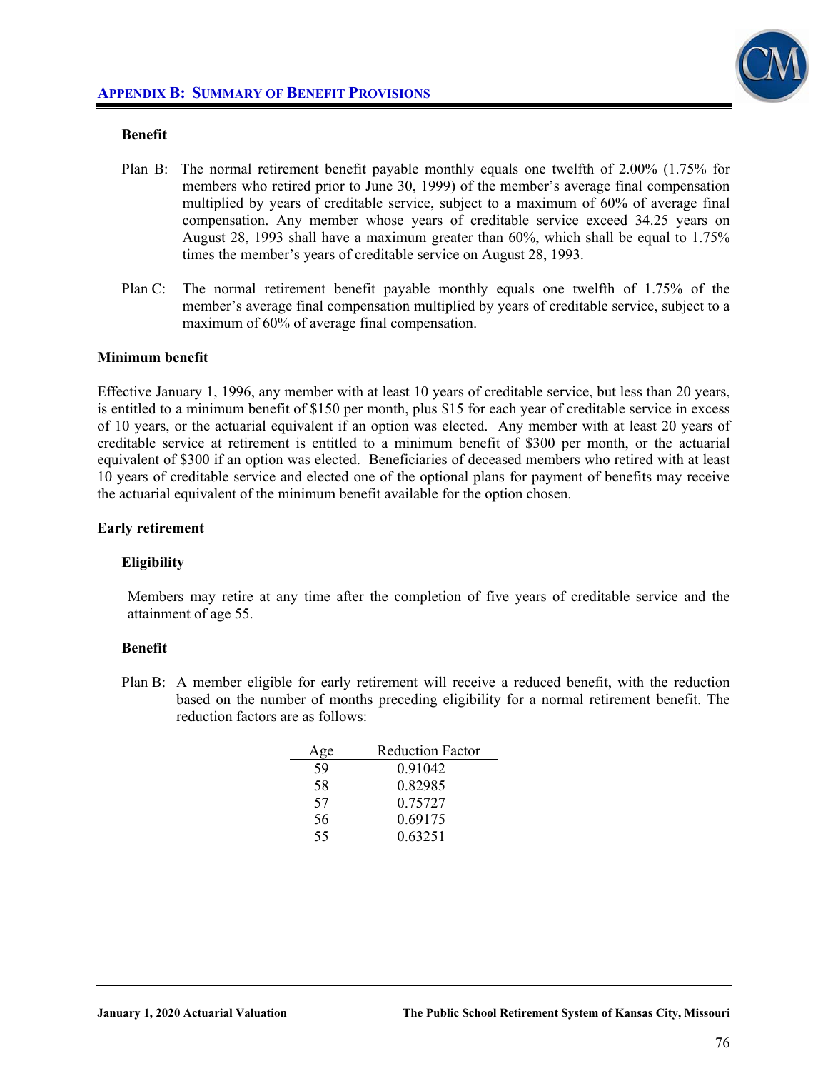### Benefit

Plan B: The normal retirement benefit payable monthly equals one twelfth of 2.00% (1.75% for members who retired prior to June 30, 1999) of the member's average final compensation multiplied by years of creditable service, subject to a maximum of 60% of average final compensation. Any member whose years of creditable service exceed 34.25 years on August 28, 1993 shall have a maximum greater than 60%, which shall be equal to 1.75% times the member's years of creditable service on August 28, 1993.

Plan C: The normal retirement benefit payable monthly equals one twelfth of 1.75% of the member's average final compensation multiplied by years of creditable service, subject to a maximum of 60% of average final compensation.

## Minimum benefit

Effective January 1, 1996, any member with at least 10 years of creditable service, but less than 20 years, is entitled to a minimum benefit of $150 per month, plus $15 for each year of creditable service in excess of 10 years, or the actuarial equivalent if an option was elected. Any member with at least 20 years of creditable service at retirement is entitled to a minimum benefit of $300 per month, or the actuarial equivalent of $300 if an option was elected. Beneficiaries of deceased members who retired with at least 10 years of creditable service and elected one of the optional plans for payment of benefits may receive the actuarial equivalent of the minimum benefit available for the option chosen.

## Early retirement

### Eligibility

Members may retire at any time after the completion of five years of creditable service and the attainment of age 55.

### Benefit

Plan B: A member eligible for early retirement will receive a reduced benefit, with the reduction based on the number of months preceding eligibility for a normal retirement benefit. The reduction factors are as follows:

| Age | Reduction Factor |
|---|---|
| 59 | 0.91042 |
| 58 | 0.82985 |
| 57 | 0.75727 |
| 56 | 0.69175 |
| 55 | 0.63251 |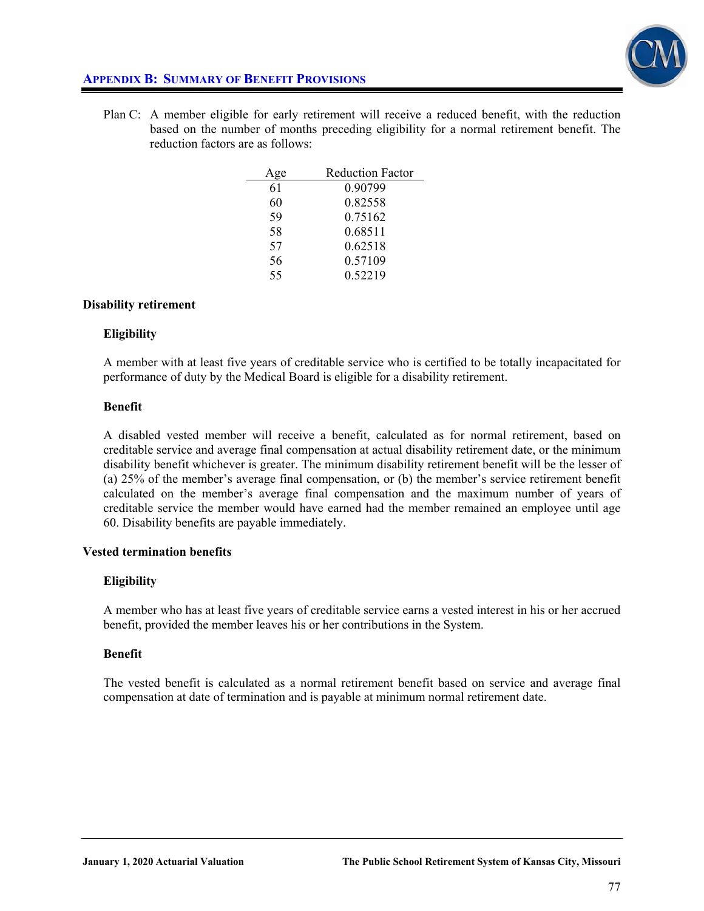Plan C: A member eligible for early retirement will receive a reduced benefit, with the reduction based on the number of months preceding eligibility for a normal retirement benefit. The reduction factors are as follows:

| Age | Reduction Factor |
|---|---|
| 61 | 0.90799 |
| 60 | 0.82558 |
| 59 | 0.75162 |
| 58 | 0.68511 |
| 57 | 0.62518 |
| 56 | 0.57109 |
| 55 | 0.52219 |

**Disability retirement**

**Eligibility**

A member with at least five years of creditable service who is certified to be totally incapacitated for performance of duty by the Medical Board is eligible for a disability retirement.

**Benefit**

A disabled vested member will receive a benefit, calculated as for normal retirement, based on creditable service and average final compensation at actual disability retirement date, or the minimum disability benefit whichever is greater. The minimum disability retirement benefit will be the lesser of (a) 25% of the member's average final compensation, or (b) the member's service retirement benefit calculated on the member's average final compensation and the maximum number of years of creditable service the member would have earned had the member remained an employee until age 60. Disability benefits are payable immediately.

**Vested termination benefits**

**Eligibility**

A member who has at least five years of creditable service earns a vested interest in his or her accrued benefit, provided the member leaves his or her contributions in the System.

**Benefit**

The vested benefit is calculated as a normal retirement benefit based on service and average final compensation at date of termination and is payable at minimum normal retirement date.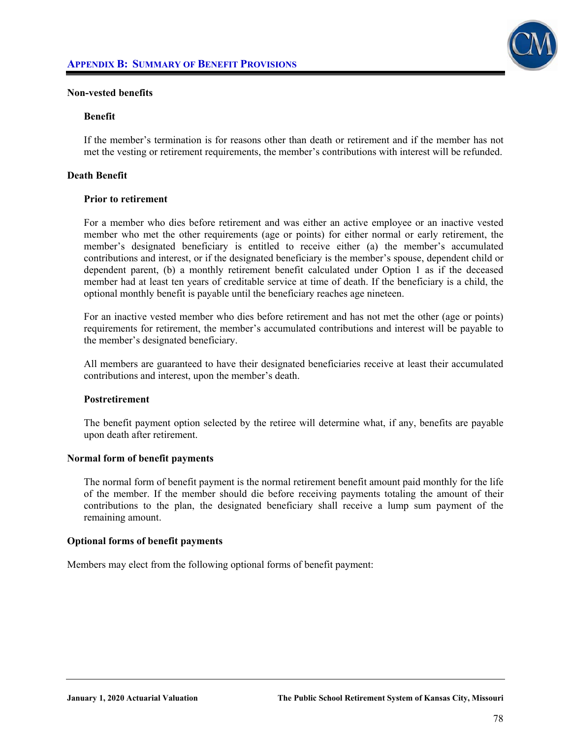### Non-vested benefits

#### Benefit

If the member's termination is for reasons other than death or retirement and if the member has not met the vesting or retirement requirements, the member's contributions with interest will be refunded.

### Death Benefit

#### Prior to retirement

For a member who dies before retirement and was either an active employee or an inactive vested member who met the other requirements (age or points) for either normal or early retirement, the member's designated beneficiary is entitled to receive either (a) the member's accumulated contributions and interest, or if the designated beneficiary is the member's spouse, dependent child or dependent parent, (b) a monthly retirement benefit calculated under Option 1 as if the deceased member had at least ten years of creditable service at time of death. If the beneficiary is a child, the optional monthly benefit is payable until the beneficiary reaches age nineteen.

For an inactive vested member who dies before retirement and has not met the other (age or points) requirements for retirement, the member's accumulated contributions and interest will be payable to the member's designated beneficiary.

All members are guaranteed to have their designated beneficiaries receive at least their accumulated contributions and interest, upon the member's death.

#### Postretirement

The benefit payment option selected by the retiree will determine what, if any, benefits are payable upon death after retirement.

### Normal form of benefit payments

The normal form of benefit payment is the normal retirement benefit amount paid monthly for the life of the member. If the member should die before receiving payments totaling the amount of their contributions to the plan, the designated beneficiary shall receive a lump sum payment of the remaining amount.

### Optional forms of benefit payments

Members may elect from the following optional forms of benefit payment: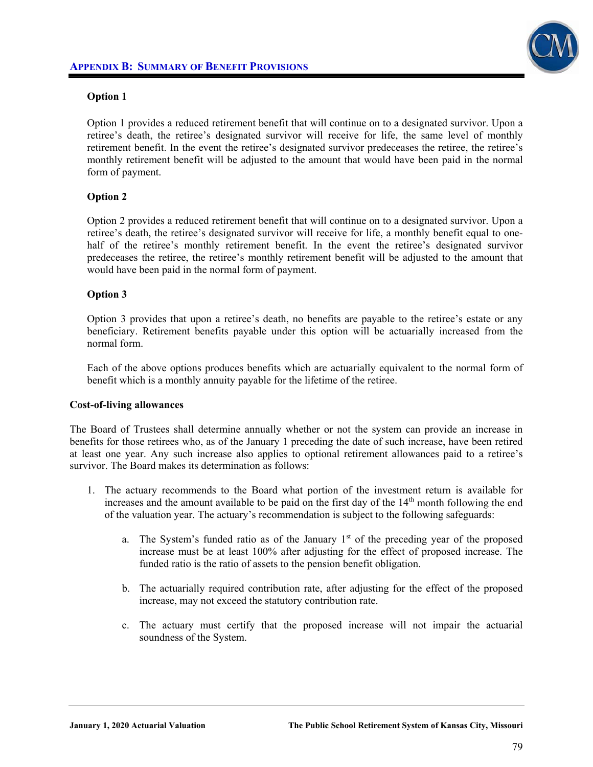**Option 1**

Option 1 provides a reduced retirement benefit that will continue on to a designated survivor. Upon a retiree's death, the retiree's designated survivor will receive for life, the same level of monthly retirement benefit. In the event the retiree's designated survivor predeceases the retiree, the retiree's monthly retirement benefit will be adjusted to the amount that would have been paid in the normal form of payment.

**Option 2**

Option 2 provides a reduced retirement benefit that will continue on to a designated survivor. Upon a retiree's death, the retiree's designated survivor will receive for life, a monthly benefit equal to one-half of the retiree's monthly retirement benefit. In the event the retiree's designated survivor predeceases the retiree, the retiree's monthly retirement benefit will be adjusted to the amount that would have been paid in the normal form of payment.

**Option 3**

Option 3 provides that upon a retiree's death, no benefits are payable to the retiree's estate or any beneficiary. Retirement benefits payable under this option will be actuarially increased from the normal form.

Each of the above options produces benefits which are actuarially equivalent to the normal form of benefit which is a monthly annuity payable for the lifetime of the retiree.

**Cost-of-living allowances**

The Board of Trustees shall determine annually whether or not the system can provide an increase in benefits for those retirees who, as of the January 1 preceding the date of such increase, have been retired at least one year. Any such increase also applies to optional retirement allowances paid to a retiree's survivor. The Board makes its determination as follows:

1. The actuary recommends to the Board what portion of the investment return is available for increases and the amount available to be paid on the first day of the 14th month following the end of the valuation year. The actuary's recommendation is subject to the following safeguards:

    a. The System's funded ratio as of the January 1st of the preceding year of the proposed increase must be at least 100% after adjusting for the effect of proposed increase. The funded ratio is the ratio of assets to the pension benefit obligation.

    b. The actuarially required contribution rate, after adjusting for the effect of the proposed increase, may not exceed the statutory contribution rate.

    c. The actuary must certify that the proposed increase will not impair the actuarial soundness of the System.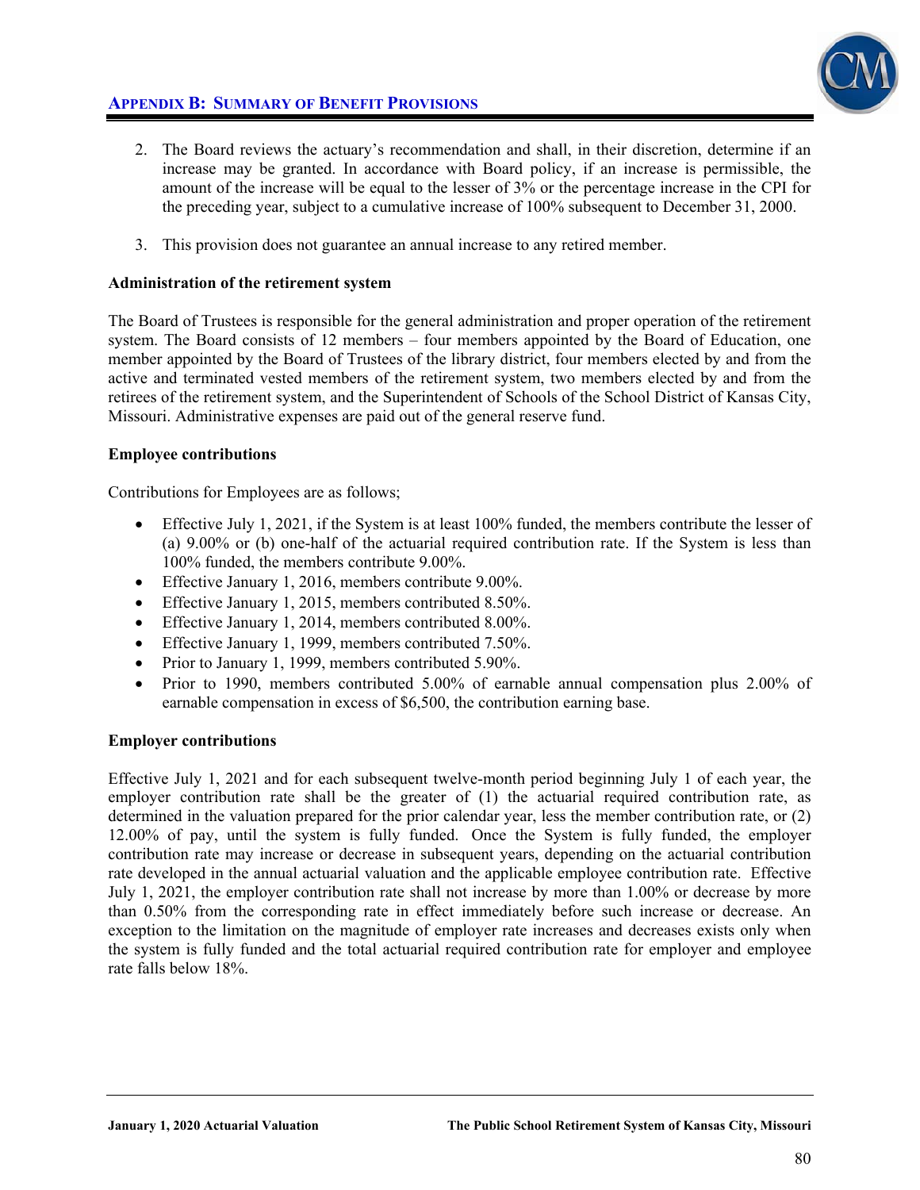2. The Board reviews the actuary's recommendation and shall, in their discretion, determine if an increase may be granted. In accordance with Board policy, if an increase is permissible, the amount of the increase will be equal to the lesser of 3% or the percentage increase in the CPI for the preceding year, subject to a cumulative increase of 100% subsequent to December 31, 2000.

3. This provision does not guarantee an annual increase to any retired member.

**Administration of the retirement system**

The Board of Trustees is responsible for the general administration and proper operation of the retirement system. The Board consists of 12 members – four members appointed by the Board of Education, one member appointed by the Board of Trustees of the library district, four members elected by and from the active and terminated vested members of the retirement system, two members elected by and from the retirees of the retirement system, and the Superintendent of Schools of the School District of Kansas City, Missouri. Administrative expenses are paid out of the general reserve fund.

**Employee contributions**

Contributions for Employees are as follows;

- Effective July 1, 2021, if the System is at least 100% funded, the members contribute the lesser of (a) 9.00% or (b) one-half of the actuarial required contribution rate. If the System is less than 100% funded, the members contribute 9.00%.
- Effective January 1, 2016, members contribute 9.00%.
- Effective January 1, 2015, members contributed 8.50%.
- Effective January 1, 2014, members contributed 8.00%.
- Effective January 1, 1999, members contributed 7.50%.
- Prior to January 1, 1999, members contributed 5.90%.
- Prior to 1990, members contributed 5.00% of earnable annual compensation plus 2.00% of earnable compensation in excess of $6,500, the contribution earning base.

**Employer contributions**

Effective July 1, 2021 and for each subsequent twelve-month period beginning July 1 of each year, the employer contribution rate shall be the greater of (1) the actuarial required contribution rate, as determined in the valuation prepared for the prior calendar year, less the member contribution rate, or (2) 12.00% of pay, until the system is fully funded. Once the System is fully funded, the employer contribution rate may increase or decrease in subsequent years, depending on the actuarial contribution rate developed in the annual actuarial valuation and the applicable employee contribution rate. Effective July 1, 2021, the employer contribution rate shall not increase by more than 1.00% or decrease by more than 0.50% from the corresponding rate in effect immediately before such increase or decrease. An exception to the limitation on the magnitude of employer rate increases and decreases exists only when the system is fully funded and the total actuarial required contribution rate for employer and employee rate falls below 18%.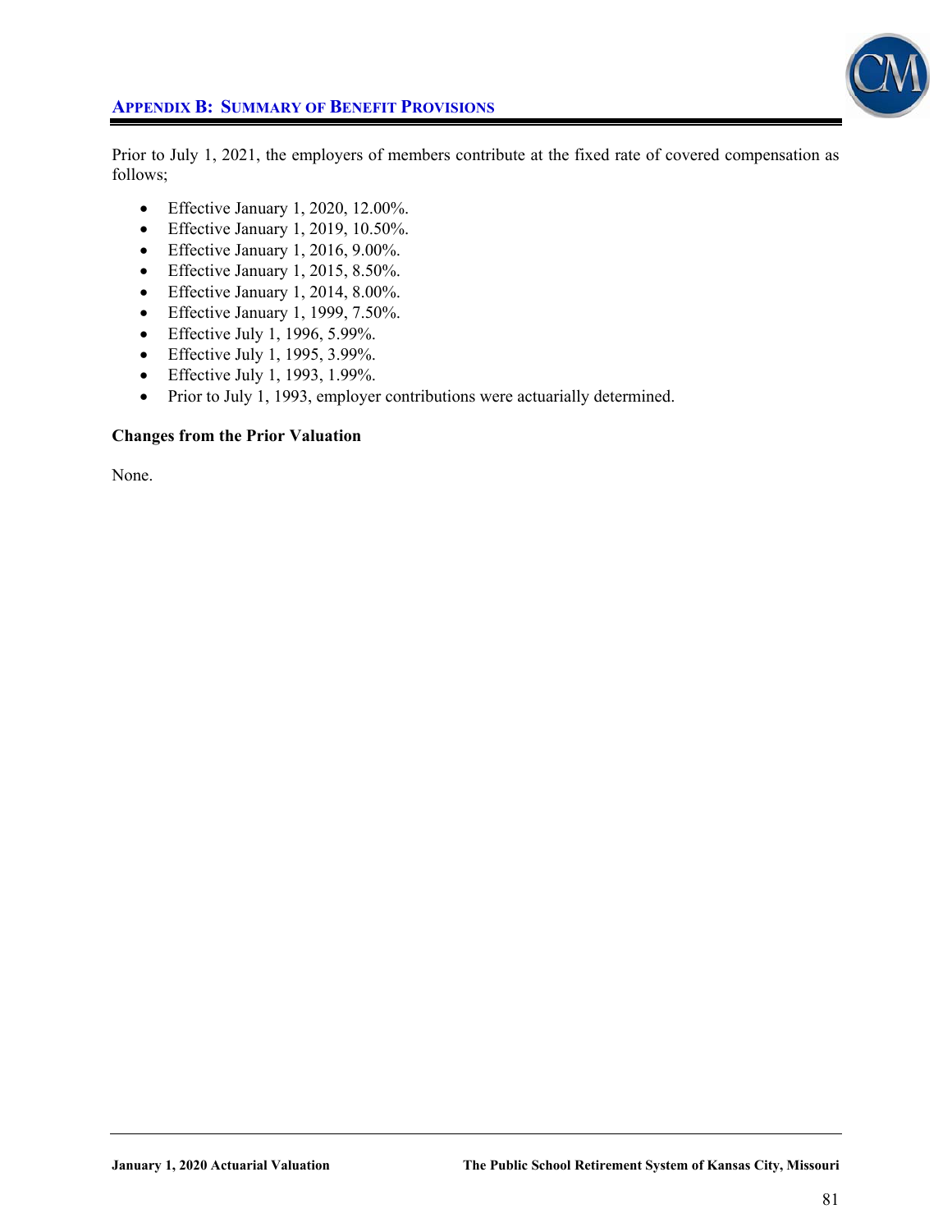Prior to July 1, 2021, the employers of members contribute at the fixed rate of covered compensation as follows;

- Effective January 1, 2020, 12.00%.
- Effective January 1, 2019, 10.50%.
- Effective January 1, 2016, 9.00%.
- Effective January 1, 2015, 8.50%.
- Effective January 1, 2014, 8.00%.
- Effective January 1, 1999, 7.50%.
- Effective July 1, 1996, 5.99%.
- Effective July 1, 1995, 3.99%.
- Effective July 1, 1993, 1.99%.
- Prior to July 1, 1993, employer contributions were actuarially determined.

**Changes from the Prior Valuation**

None.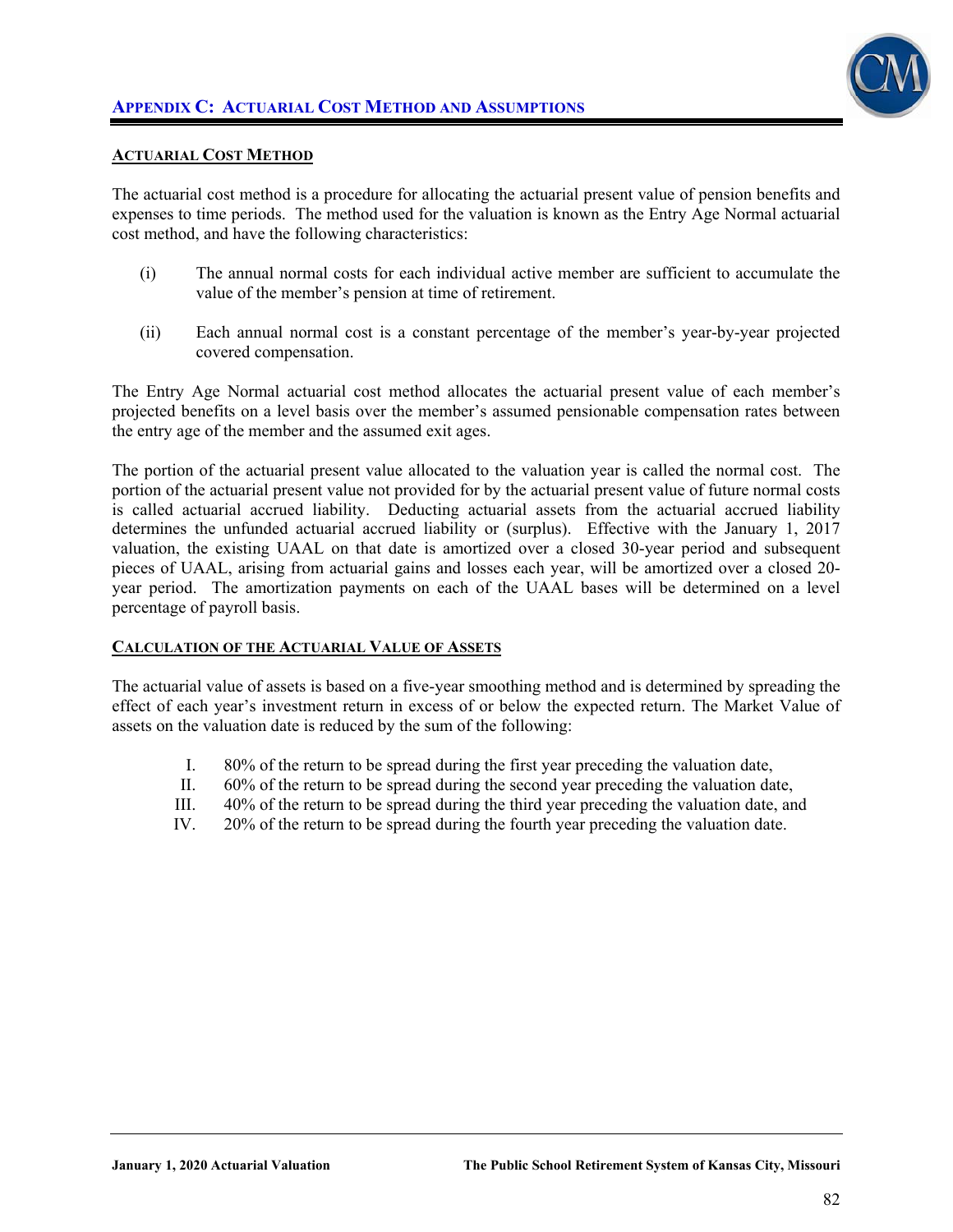## APPENDIX C: ACTUARIAL COST METHOD AND ASSUMPTIONS

### ACTUARIAL COST METHOD

The actuarial cost method is a procedure for allocating the actuarial present value of pension benefits and expenses to time periods. The method used for the valuation is known as the Entry Age Normal actuarial cost method, and have the following characteristics:

(i) The annual normal costs for each individual active member are sufficient to accumulate the value of the member's pension at time of retirement.

(ii) Each annual normal cost is a constant percentage of the member's year-by-year projected covered compensation.

The Entry Age Normal actuarial cost method allocates the actuarial present value of each member's projected benefits on a level basis over the member's assumed pensionable compensation rates between the entry age of the member and the assumed exit ages.

The portion of the actuarial present value allocated to the valuation year is called the normal cost. The portion of the actuarial present value not provided for by the actuarial present value of future normal costs is called actuarial accrued liability. Deducting actuarial assets from the actuarial accrued liability determines the unfunded actuarial accrued liability or (surplus). Effective with the January 1, 2017 valuation, the existing UAAL on that date is amortized over a closed 30-year period and subsequent pieces of UAAL, arising from actuarial gains and losses each year, will be amortized over a closed 20-year period. The amortization payments on each of the UAAL bases will be determined on a level percentage of payroll basis.

### CALCULATION OF THE ACTUARIAL VALUE OF ASSETS

The actuarial value of assets is based on a five-year smoothing method and is determined by spreading the effect of each year's investment return in excess of or below the expected return. The Market Value of assets on the valuation date is reduced by the sum of the following:

I. 80% of the return to be spread during the first year preceding the valuation date,
II. 60% of the return to be spread during the second year preceding the valuation date,
III. 40% of the return to be spread during the third year preceding the valuation date, and
IV. 20% of the return to be spread during the fourth year preceding the valuation date.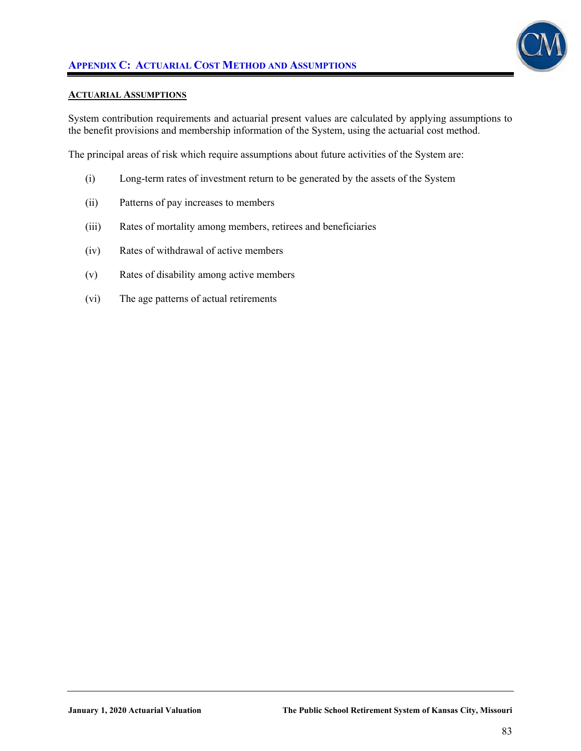## ACTUARIAL ASSUMPTIONS

System contribution requirements and actuarial present values are calculated by applying assumptions to the benefit provisions and membership information of the System, using the actuarial cost method.

The principal areas of risk which require assumptions about future activities of the System are:

(i) Long-term rates of investment return to be generated by the assets of the System

(ii) Patterns of pay increases to members

(iii) Rates of mortality among members, retirees and beneficiaries

(iv) Rates of withdrawal of active members

(v) Rates of disability among active members

(vi) The age patterns of actual retirements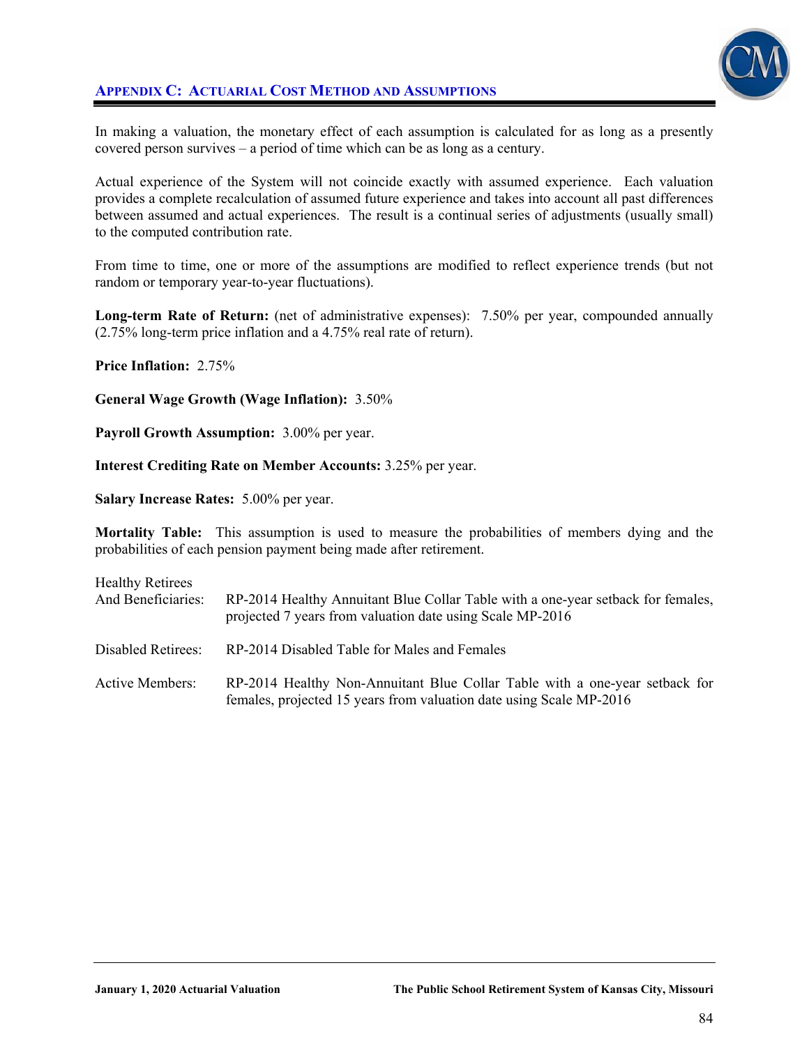## Appendix C: Actuarial Cost Method and Assumptions

In making a valuation, the monetary effect of each assumption is calculated for as long as a presently covered person survives – a period of time which can be as long as a century.

Actual experience of the System will not coincide exactly with assumed experience. Each valuation provides a complete recalculation of assumed future experience and takes into account all past differences between assumed and actual experiences. The result is a continual series of adjustments (usually small) to the computed contribution rate.

From time to time, one or more of the assumptions are modified to reflect experience trends (but not random or temporary year-to-year fluctuations).

**Long-term Rate of Return:** (net of administrative expenses): 7.50% per year, compounded annually (2.75% long-term price inflation and a 4.75% real rate of return).

**Price Inflation:** 2.75%

**General Wage Growth (Wage Inflation):** 3.50%

**Payroll Growth Assumption:** 3.00% per year.

**Interest Crediting Rate on Member Accounts:** 3.25% per year.

**Salary Increase Rates:** 5.00% per year.

**Mortality Table:** This assumption is used to measure the probabilities of members dying and the probabilities of each pension payment being made after retirement.

| | |
|---|---|
| Healthy Retirees And Beneficiaries: | RP-2014 Healthy Annuitant Blue Collar Table with a one-year setback for females, projected 7 years from valuation date using Scale MP-2016 |
| Disabled Retirees: | RP-2014 Disabled Table for Males and Females |
| Active Members: | RP-2014 Healthy Non-Annuitant Blue Collar Table with a one-year setback for females, projected 15 years from valuation date using Scale MP-2016 |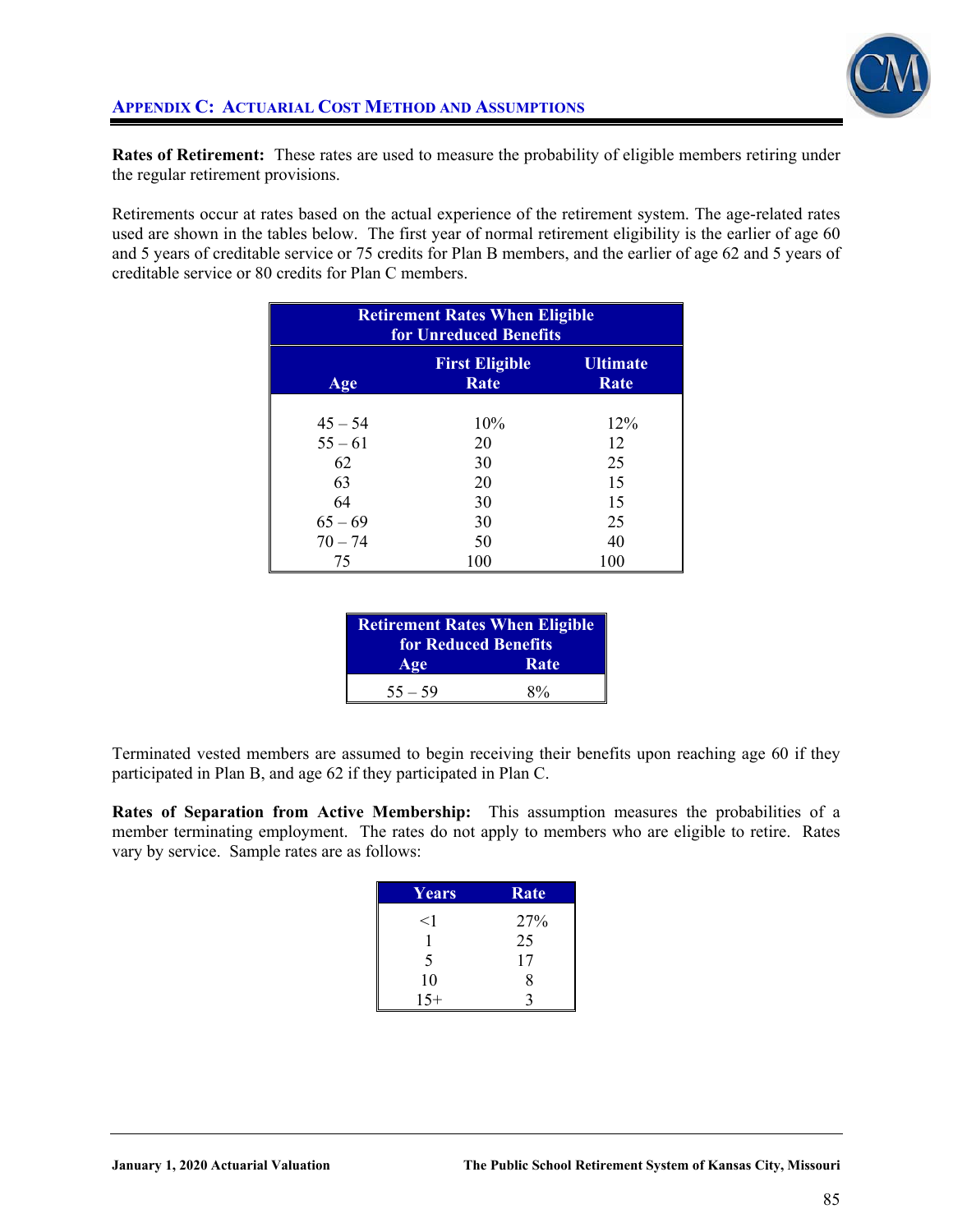## APPENDIX C: ACTUARIAL COST METHOD AND ASSUMPTIONS

**Rates of Retirement:** These rates are used to measure the probability of eligible members retiring under the regular retirement provisions.

Retirements occur at rates based on the actual experience of the retirement system. The age-related rates used are shown in the tables below. The first year of normal retirement eligibility is the earlier of age 60 and 5 years of creditable service or 75 credits for Plan B members, and the earlier of age 62 and 5 years of creditable service or 80 credits for Plan C members.

| Retirement Rates When Eligible for Unreduced Benefits | | |
|---|---|---|
| Age | First Eligible Rate | Ultimate Rate |
| 45 – 54 | 10% | 12% |
| 55 – 61 | 20 | 12 |
| 62 | 30 | 25 |
| 63 | 20 | 15 |
| 64 | 30 | 15 |
| 65 – 69 | 30 | 25 |
| 70 – 74 | 50 | 40 |
| 75 | 100 | 100 |

| Retirement Rates When Eligible for Reduced Benefits | |
|---|---|
| Age | Rate |
| 55 – 59 | 8% |

Terminated vested members are assumed to begin receiving their benefits upon reaching age 60 if they participated in Plan B, and age 62 if they participated in Plan C.

**Rates of Separation from Active Membership:** This assumption measures the probabilities of a member terminating employment. The rates do not apply to members who are eligible to retire. Rates vary by service. Sample rates are as follows:

| Years | Rate |
|---|---|
| <1 | 27% |
| 1 | 25 |
| 5 | 17 |
| 10 | 8 |
| 15+ | 3 |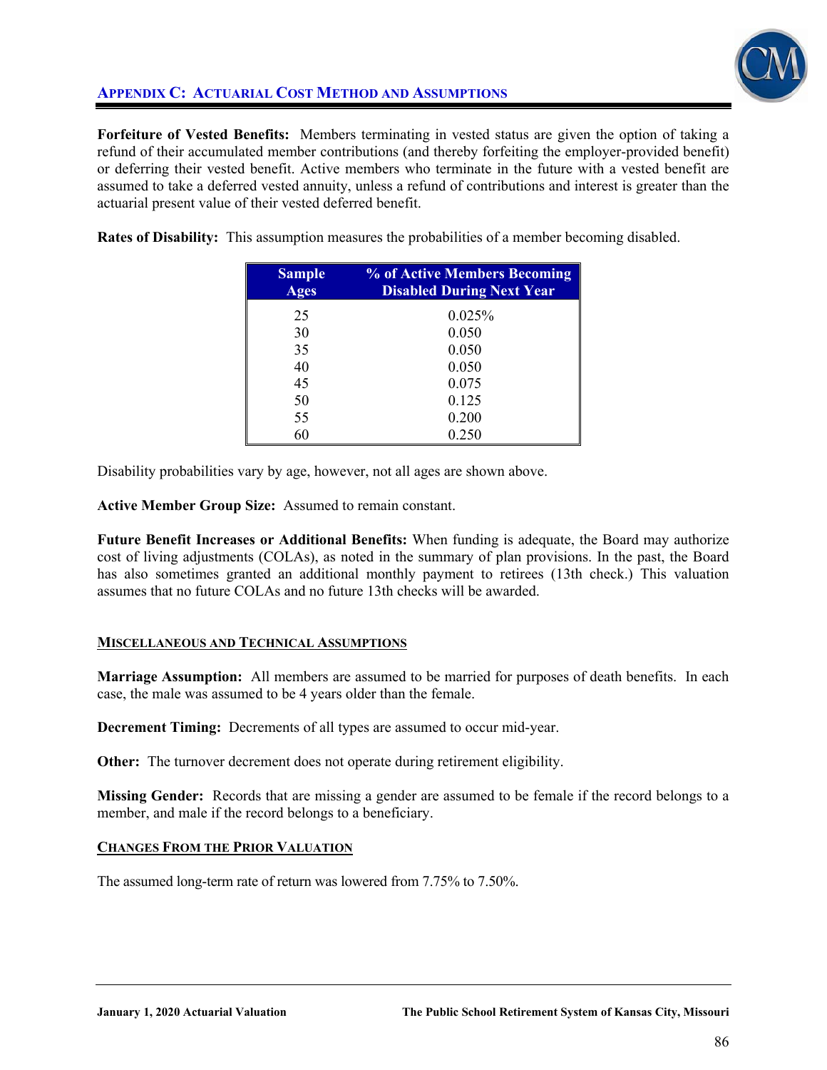## APPENDIX C: ACTUARIAL COST METHOD AND ASSUMPTIONS

**Forfeiture of Vested Benefits:** Members terminating in vested status are given the option of taking a refund of their accumulated member contributions (and thereby forfeiting the employer-provided benefit) or deferring their vested benefit. Active members who terminate in the future with a vested benefit are assumed to take a deferred vested annuity, unless a refund of contributions and interest is greater than the actuarial present value of their vested deferred benefit.

**Rates of Disability:** This assumption measures the probabilities of a member becoming disabled.

| Sample Ages | % of Active Members Becoming Disabled During Next Year |
|---|---|
| 25 | 0.025% |
| 30 | 0.050 |
| 35 | 0.050 |
| 40 | 0.050 |
| 45 | 0.075 |
| 50 | 0.125 |
| 55 | 0.200 |
| 60 | 0.250 |

Disability probabilities vary by age, however, not all ages are shown above.

**Active Member Group Size:** Assumed to remain constant.

**Future Benefit Increases or Additional Benefits:** When funding is adequate, the Board may authorize cost of living adjustments (COLAs), as noted in the summary of plan provisions. In the past, the Board has also sometimes granted an additional monthly payment to retirees (13th check.) This valuation assumes that no future COLAs and no future 13th checks will be awarded.

### MISCELLANEOUS AND TECHNICAL ASSUMPTIONS

**Marriage Assumption:** All members are assumed to be married for purposes of death benefits. In each case, the male was assumed to be 4 years older than the female.

**Decrement Timing:** Decrements of all types are assumed to occur mid-year.

**Other:** The turnover decrement does not operate during retirement eligibility.

**Missing Gender:** Records that are missing a gender are assumed to be female if the record belongs to a member, and male if the record belongs to a beneficiary.

### CHANGES FROM THE PRIOR VALUATION

The assumed long-term rate of return was lowered from 7.75% to 7.50%.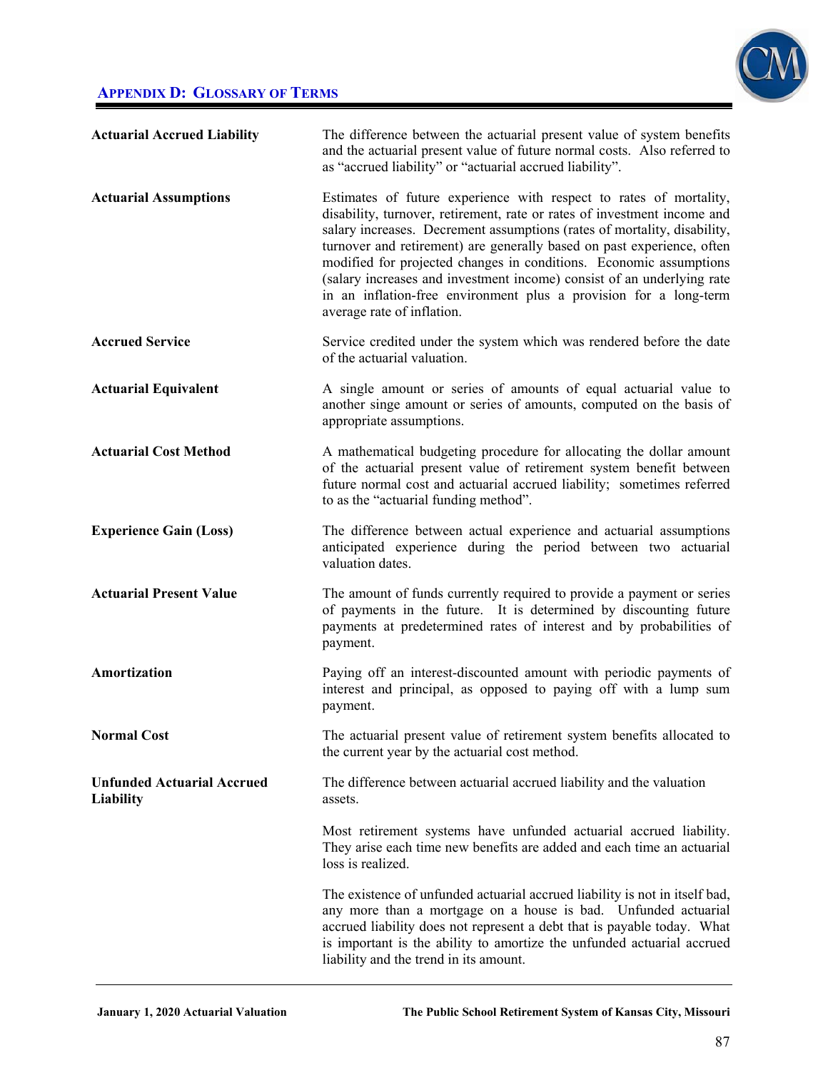## Appendix D: Glossary of Terms

**Actuarial Accrued Liability**

The difference between the actuarial present value of system benefits and the actuarial present value of future normal costs. Also referred to as "accrued liability" or "actuarial accrued liability".

**Actuarial Assumptions**

Estimates of future experience with respect to rates of mortality, disability, turnover, retirement, rate or rates of investment income and salary increases. Decrement assumptions (rates of mortality, disability, turnover and retirement) are generally based on past experience, often modified for projected changes in conditions. Economic assumptions (salary increases and investment income) consist of an underlying rate in an inflation-free environment plus a provision for a long-term average rate of inflation.

**Accrued Service**

Service credited under the system which was rendered before the date of the actuarial valuation.

**Actuarial Equivalent**

A single amount or series of amounts of equal actuarial value to another singe amount or series of amounts, computed on the basis of appropriate assumptions.

**Actuarial Cost Method**

A mathematical budgeting procedure for allocating the dollar amount of the actuarial present value of retirement system benefit between future normal cost and actuarial accrued liability; sometimes referred to as the "actuarial funding method".

**Experience Gain (Loss)**

The difference between actual experience and actuarial assumptions anticipated experience during the period between two actuarial valuation dates.

**Actuarial Present Value**

The amount of funds currently required to provide a payment or series of payments in the future. It is determined by discounting future payments at predetermined rates of interest and by probabilities of payment.

**Amortization**

Paying off an interest-discounted amount with periodic payments of interest and principal, as opposed to paying off with a lump sum payment.

**Normal Cost**

The actuarial present value of retirement system benefits allocated to the current year by the actuarial cost method.

**Unfunded Actuarial Accrued Liability**

The difference between actuarial accrued liability and the valuation assets.

Most retirement systems have unfunded actuarial accrued liability. They arise each time new benefits are added and each time an actuarial loss is realized.

The existence of unfunded actuarial accrued liability is not in itself bad, any more than a mortgage on a house is bad. Unfunded actuarial accrued liability does not represent a debt that is payable today. What is important is the ability to amortize the unfunded actuarial accrued liability and the trend in its amount.